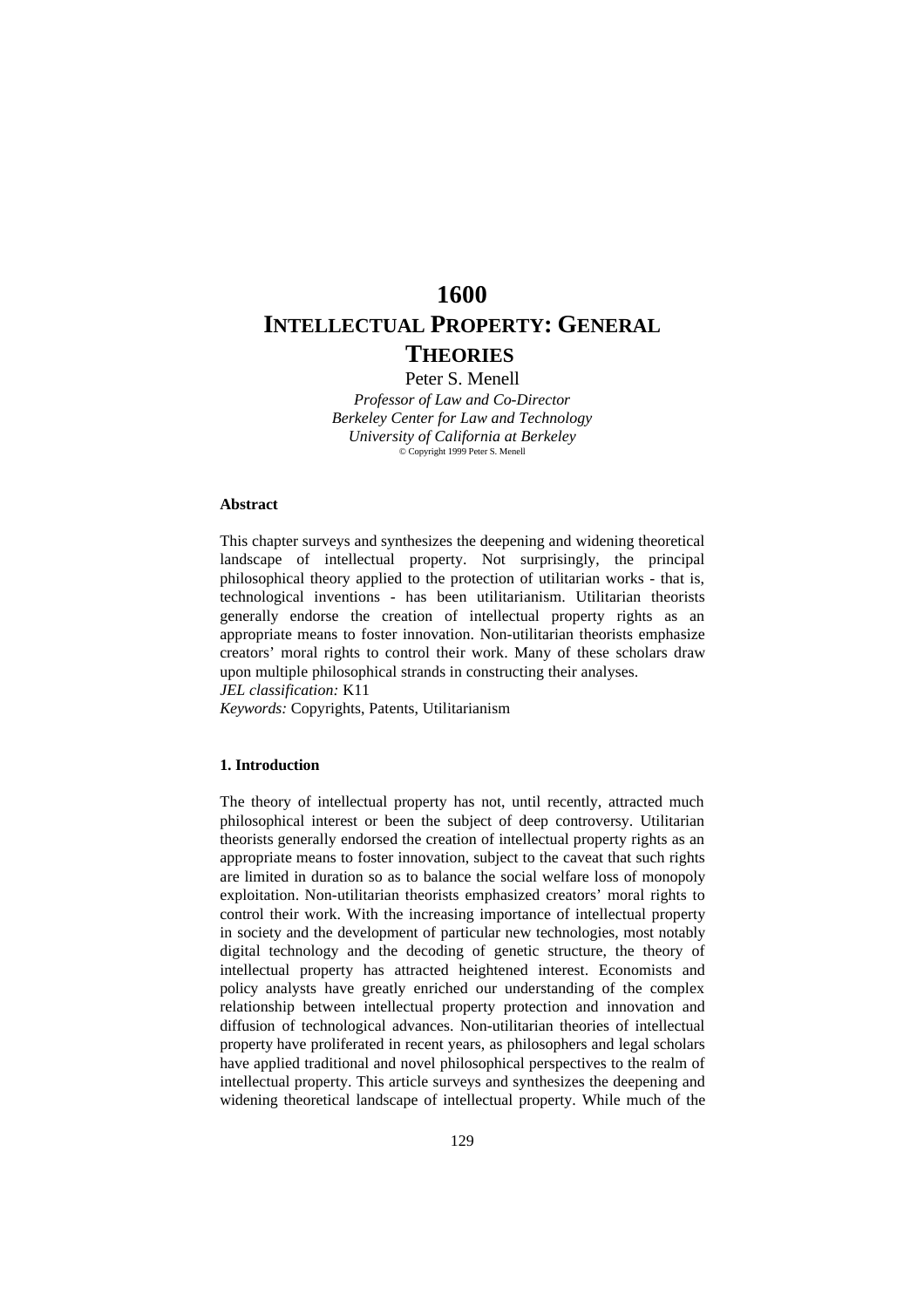# 1600
# INTELLECTUAL PROPERTY: GENERAL THEORIES

Peter S. Menell

*Professor of Law and Co-Director*
*Berkeley Center for Law and Technology*
*University of California at Berkeley*
© Copyright 1999 Peter S. Menell

**Abstract**

This chapter surveys and synthesizes the deepening and widening theoretical landscape of intellectual property. Not surprisingly, the principal philosophical theory applied to the protection of utilitarian works - that is, technological inventions - has been utilitarianism. Utilitarian theorists generally endorse the creation of intellectual property rights as an appropriate means to foster innovation. Non-utilitarian theorists emphasize creators' moral rights to control their work. Many of these scholars draw upon multiple philosophical strands in constructing their analyses.
*JEL classification:* K11
*Keywords:* Copyrights, Patents, Utilitarianism

## 1. Introduction

The theory of intellectual property has not, until recently, attracted much philosophical interest or been the subject of deep controversy. Utilitarian theorists generally endorsed the creation of intellectual property rights as an appropriate means to foster innovation, subject to the caveat that such rights are limited in duration so as to balance the social welfare loss of monopoly exploitation. Non-utilitarian theorists emphasized creators' moral rights to control their work. With the increasing importance of intellectual property in society and the development of particular new technologies, most notably digital technology and the decoding of genetic structure, the theory of intellectual property has attracted heightened interest. Economists and policy analysts have greatly enriched our understanding of the complex relationship between intellectual property protection and innovation and diffusion of technological advances. Non-utilitarian theories of intellectual property have proliferated in recent years, as philosophers and legal scholars have applied traditional and novel philosophical perspectives to the realm of intellectual property. This article surveys and synthesizes the deepening and widening theoretical landscape of intellectual property. While much of the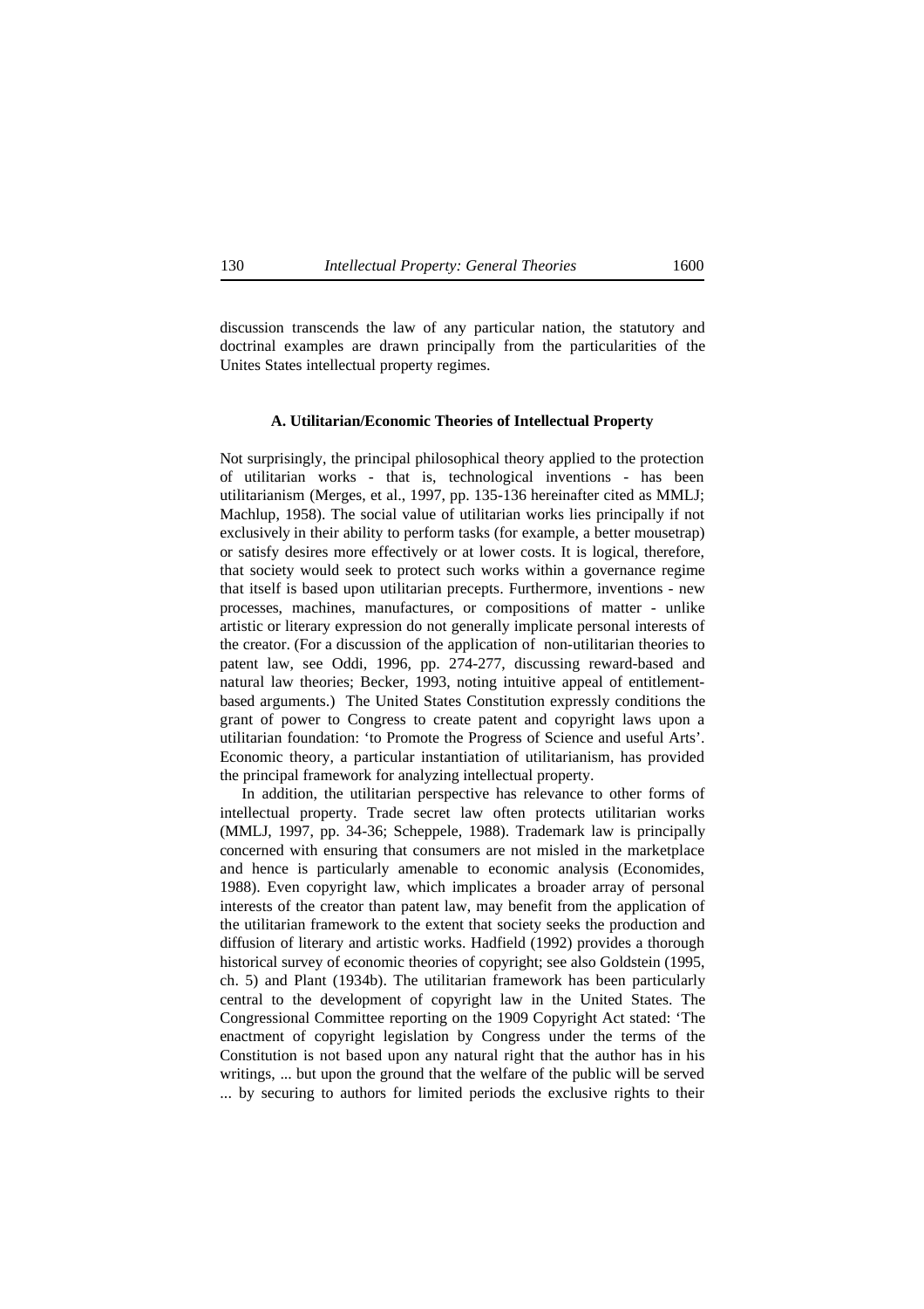discussion transcends the law of any particular nation, the statutory and doctrinal examples are drawn principally from the particularities of the Unites States intellectual property regimes.

### A. Utilitarian/Economic Theories of Intellectual Property

Not surprisingly, the principal philosophical theory applied to the protection of utilitarian works - that is, technological inventions - has been utilitarianism (Merges, et al., 1997, pp. 135-136 hereinafter cited as MMLJ; Machlup, 1958). The social value of utilitarian works lies principally if not exclusively in their ability to perform tasks (for example, a better mousetrap) or satisfy desires more effectively or at lower costs. It is logical, therefore, that society would seek to protect such works within a governance regime that itself is based upon utilitarian precepts. Furthermore, inventions - new processes, machines, manufactures, or compositions of matter - unlike artistic or literary expression do not generally implicate personal interests of the creator. (For a discussion of the application of non-utilitarian theories to patent law, see Oddi, 1996, pp. 274-277, discussing reward-based and natural law theories; Becker, 1993, noting intuitive appeal of entitlement-based arguments.) The United States Constitution expressly conditions the grant of power to Congress to create patent and copyright laws upon a utilitarian foundation: 'to Promote the Progress of Science and useful Arts'. Economic theory, a particular instantiation of utilitarianism, has provided the principal framework for analyzing intellectual property.

In addition, the utilitarian perspective has relevance to other forms of intellectual property. Trade secret law often protects utilitarian works (MMLJ, 1997, pp. 34-36; Scheppele, 1988). Trademark law is principally concerned with ensuring that consumers are not misled in the marketplace and hence is particularly amenable to economic analysis (Economides, 1988). Even copyright law, which implicates a broader array of personal interests of the creator than patent law, may benefit from the application of the utilitarian framework to the extent that society seeks the production and diffusion of literary and artistic works. Hadfield (1992) provides a thorough historical survey of economic theories of copyright; see also Goldstein (1995, ch. 5) and Plant (1934b). The utilitarian framework has been particularly central to the development of copyright law in the United States. The Congressional Committee reporting on the 1909 Copyright Act stated: 'The enactment of copyright legislation by Congress under the terms of the Constitution is not based upon any natural right that the author has in his writings, ... but upon the ground that the welfare of the public will be served ... by securing to authors for limited periods the exclusive rights to their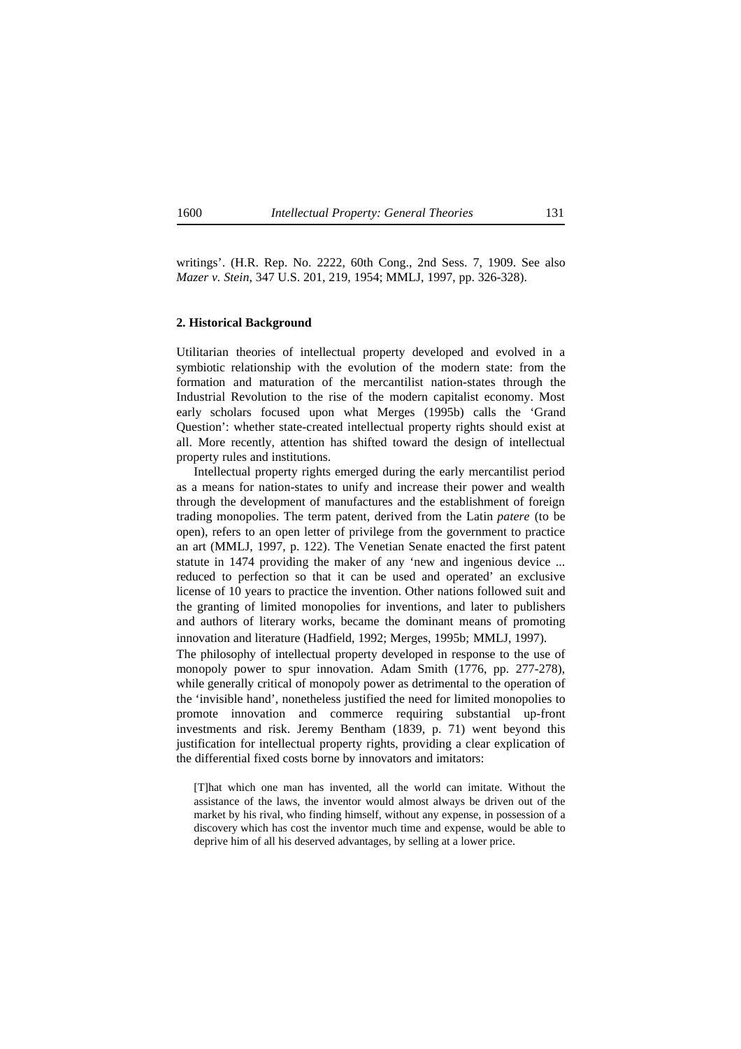writings'. (H.R. Rep. No. 2222, 60th Cong., 2nd Sess. 7, 1909. See also *Mazer v. Stein*, 347 U.S. 201, 219, 1954; MMLJ, 1997, pp. 326-328).

**2. Historical Background**

Utilitarian theories of intellectual property developed and evolved in a symbiotic relationship with the evolution of the modern state: from the formation and maturation of the mercantilist nation-states through the Industrial Revolution to the rise of the modern capitalist economy. Most early scholars focused upon what Merges (1995b) calls the 'Grand Question': whether state-created intellectual property rights should exist at all. More recently, attention has shifted toward the design of intellectual property rules and institutions.

Intellectual property rights emerged during the early mercantilist period as a means for nation-states to unify and increase their power and wealth through the development of manufactures and the establishment of foreign trading monopolies. The term patent, derived from the Latin *patere* (to be open), refers to an open letter of privilege from the government to practice an art (MMLJ, 1997, p. 122). The Venetian Senate enacted the first patent statute in 1474 providing the maker of any 'new and ingenious device ... reduced to perfection so that it can be used and operated' an exclusive license of 10 years to practice the invention. Other nations followed suit and the granting of limited monopolies for inventions, and later to publishers and authors of literary works, became the dominant means of promoting innovation and literature (Hadfield, 1992; Merges, 1995b; MMLJ, 1997).

The philosophy of intellectual property developed in response to the use of monopoly power to spur innovation. Adam Smith (1776, pp. 277-278), while generally critical of monopoly power as detrimental to the operation of the 'invisible hand', nonetheless justified the need for limited monopolies to promote innovation and commerce requiring substantial up-front investments and risk. Jeremy Bentham (1839, p. 71) went beyond this justification for intellectual property rights, providing a clear explication of the differential fixed costs borne by innovators and imitators:

> [T]hat which one man has invented, all the world can imitate. Without the assistance of the laws, the inventor would almost always be driven out of the market by his rival, who finding himself, without any expense, in possession of a discovery which has cost the inventor much time and expense, would be able to deprive him of all his deserved advantages, by selling at a lower price.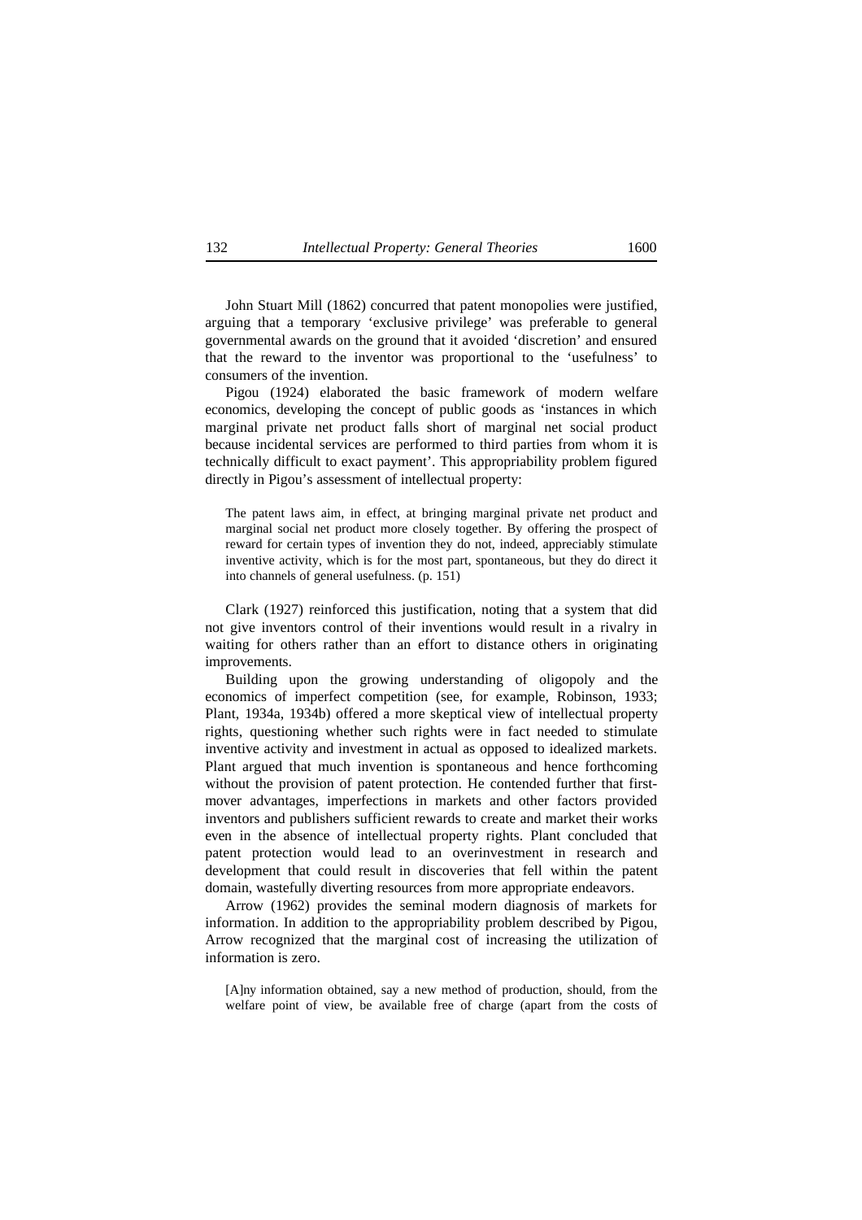John Stuart Mill (1862) concurred that patent monopolies were justified, arguing that a temporary 'exclusive privilege' was preferable to general governmental awards on the ground that it avoided 'discretion' and ensured that the reward to the inventor was proportional to the 'usefulness' to consumers of the invention.

Pigou (1924) elaborated the basic framework of modern welfare economics, developing the concept of public goods as 'instances in which marginal private net product falls short of marginal net social product because incidental services are performed to third parties from whom it is technically difficult to exact payment'. This appropriability problem figured directly in Pigou's assessment of intellectual property:

> The patent laws aim, in effect, at bringing marginal private net product and marginal social net product more closely together. By offering the prospect of reward for certain types of invention they do not, indeed, appreciably stimulate inventive activity, which is for the most part, spontaneous, but they do direct it into channels of general usefulness. (p. 151)

Clark (1927) reinforced this justification, noting that a system that did not give inventors control of their inventions would result in a rivalry in waiting for others rather than an effort to distance others in originating improvements.

Building upon the growing understanding of oligopoly and the economics of imperfect competition (see, for example, Robinson, 1933; Plant, 1934a, 1934b) offered a more skeptical view of intellectual property rights, questioning whether such rights were in fact needed to stimulate inventive activity and investment in actual as opposed to idealized markets. Plant argued that much invention is spontaneous and hence forthcoming without the provision of patent protection. He contended further that first-mover advantages, imperfections in markets and other factors provided inventors and publishers sufficient rewards to create and market their works even in the absence of intellectual property rights. Plant concluded that patent protection would lead to an overinvestment in research and development that could result in discoveries that fell within the patent domain, wastefully diverting resources from more appropriate endeavors.

Arrow (1962) provides the seminal modern diagnosis of markets for information. In addition to the appropriability problem described by Pigou, Arrow recognized that the marginal cost of increasing the utilization of information is zero.

> [A]ny information obtained, say a new method of production, should, from the welfare point of view, be available free of charge (apart from the costs of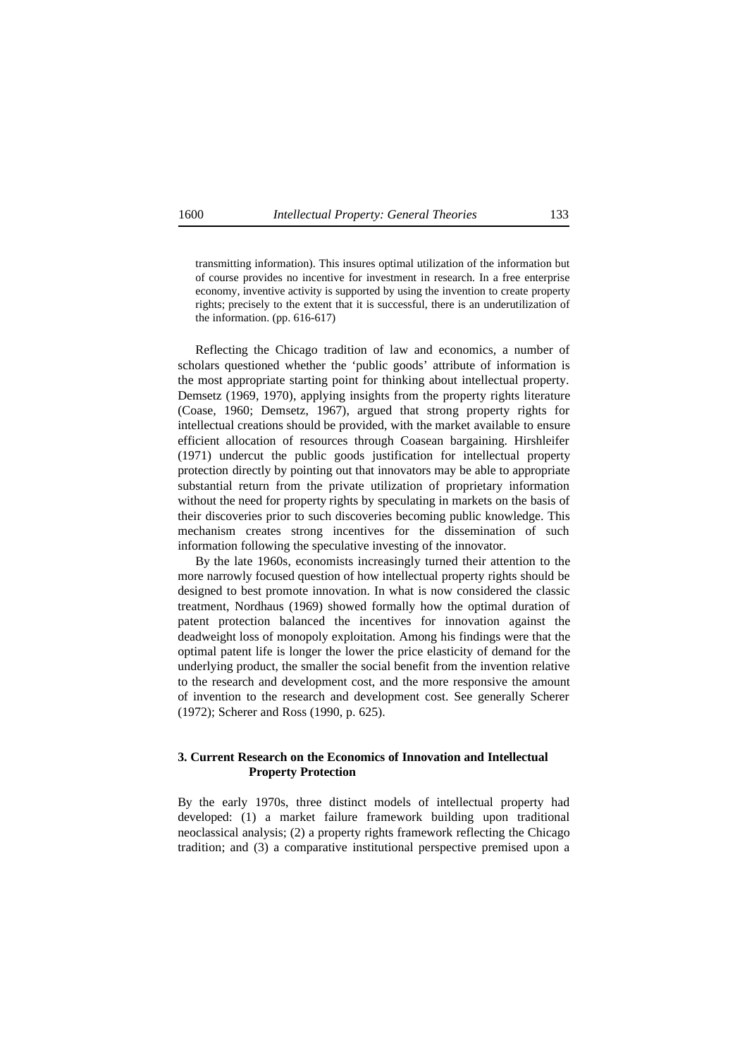> transmitting information). This insures optimal utilization of the information but of course provides no incentive for investment in research. In a free enterprise economy, inventive activity is supported by using the invention to create property rights; precisely to the extent that it is successful, there is an underutilization of the information. (pp. 616-617)

Reflecting the Chicago tradition of law and economics, a number of scholars questioned whether the 'public goods' attribute of information is the most appropriate starting point for thinking about intellectual property. Demsetz (1969, 1970), applying insights from the property rights literature (Coase, 1960; Demsetz, 1967), argued that strong property rights for intellectual creations should be provided, with the market available to ensure efficient allocation of resources through Coasean bargaining. Hirshleifer (1971) undercut the public goods justification for intellectual property protection directly by pointing out that innovators may be able to appropriate substantial return from the private utilization of proprietary information without the need for property rights by speculating in markets on the basis of their discoveries prior to such discoveries becoming public knowledge. This mechanism creates strong incentives for the dissemination of such information following the speculative investing of the innovator.

By the late 1960s, economists increasingly turned their attention to the more narrowly focused question of how intellectual property rights should be designed to best promote innovation. In what is now considered the classic treatment, Nordhaus (1969) showed formally how the optimal duration of patent protection balanced the incentives for innovation against the deadweight loss of monopoly exploitation. Among his findings were that the optimal patent life is longer the lower the price elasticity of demand for the underlying product, the smaller the social benefit from the invention relative to the research and development cost, and the more responsive the amount of invention to the research and development cost. See generally Scherer (1972); Scherer and Ross (1990, p. 625).

## 3. Current Research on the Economics of Innovation and Intellectual Property Protection

By the early 1970s, three distinct models of intellectual property had developed: (1) a market failure framework building upon traditional neoclassical analysis; (2) a property rights framework reflecting the Chicago tradition; and (3) a comparative institutional perspective premised upon a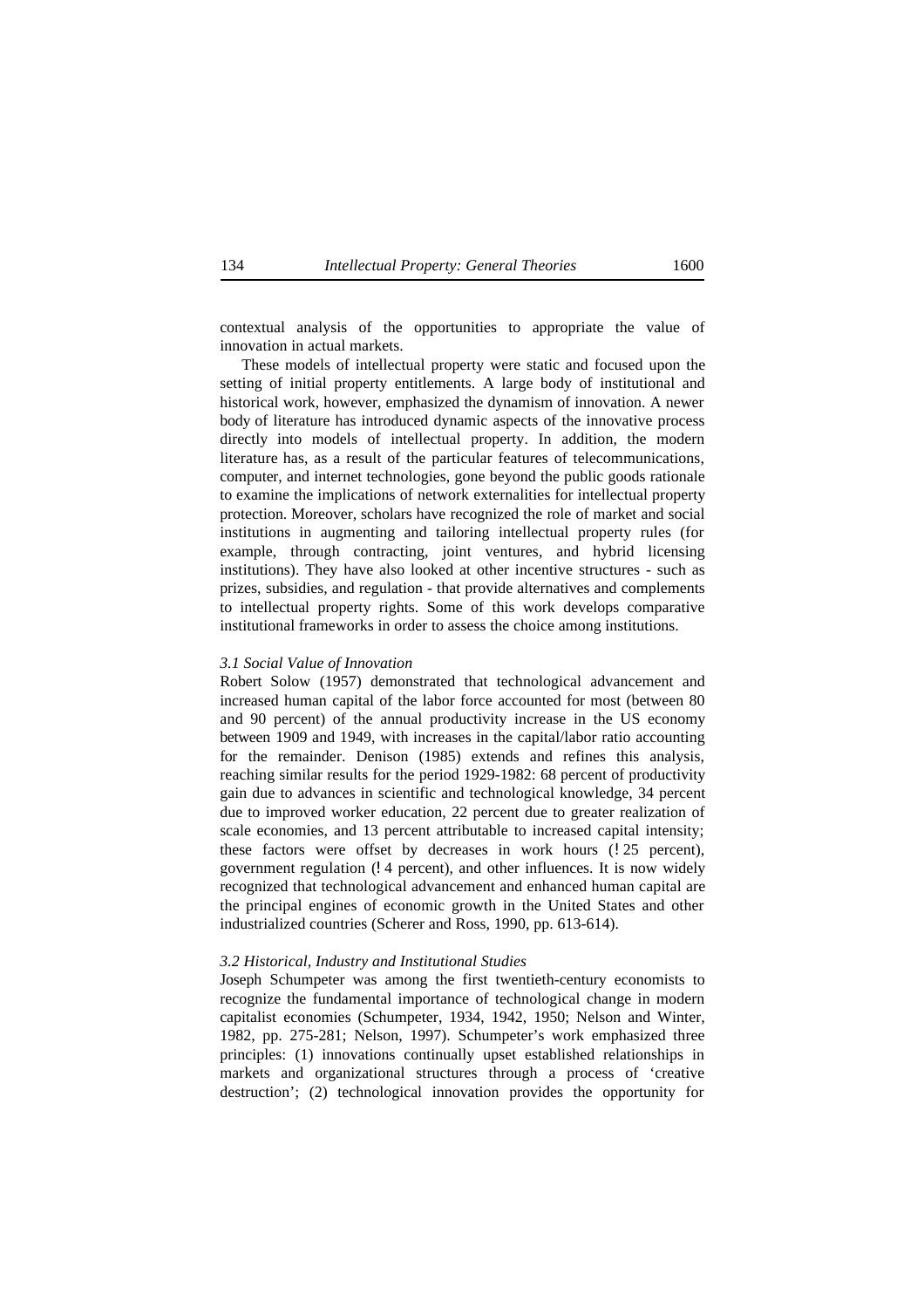contextual analysis of the opportunities to appropriate the value of innovation in actual markets.

These models of intellectual property were static and focused upon the setting of initial property entitlements. A large body of institutional and historical work, however, emphasized the dynamism of innovation. A newer body of literature has introduced dynamic aspects of the innovative process directly into models of intellectual property. In addition, the modern literature has, as a result of the particular features of telecommunications, computer, and internet technologies, gone beyond the public goods rationale to examine the implications of network externalities for intellectual property protection. Moreover, scholars have recognized the role of market and social institutions in augmenting and tailoring intellectual property rules (for example, through contracting, joint ventures, and hybrid licensing institutions). They have also looked at other incentive structures - such as prizes, subsidies, and regulation - that provide alternatives and complements to intellectual property rights. Some of this work develops comparative institutional frameworks in order to assess the choice among institutions.

### *3.1 Social Value of Innovation*

Robert Solow (1957) demonstrated that technological advancement and increased human capital of the labor force accounted for most (between 80 and 90 percent) of the annual productivity increase in the US economy between 1909 and 1949, with increases in the capital/labor ratio accounting for the remainder. Denison (1985) extends and refines this analysis, reaching similar results for the period 1929-1982: 68 percent of productivity gain due to advances in scientific and technological knowledge, 34 percent due to improved worker education, 22 percent due to greater realization of scale economies, and 13 percent attributable to increased capital intensity; these factors were offset by decreases in work hours (! 25 percent), government regulation (! 4 percent), and other influences. It is now widely recognized that technological advancement and enhanced human capital are the principal engines of economic growth in the United States and other industrialized countries (Scherer and Ross, 1990, pp. 613-614).

### *3.2 Historical, Industry and Institutional Studies*

Joseph Schumpeter was among the first twentieth-century economists to recognize the fundamental importance of technological change in modern capitalist economies (Schumpeter, 1934, 1942, 1950; Nelson and Winter, 1982, pp. 275-281; Nelson, 1997). Schumpeter's work emphasized three principles: (1) innovations continually upset established relationships in markets and organizational structures through a process of 'creative destruction'; (2) technological innovation provides the opportunity for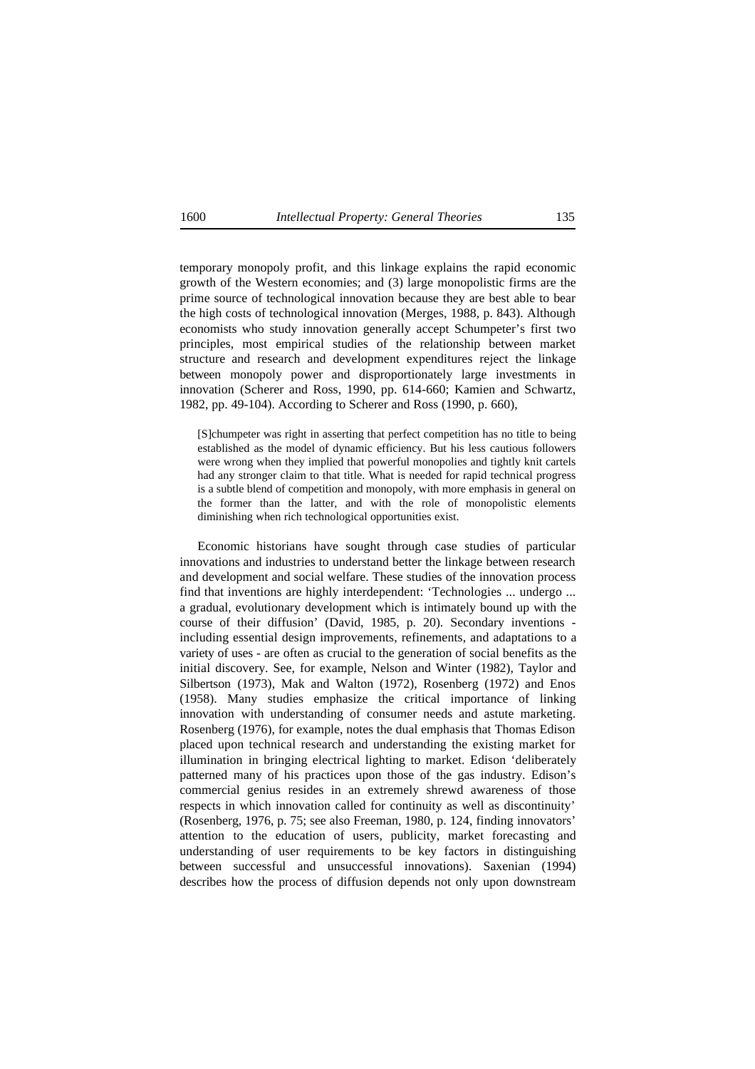temporary monopoly profit, and this linkage explains the rapid economic growth of the Western economies; and (3) large monopolistic firms are the prime source of technological innovation because they are best able to bear the high costs of technological innovation (Merges, 1988, p. 843). Although economists who study innovation generally accept Schumpeter's first two principles, most empirical studies of the relationship between market structure and research and development expenditures reject the linkage between monopoly power and disproportionately large investments in innovation (Scherer and Ross, 1990, pp. 614-660; Kamien and Schwartz, 1982, pp. 49-104). According to Scherer and Ross (1990, p. 660),

> [S]chumpeter was right in asserting that perfect competition has no title to being established as the model of dynamic efficiency. But his less cautious followers were wrong when they implied that powerful monopolies and tightly knit cartels had any stronger claim to that title. What is needed for rapid technical progress is a subtle blend of competition and monopoly, with more emphasis in general on the former than the latter, and with the role of monopolistic elements diminishing when rich technological opportunities exist.

Economic historians have sought through case studies of particular innovations and industries to understand better the linkage between research and development and social welfare. These studies of the innovation process find that inventions are highly interdependent: 'Technologies ... undergo ... a gradual, evolutionary development which is intimately bound up with the course of their diffusion' (David, 1985, p. 20). Secondary inventions - including essential design improvements, refinements, and adaptations to a variety of uses - are often as crucial to the generation of social benefits as the initial discovery. See, for example, Nelson and Winter (1982), Taylor and Silbertson (1973), Mak and Walton (1972), Rosenberg (1972) and Enos (1958). Many studies emphasize the critical importance of linking innovation with understanding of consumer needs and astute marketing. Rosenberg (1976), for example, notes the dual emphasis that Thomas Edison placed upon technical research and understanding the existing market for illumination in bringing electrical lighting to market. Edison 'deliberately patterned many of his practices upon those of the gas industry. Edison's commercial genius resides in an extremely shrewd awareness of those respects in which innovation called for continuity as well as discontinuity' (Rosenberg, 1976, p. 75; see also Freeman, 1980, p. 124, finding innovators' attention to the education of users, publicity, market forecasting and understanding of user requirements to be key factors in distinguishing between successful and unsuccessful innovations). Saxenian (1994) describes how the process of diffusion depends not only upon downstream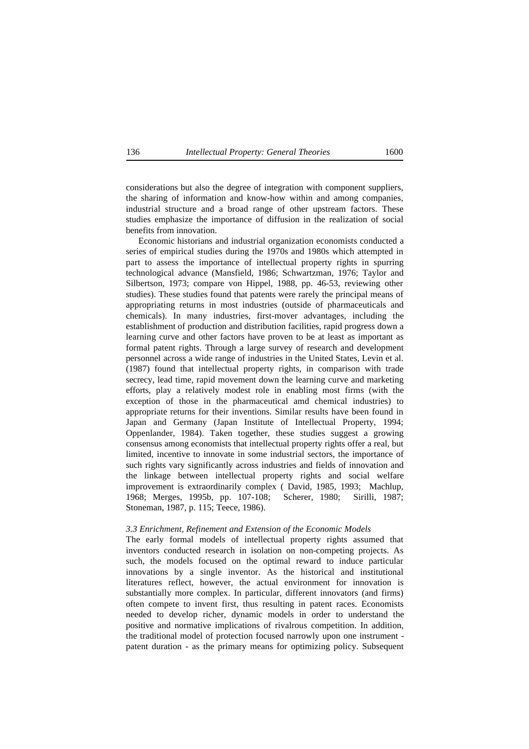considerations but also the degree of integration with component suppliers, the sharing of information and know-how within and among companies, industrial structure and a broad range of other upstream factors. These studies emphasize the importance of diffusion in the realization of social benefits from innovation.

Economic historians and industrial organization economists conducted a series of empirical studies during the 1970s and 1980s which attempted in part to assess the importance of intellectual property rights in spurring technological advance (Mansfield, 1986; Schwartzman, 1976; Taylor and Silbertson, 1973; compare von Hippel, 1988, pp. 46-53, reviewing other studies). These studies found that patents were rarely the principal means of appropriating returns in most industries (outside of pharmaceuticals and chemicals). In many industries, first-mover advantages, including the establishment of production and distribution facilities, rapid progress down a learning curve and other factors have proven to be at least as important as formal patent rights. Through a large survey of research and development personnel across a wide range of industries in the United States, Levin et al. (1987) found that intellectual property rights, in comparison with trade secrecy, lead time, rapid movement down the learning curve and marketing efforts, play a relatively modest role in enabling most firms (with the exception of those in the pharmaceutical amd chemical industries) to appropriate returns for their inventions. Similar results have been found in Japan and Germany (Japan Institute of Intellectual Property, 1994; Oppenlander, 1984). Taken together, these studies suggest a growing consensus among economists that intellectual property rights offer a real, but limited, incentive to innovate in some industrial sectors, the importance of such rights vary significantly across industries and fields of innovation and the linkage between intellectual property rights and social welfare improvement is extraordinarily complex ( David, 1985, 1993; Machlup, 1968; Merges, 1995b, pp. 107-108; Scherer, 1980; Sirilli, 1987; Stoneman, 1987, p. 115; Teece, 1986).

### *3.3 Enrichment, Refinement and Extension of the Economic Models*

The early formal models of intellectual property rights assumed that inventors conducted research in isolation on non-competing projects. As such, the models focused on the optimal reward to induce particular innovations by a single inventor. As the historical and institutional literatures reflect, however, the actual environment for innovation is substantially more complex. In particular, different innovators (and firms) often compete to invent first, thus resulting in patent races. Economists needed to develop richer, dynamic models in order to understand the positive and normative implications of rivalrous competition. In addition, the traditional model of protection focused narrowly upon one instrument - patent duration - as the primary means for optimizing policy. Subsequent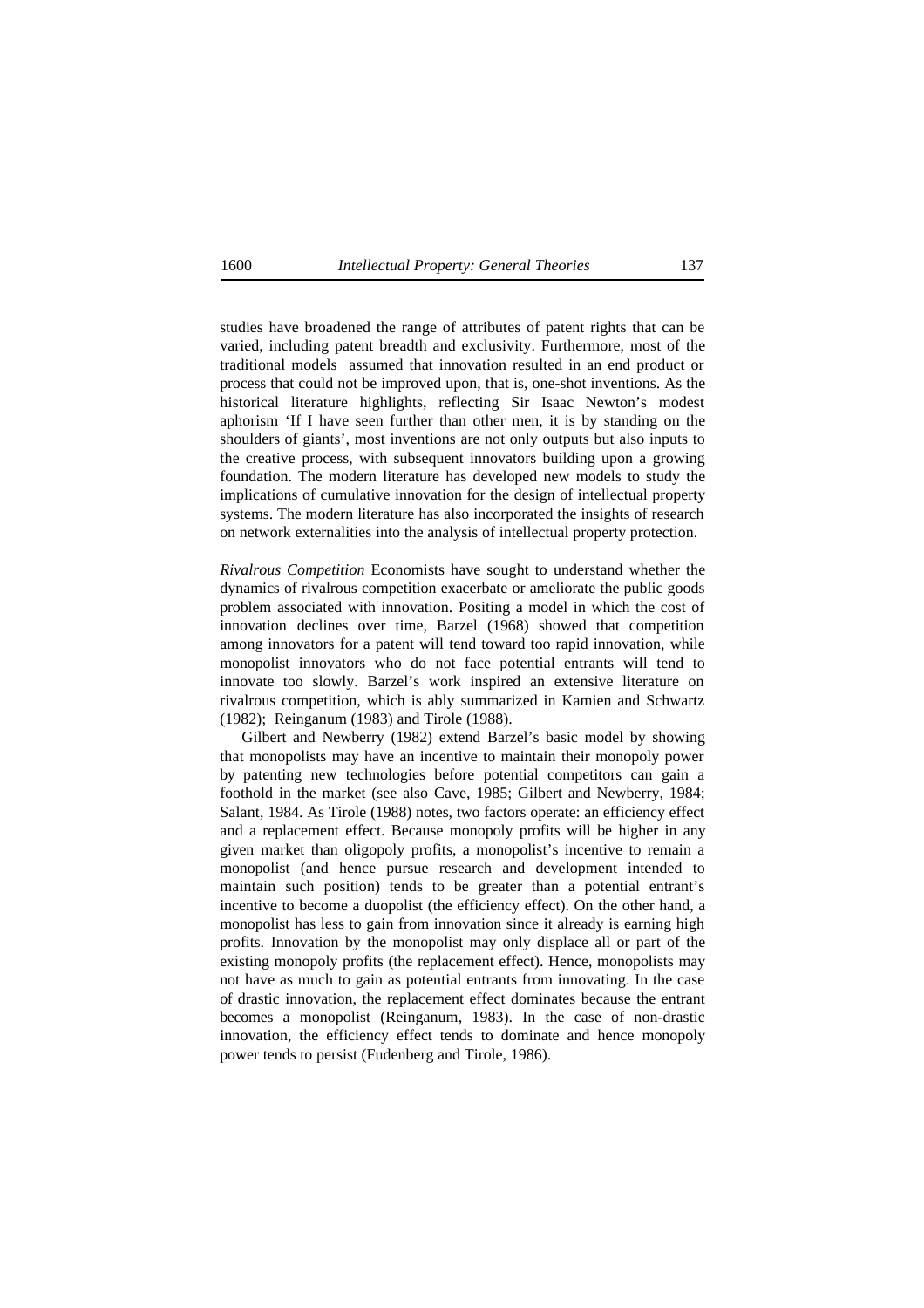studies have broadened the range of attributes of patent rights that can be varied, including patent breadth and exclusivity. Furthermore, most of the traditional models assumed that innovation resulted in an end product or process that could not be improved upon, that is, one-shot inventions. As the historical literature highlights, reflecting Sir Isaac Newton's modest aphorism 'If I have seen further than other men, it is by standing on the shoulders of giants', most inventions are not only outputs but also inputs to the creative process, with subsequent innovators building upon a growing foundation. The modern literature has developed new models to study the implications of cumulative innovation for the design of intellectual property systems. The modern literature has also incorporated the insights of research on network externalities into the analysis of intellectual property protection.

*Rivalrous Competition* Economists have sought to understand whether the dynamics of rivalrous competition exacerbate or ameliorate the public goods problem associated with innovation. Positing a model in which the cost of innovation declines over time, Barzel (1968) showed that competition among innovators for a patent will tend toward too rapid innovation, while monopolist innovators who do not face potential entrants will tend to innovate too slowly. Barzel's work inspired an extensive literature on rivalrous competition, which is ably summarized in Kamien and Schwartz (1982); Reinganum (1983) and Tirole (1988).

Gilbert and Newberry (1982) extend Barzel's basic model by showing that monopolists may have an incentive to maintain their monopoly power by patenting new technologies before potential competitors can gain a foothold in the market (see also Cave, 1985; Gilbert and Newberry, 1984; Salant, 1984. As Tirole (1988) notes, two factors operate: an efficiency effect and a replacement effect. Because monopoly profits will be higher in any given market than oligopoly profits, a monopolist's incentive to remain a monopolist (and hence pursue research and development intended to maintain such position) tends to be greater than a potential entrant's incentive to become a duopolist (the efficiency effect). On the other hand, a monopolist has less to gain from innovation since it already is earning high profits. Innovation by the monopolist may only displace all or part of the existing monopoly profits (the replacement effect). Hence, monopolists may not have as much to gain as potential entrants from innovating. In the case of drastic innovation, the replacement effect dominates because the entrant becomes a monopolist (Reinganum, 1983). In the case of non-drastic innovation, the efficiency effect tends to dominate and hence monopoly power tends to persist (Fudenberg and Tirole, 1986).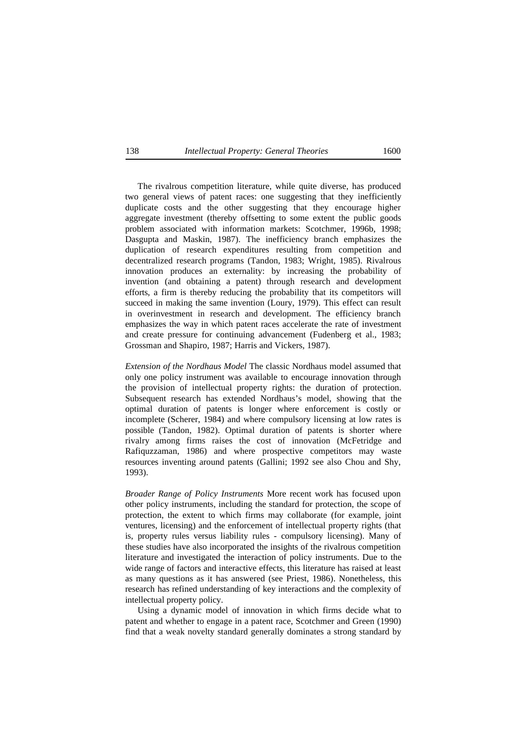The rivalrous competition literature, while quite diverse, has produced two general views of patent races: one suggesting that they inefficiently duplicate costs and the other suggesting that they encourage higher aggregate investment (thereby offsetting to some extent the public goods problem associated with information markets: Scotchmer, 1996b, 1998; Dasgupta and Maskin, 1987). The inefficiency branch emphasizes the duplication of research expenditures resulting from competition and decentralized research programs (Tandon, 1983; Wright, 1985). Rivalrous innovation produces an externality: by increasing the probability of invention (and obtaining a patent) through research and development efforts, a firm is thereby reducing the probability that its competitors will succeed in making the same invention (Loury, 1979). This effect can result in overinvestment in research and development. The efficiency branch emphasizes the way in which patent races accelerate the rate of investment and create pressure for continuing advancement (Fudenberg et al., 1983; Grossman and Shapiro, 1987; Harris and Vickers, 1987).

*Extension of the Nordhaus Model* The classic Nordhaus model assumed that only one policy instrument was available to encourage innovation through the provision of intellectual property rights: the duration of protection. Subsequent research has extended Nordhaus's model, showing that the optimal duration of patents is longer where enforcement is costly or incomplete (Scherer, 1984) and where compulsory licensing at low rates is possible (Tandon, 1982). Optimal duration of patents is shorter where rivalry among firms raises the cost of innovation (McFetridge and Rafiquzzaman, 1986) and where prospective competitors may waste resources inventing around patents (Gallini; 1992 see also Chou and Shy, 1993).

*Broader Range of Policy Instruments* More recent work has focused upon other policy instruments, including the standard for protection, the scope of protection, the extent to which firms may collaborate (for example, joint ventures, licensing) and the enforcement of intellectual property rights (that is, property rules versus liability rules - compulsory licensing). Many of these studies have also incorporated the insights of the rivalrous competition literature and investigated the interaction of policy instruments. Due to the wide range of factors and interactive effects, this literature has raised at least as many questions as it has answered (see Priest, 1986). Nonetheless, this research has refined understanding of key interactions and the complexity of intellectual property policy.

Using a dynamic model of innovation in which firms decide what to patent and whether to engage in a patent race, Scotchmer and Green (1990) find that a weak novelty standard generally dominates a strong standard by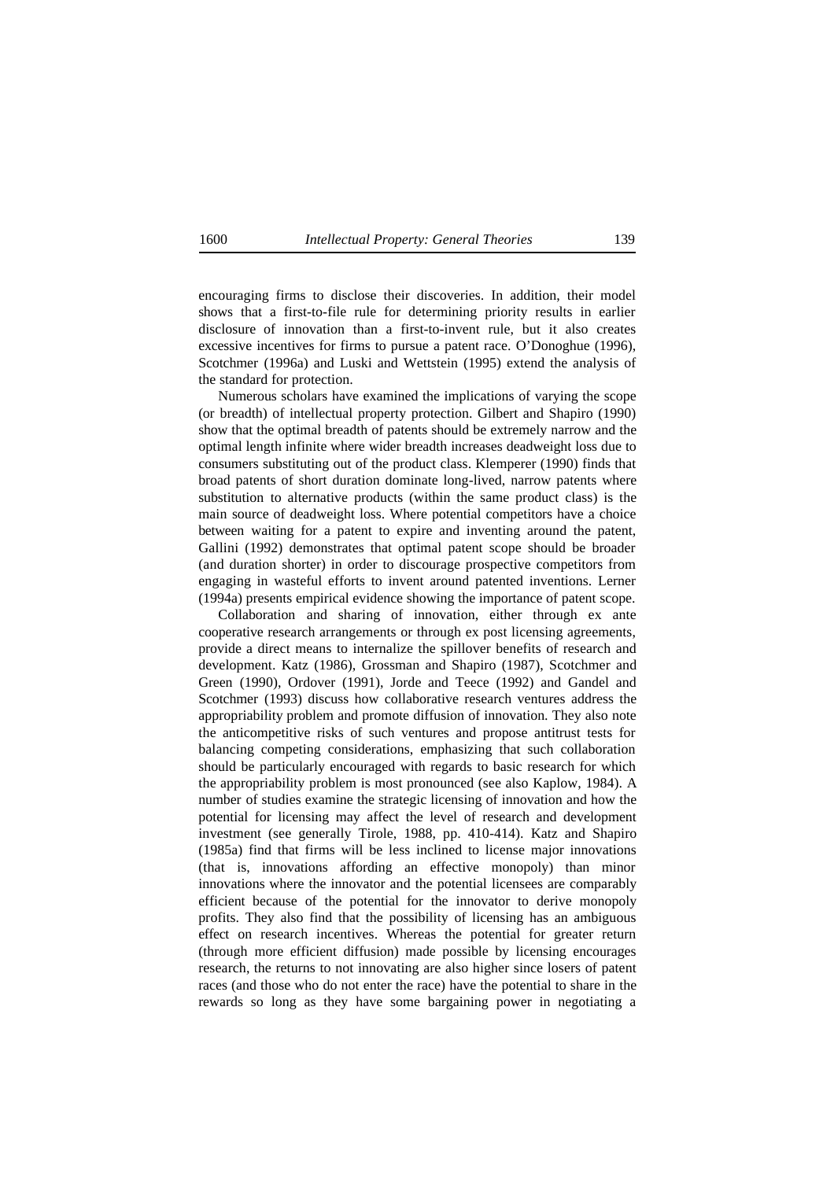encouraging firms to disclose their discoveries. In addition, their model shows that a first-to-file rule for determining priority results in earlier disclosure of innovation than a first-to-invent rule, but it also creates excessive incentives for firms to pursue a patent race. O'Donoghue (1996), Scotchmer (1996a) and Luski and Wettstein (1995) extend the analysis of the standard for protection.

Numerous scholars have examined the implications of varying the scope (or breadth) of intellectual property protection. Gilbert and Shapiro (1990) show that the optimal breadth of patents should be extremely narrow and the optimal length infinite where wider breadth increases deadweight loss due to consumers substituting out of the product class. Klemperer (1990) finds that broad patents of short duration dominate long-lived, narrow patents where substitution to alternative products (within the same product class) is the main source of deadweight loss. Where potential competitors have a choice between waiting for a patent to expire and inventing around the patent, Gallini (1992) demonstrates that optimal patent scope should be broader (and duration shorter) in order to discourage prospective competitors from engaging in wasteful efforts to invent around patented inventions. Lerner (1994a) presents empirical evidence showing the importance of patent scope.

Collaboration and sharing of innovation, either through ex ante cooperative research arrangements or through ex post licensing agreements, provide a direct means to internalize the spillover benefits of research and development. Katz (1986), Grossman and Shapiro (1987), Scotchmer and Green (1990), Ordover (1991), Jorde and Teece (1992) and Gandel and Scotchmer (1993) discuss how collaborative research ventures address the appropriability problem and promote diffusion of innovation. They also note the anticompetitive risks of such ventures and propose antitrust tests for balancing competing considerations, emphasizing that such collaboration should be particularly encouraged with regards to basic research for which the appropriability problem is most pronounced (see also Kaplow, 1984). A number of studies examine the strategic licensing of innovation and how the potential for licensing may affect the level of research and development investment (see generally Tirole, 1988, pp. 410-414). Katz and Shapiro (1985a) find that firms will be less inclined to license major innovations (that is, innovations affording an effective monopoly) than minor innovations where the innovator and the potential licensees are comparably efficient because of the potential for the innovator to derive monopoly profits. They also find that the possibility of licensing has an ambiguous effect on research incentives. Whereas the potential for greater return (through more efficient diffusion) made possible by licensing encourages research, the returns to not innovating are also higher since losers of patent races (and those who do not enter the race) have the potential to share in the rewards so long as they have some bargaining power in negotiating a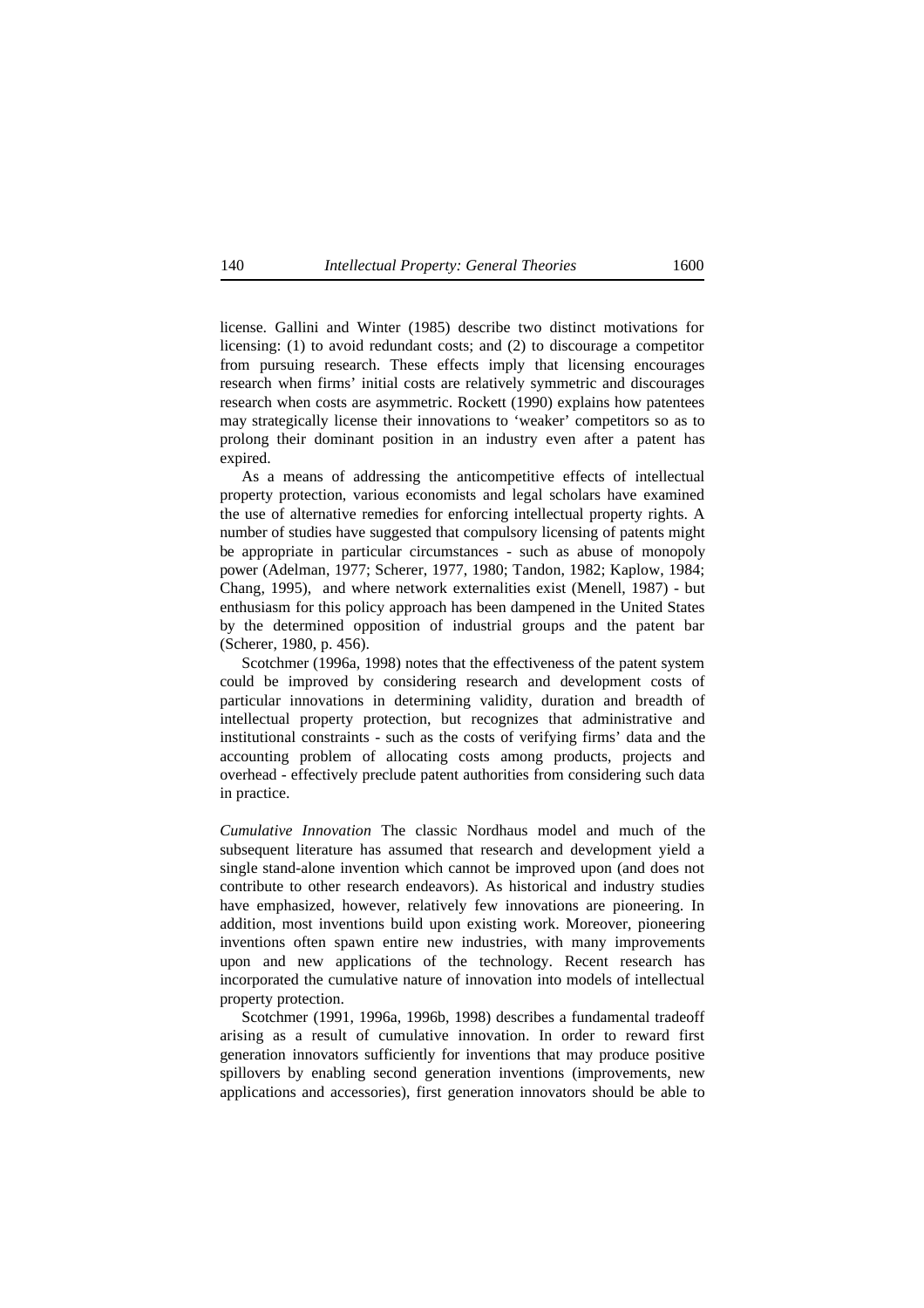license. Gallini and Winter (1985) describe two distinct motivations for licensing: (1) to avoid redundant costs; and (2) to discourage a competitor from pursuing research. These effects imply that licensing encourages research when firms' initial costs are relatively symmetric and discourages research when costs are asymmetric. Rockett (1990) explains how patentees may strategically license their innovations to 'weaker' competitors so as to prolong their dominant position in an industry even after a patent has expired.

As a means of addressing the anticompetitive effects of intellectual property protection, various economists and legal scholars have examined the use of alternative remedies for enforcing intellectual property rights. A number of studies have suggested that compulsory licensing of patents might be appropriate in particular circumstances - such as abuse of monopoly power (Adelman, 1977; Scherer, 1977, 1980; Tandon, 1982; Kaplow, 1984; Chang, 1995), and where network externalities exist (Menell, 1987) - but enthusiasm for this policy approach has been dampened in the United States by the determined opposition of industrial groups and the patent bar (Scherer, 1980, p. 456).

Scotchmer (1996a, 1998) notes that the effectiveness of the patent system could be improved by considering research and development costs of particular innovations in determining validity, duration and breadth of intellectual property protection, but recognizes that administrative and institutional constraints - such as the costs of verifying firms' data and the accounting problem of allocating costs among products, projects and overhead - effectively preclude patent authorities from considering such data in practice.

*Cumulative Innovation* The classic Nordhaus model and much of the subsequent literature has assumed that research and development yield a single stand-alone invention which cannot be improved upon (and does not contribute to other research endeavors). As historical and industry studies have emphasized, however, relatively few innovations are pioneering. In addition, most inventions build upon existing work. Moreover, pioneering inventions often spawn entire new industries, with many improvements upon and new applications of the technology. Recent research has incorporated the cumulative nature of innovation into models of intellectual property protection.

Scotchmer (1991, 1996a, 1996b, 1998) describes a fundamental tradeoff arising as a result of cumulative innovation. In order to reward first generation innovators sufficiently for inventions that may produce positive spillovers by enabling second generation inventions (improvements, new applications and accessories), first generation innovators should be able to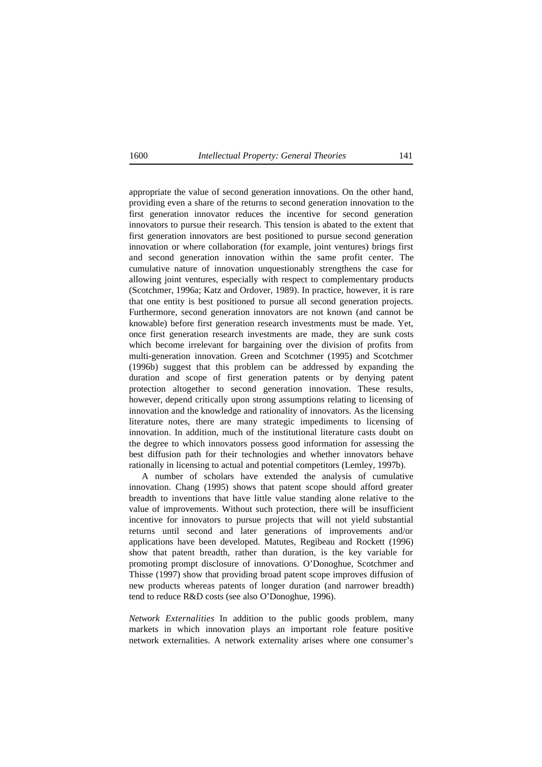appropriate the value of second generation innovations. On the other hand, providing even a share of the returns to second generation innovation to the first generation innovator reduces the incentive for second generation innovators to pursue their research. This tension is abated to the extent that first generation innovators are best positioned to pursue second generation innovation or where collaboration (for example, joint ventures) brings first and second generation innovation within the same profit center. The cumulative nature of innovation unquestionably strengthens the case for allowing joint ventures, especially with respect to complementary products (Scotchmer, 1996a; Katz and Ordover, 1989). In practice, however, it is rare that one entity is best positioned to pursue all second generation projects. Furthermore, second generation innovators are not known (and cannot be knowable) before first generation research investments must be made. Yet, once first generation research investments are made, they are sunk costs which become irrelevant for bargaining over the division of profits from multi-generation innovation. Green and Scotchmer (1995) and Scotchmer (1996b) suggest that this problem can be addressed by expanding the duration and scope of first generation patents or by denying patent protection altogether to second generation innovation. These results, however, depend critically upon strong assumptions relating to licensing of innovation and the knowledge and rationality of innovators. As the licensing literature notes, there are many strategic impediments to licensing of innovation. In addition, much of the institutional literature casts doubt on the degree to which innovators possess good information for assessing the best diffusion path for their technologies and whether innovators behave rationally in licensing to actual and potential competitors (Lemley, 1997b).

A number of scholars have extended the analysis of cumulative innovation. Chang (1995) shows that patent scope should afford greater breadth to inventions that have little value standing alone relative to the value of improvements. Without such protection, there will be insufficient incentive for innovators to pursue projects that will not yield substantial returns until second and later generations of improvements and/or applications have been developed. Matutes, Regibeau and Rockett (1996) show that patent breadth, rather than duration, is the key variable for promoting prompt disclosure of innovations. O'Donoghue, Scotchmer and Thisse (1997) show that providing broad patent scope improves diffusion of new products whereas patents of longer duration (and narrower breadth) tend to reduce R&D costs (see also O'Donoghue, 1996).

*Network Externalities* In addition to the public goods problem, many markets in which innovation plays an important role feature positive network externalities. A network externality arises where one consumer's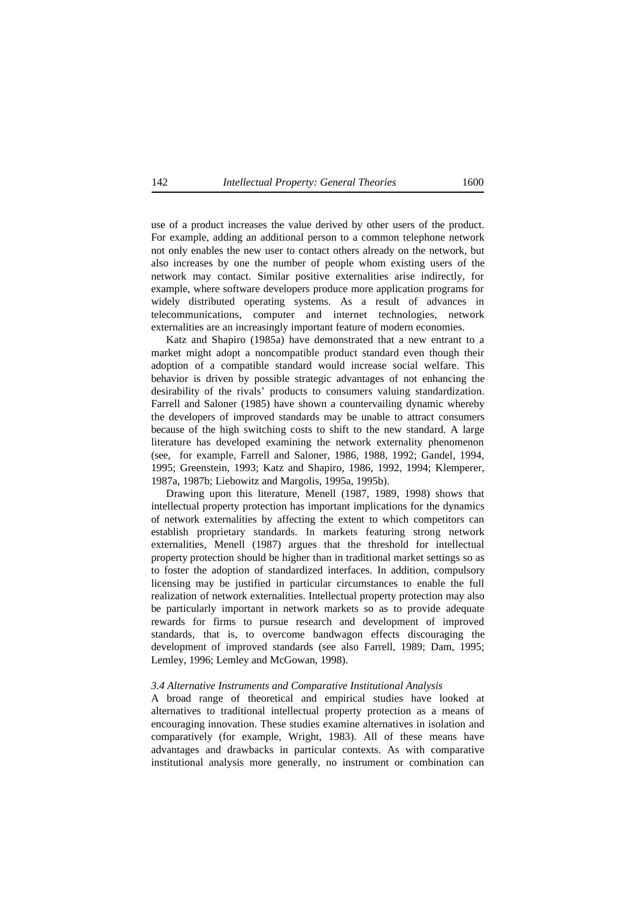use of a product increases the value derived by other users of the product. For example, adding an additional person to a common telephone network not only enables the new user to contact others already on the network, but also increases by one the number of people whom existing users of the network may contact. Similar positive externalities arise indirectly, for example, where software developers produce more application programs for widely distributed operating systems. As a result of advances in telecommunications, computer and internet technologies, network externalities are an increasingly important feature of modern economies.

Katz and Shapiro (1985a) have demonstrated that a new entrant to a market might adopt a noncompatible product standard even though their adoption of a compatible standard would increase social welfare. This behavior is driven by possible strategic advantages of not enhancing the desirability of the rivals' products to consumers valuing standardization. Farrell and Saloner (1985) have shown a countervailing dynamic whereby the developers of improved standards may be unable to attract consumers because of the high switching costs to shift to the new standard. A large literature has developed examining the network externality phenomenon (see, for example, Farrell and Saloner, 1986, 1988, 1992; Gandel, 1994, 1995; Greenstein, 1993; Katz and Shapiro, 1986, 1992, 1994; Klemperer, 1987a, 1987b; Liebowitz and Margolis, 1995a, 1995b).

Drawing upon this literature, Menell (1987, 1989, 1998) shows that intellectual property protection has important implications for the dynamics of network externalities by affecting the extent to which competitors can establish proprietary standards. In markets featuring strong network externalities, Menell (1987) argues that the threshold for intellectual property protection should be higher than in traditional market settings so as to foster the adoption of standardized interfaces. In addition, compulsory licensing may be justified in particular circumstances to enable the full realization of network externalities. Intellectual property protection may also be particularly important in network markets so as to provide adequate rewards for firms to pursue research and development of improved standards, that is, to overcome bandwagon effects discouraging the development of improved standards (see also Farrell, 1989; Dam, 1995; Lemley, 1996; Lemley and McGowan, 1998).

### *3.4 Alternative Instruments and Comparative Institutional Analysis*

A broad range of theoretical and empirical studies have looked at alternatives to traditional intellectual property protection as a means of encouraging innovation. These studies examine alternatives in isolation and comparatively (for example, Wright, 1983). All of these means have advantages and drawbacks in particular contexts. As with comparative institutional analysis more generally, no instrument or combination can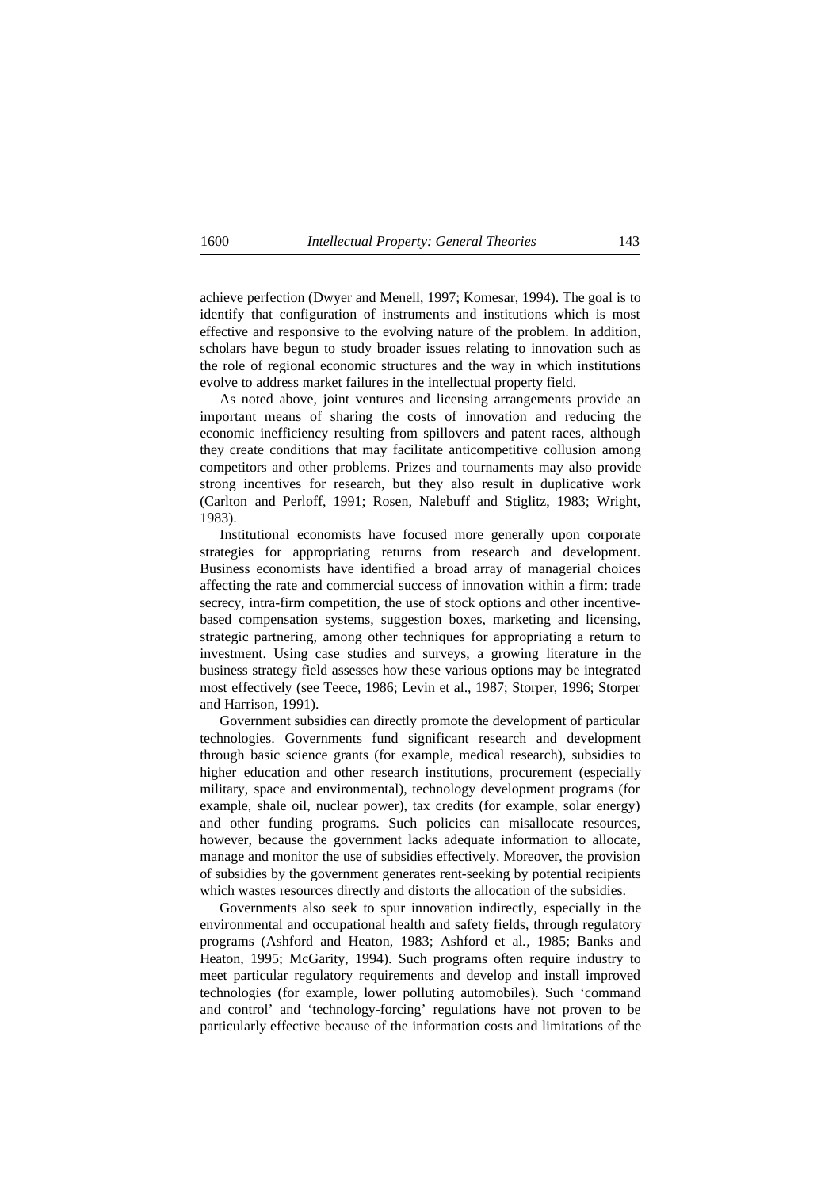achieve perfection (Dwyer and Menell, 1997; Komesar, 1994). The goal is to identify that configuration of instruments and institutions which is most effective and responsive to the evolving nature of the problem. In addition, scholars have begun to study broader issues relating to innovation such as the role of regional economic structures and the way in which institutions evolve to address market failures in the intellectual property field.

As noted above, joint ventures and licensing arrangements provide an important means of sharing the costs of innovation and reducing the economic inefficiency resulting from spillovers and patent races, although they create conditions that may facilitate anticompetitive collusion among competitors and other problems. Prizes and tournaments may also provide strong incentives for research, but they also result in duplicative work (Carlton and Perloff, 1991; Rosen, Nalebuff and Stiglitz, 1983; Wright, 1983).

Institutional economists have focused more generally upon corporate strategies for appropriating returns from research and development. Business economists have identified a broad array of managerial choices affecting the rate and commercial success of innovation within a firm: trade secrecy, intra-firm competition, the use of stock options and other incentive-based compensation systems, suggestion boxes, marketing and licensing, strategic partnering, among other techniques for appropriating a return to investment. Using case studies and surveys, a growing literature in the business strategy field assesses how these various options may be integrated most effectively (see Teece, 1986; Levin et al., 1987; Storper, 1996; Storper and Harrison, 1991).

Government subsidies can directly promote the development of particular technologies. Governments fund significant research and development through basic science grants (for example, medical research), subsidies to higher education and other research institutions, procurement (especially military, space and environmental), technology development programs (for example, shale oil, nuclear power), tax credits (for example, solar energy) and other funding programs. Such policies can misallocate resources, however, because the government lacks adequate information to allocate, manage and monitor the use of subsidies effectively. Moreover, the provision of subsidies by the government generates rent-seeking by potential recipients which wastes resources directly and distorts the allocation of the subsidies.

Governments also seek to spur innovation indirectly, especially in the environmental and occupational health and safety fields, through regulatory programs (Ashford and Heaton, 1983; Ashford et al., 1985; Banks and Heaton, 1995; McGarity, 1994). Such programs often require industry to meet particular regulatory requirements and develop and install improved technologies (for example, lower polluting automobiles). Such 'command and control' and 'technology-forcing' regulations have not proven to be particularly effective because of the information costs and limitations of the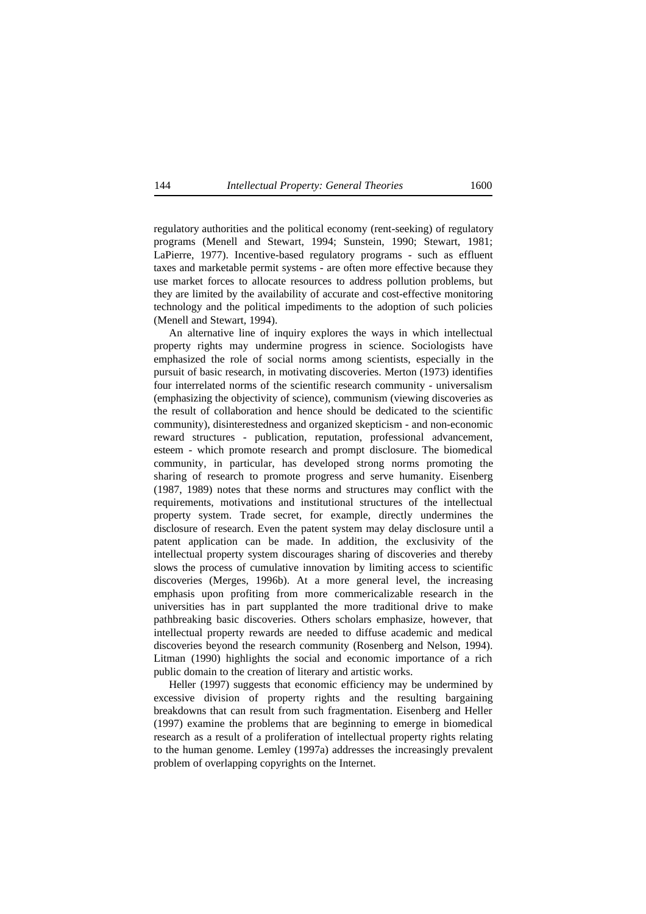regulatory authorities and the political economy (rent-seeking) of regulatory programs (Menell and Stewart, 1994; Sunstein, 1990; Stewart, 1981; LaPierre, 1977). Incentive-based regulatory programs - such as effluent taxes and marketable permit systems - are often more effective because they use market forces to allocate resources to address pollution problems, but they are limited by the availability of accurate and cost-effective monitoring technology and the political impediments to the adoption of such policies (Menell and Stewart, 1994).

An alternative line of inquiry explores the ways in which intellectual property rights may undermine progress in science. Sociologists have emphasized the role of social norms among scientists, especially in the pursuit of basic research, in motivating discoveries. Merton (1973) identifies four interrelated norms of the scientific research community - universalism (emphasizing the objectivity of science), communism (viewing discoveries as the result of collaboration and hence should be dedicated to the scientific community), disinterestedness and organized skepticism - and non-economic reward structures - publication, reputation, professional advancement, esteem - which promote research and prompt disclosure. The biomedical community, in particular, has developed strong norms promoting the sharing of research to promote progress and serve humanity. Eisenberg (1987, 1989) notes that these norms and structures may conflict with the requirements, motivations and institutional structures of the intellectual property system. Trade secret, for example, directly undermines the disclosure of research. Even the patent system may delay disclosure until a patent application can be made. In addition, the exclusivity of the intellectual property system discourages sharing of discoveries and thereby slows the process of cumulative innovation by limiting access to scientific discoveries (Merges, 1996b). At a more general level, the increasing emphasis upon profiting from more commericalizable research in the universities has in part supplanted the more traditional drive to make pathbreaking basic discoveries. Others scholars emphasize, however, that intellectual property rewards are needed to diffuse academic and medical discoveries beyond the research community (Rosenberg and Nelson, 1994). Litman (1990) highlights the social and economic importance of a rich public domain to the creation of literary and artistic works.

Heller (1997) suggests that economic efficiency may be undermined by excessive division of property rights and the resulting bargaining breakdowns that can result from such fragmentation. Eisenberg and Heller (1997) examine the problems that are beginning to emerge in biomedical research as a result of a proliferation of intellectual property rights relating to the human genome. Lemley (1997a) addresses the increasingly prevalent problem of overlapping copyrights on the Internet.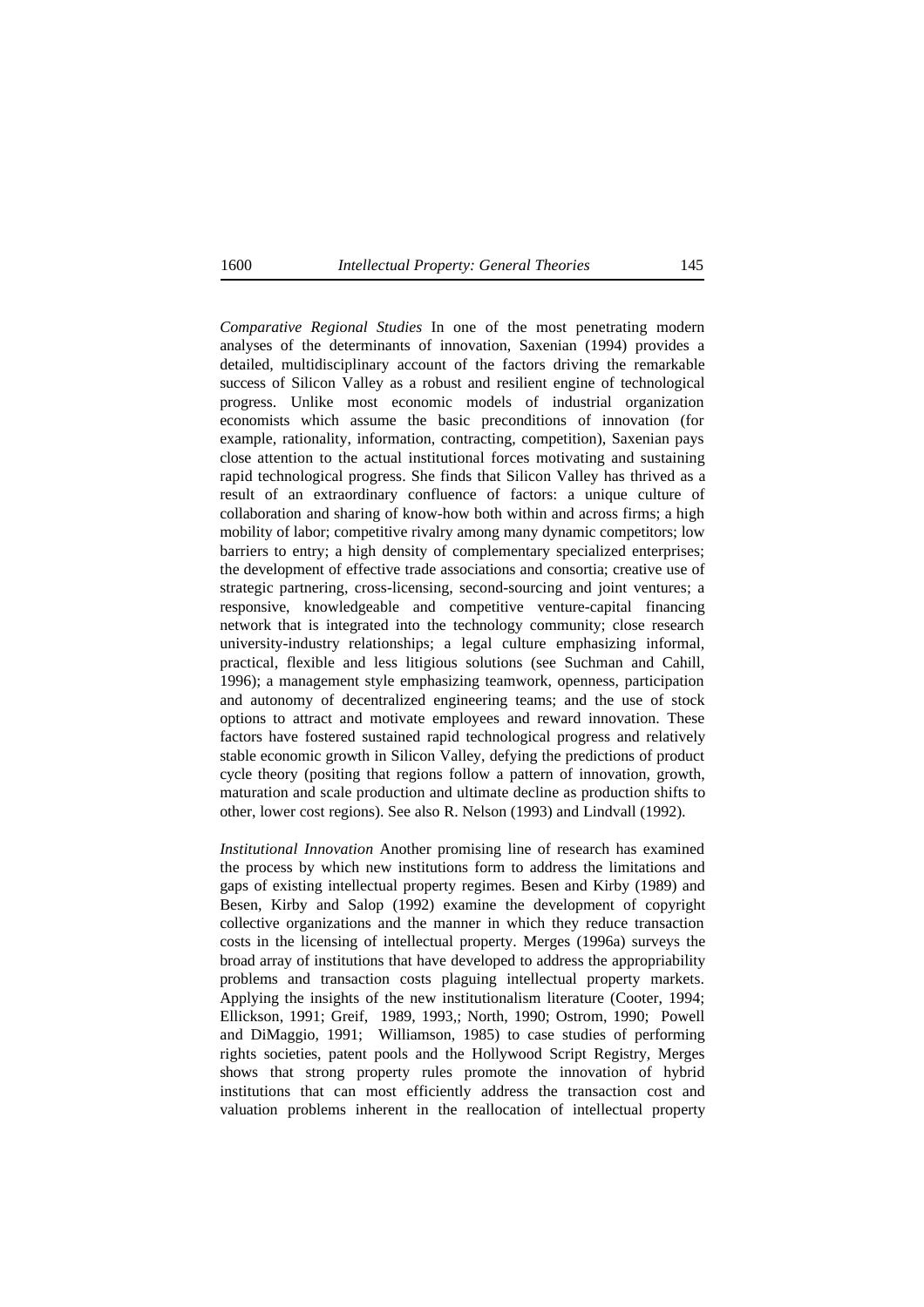*Comparative Regional Studies* In one of the most penetrating modern analyses of the determinants of innovation, Saxenian (1994) provides a detailed, multidisciplinary account of the factors driving the remarkable success of Silicon Valley as a robust and resilient engine of technological progress. Unlike most economic models of industrial organization economists which assume the basic preconditions of innovation (for example, rationality, information, contracting, competition), Saxenian pays close attention to the actual institutional forces motivating and sustaining rapid technological progress. She finds that Silicon Valley has thrived as a result of an extraordinary confluence of factors: a unique culture of collaboration and sharing of know-how both within and across firms; a high mobility of labor; competitive rivalry among many dynamic competitors; low barriers to entry; a high density of complementary specialized enterprises; the development of effective trade associations and consortia; creative use of strategic partnering, cross-licensing, second-sourcing and joint ventures; a responsive, knowledgeable and competitive venture-capital financing network that is integrated into the technology community; close research university-industry relationships; a legal culture emphasizing informal, practical, flexible and less litigious solutions (see Suchman and Cahill, 1996); a management style emphasizing teamwork, openness, participation and autonomy of decentralized engineering teams; and the use of stock options to attract and motivate employees and reward innovation. These factors have fostered sustained rapid technological progress and relatively stable economic growth in Silicon Valley, defying the predictions of product cycle theory (positing that regions follow a pattern of innovation, growth, maturation and scale production and ultimate decline as production shifts to other, lower cost regions). See also R. Nelson (1993) and Lindvall (1992).

*Institutional Innovation* Another promising line of research has examined the process by which new institutions form to address the limitations and gaps of existing intellectual property regimes. Besen and Kirby (1989) and Besen, Kirby and Salop (1992) examine the development of copyright collective organizations and the manner in which they reduce transaction costs in the licensing of intellectual property. Merges (1996a) surveys the broad array of institutions that have developed to address the appropriability problems and transaction costs plaguing intellectual property markets. Applying the insights of the new institutionalism literature (Cooter, 1994; Ellickson, 1991; Greif, 1989, 1993,; North, 1990; Ostrom, 1990; Powell and DiMaggio, 1991; Williamson, 1985) to case studies of performing rights societies, patent pools and the Hollywood Script Registry, Merges shows that strong property rules promote the innovation of hybrid institutions that can most efficiently address the transaction cost and valuation problems inherent in the reallocation of intellectual property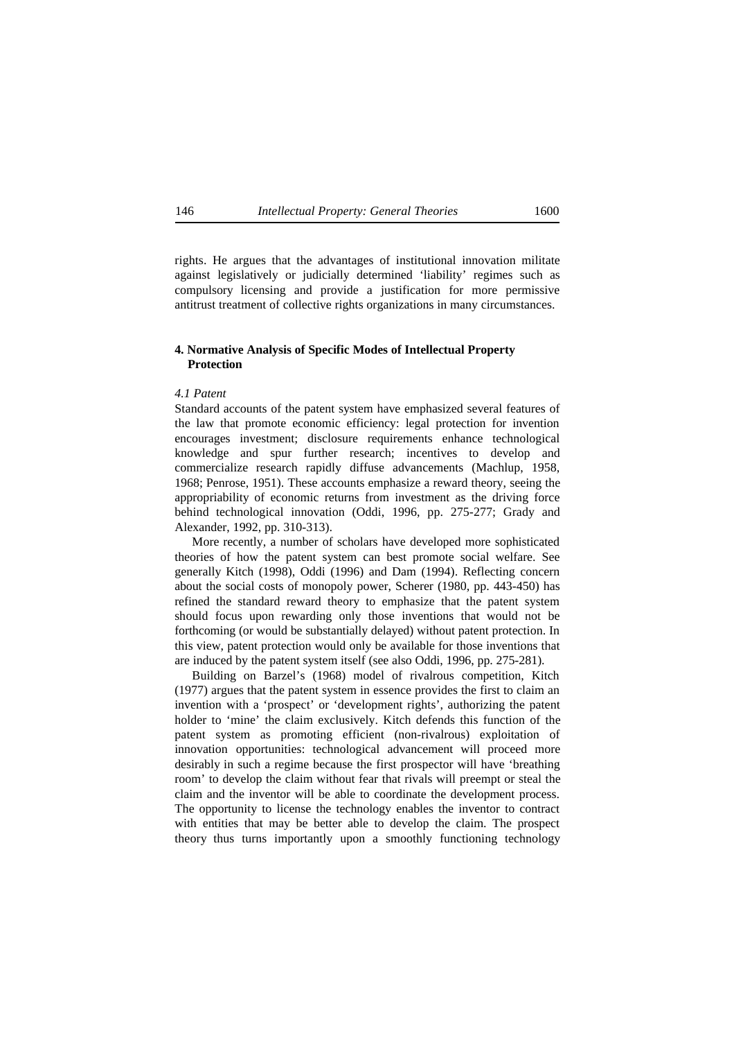rights. He argues that the advantages of institutional innovation militate against legislatively or judicially determined 'liability' regimes such as compulsory licensing and provide a justification for more permissive antitrust treatment of collective rights organizations in many circumstances.

## 4. Normative Analysis of Specific Modes of Intellectual Property Protection

### *4.1 Patent*

Standard accounts of the patent system have emphasized several features of the law that promote economic efficiency: legal protection for invention encourages investment; disclosure requirements enhance technological knowledge and spur further research; incentives to develop and commercialize research rapidly diffuse advancements (Machlup, 1958, 1968; Penrose, 1951). These accounts emphasize a reward theory, seeing the appropriability of economic returns from investment as the driving force behind technological innovation (Oddi, 1996, pp. 275-277; Grady and Alexander, 1992, pp. 310-313).

More recently, a number of scholars have developed more sophisticated theories of how the patent system can best promote social welfare. See generally Kitch (1998), Oddi (1996) and Dam (1994). Reflecting concern about the social costs of monopoly power, Scherer (1980, pp. 443-450) has refined the standard reward theory to emphasize that the patent system should focus upon rewarding only those inventions that would not be forthcoming (or would be substantially delayed) without patent protection. In this view, patent protection would only be available for those inventions that are induced by the patent system itself (see also Oddi, 1996, pp. 275-281).

Building on Barzel's (1968) model of rivalrous competition, Kitch (1977) argues that the patent system in essence provides the first to claim an invention with a 'prospect' or 'development rights', authorizing the patent holder to 'mine' the claim exclusively. Kitch defends this function of the patent system as promoting efficient (non-rivalrous) exploitation of innovation opportunities: technological advancement will proceed more desirably in such a regime because the first prospector will have 'breathing room' to develop the claim without fear that rivals will preempt or steal the claim and the inventor will be able to coordinate the development process. The opportunity to license the technology enables the inventor to contract with entities that may be better able to develop the claim. The prospect theory thus turns importantly upon a smoothly functioning technology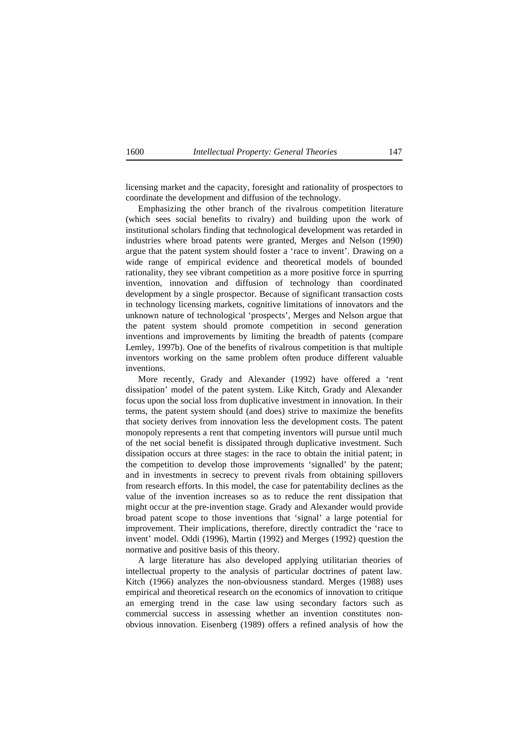licensing market and the capacity, foresight and rationality of prospectors to coordinate the development and diffusion of the technology.

Emphasizing the other branch of the rivalrous competition literature (which sees social benefits to rivalry) and building upon the work of institutional scholars finding that technological development was retarded in industries where broad patents were granted, Merges and Nelson (1990) argue that the patent system should foster a 'race to invent'. Drawing on a wide range of empirical evidence and theoretical models of bounded rationality, they see vibrant competition as a more positive force in spurring invention, innovation and diffusion of technology than coordinated development by a single prospector. Because of significant transaction costs in technology licensing markets, cognitive limitations of innovators and the unknown nature of technological 'prospects', Merges and Nelson argue that the patent system should promote competition in second generation inventions and improvements by limiting the breadth of patents (compare Lemley, 1997b). One of the benefits of rivalrous competition is that multiple inventors working on the same problem often produce different valuable inventions.

More recently, Grady and Alexander (1992) have offered a 'rent dissipation' model of the patent system. Like Kitch, Grady and Alexander focus upon the social loss from duplicative investment in innovation. In their terms, the patent system should (and does) strive to maximize the benefits that society derives from innovation less the development costs. The patent monopoly represents a rent that competing inventors will pursue until much of the net social benefit is dissipated through duplicative investment. Such dissipation occurs at three stages: in the race to obtain the initial patent; in the competition to develop those improvements 'signalled' by the patent; and in investments in secrecy to prevent rivals from obtaining spillovers from research efforts. In this model, the case for patentability declines as the value of the invention increases so as to reduce the rent dissipation that might occur at the pre-invention stage. Grady and Alexander would provide broad patent scope to those inventions that 'signal' a large potential for improvement. Their implications, therefore, directly contradict the 'race to invent' model. Oddi (1996), Martin (1992) and Merges (1992) question the normative and positive basis of this theory.

A large literature has also developed applying utilitarian theories of intellectual property to the analysis of particular doctrines of patent law. Kitch (1966) analyzes the non-obviousness standard. Merges (1988) uses empirical and theoretical research on the economics of innovation to critique an emerging trend in the case law using secondary factors such as commercial success in assessing whether an invention constitutes non-obvious innovation. Eisenberg (1989) offers a refined analysis of how the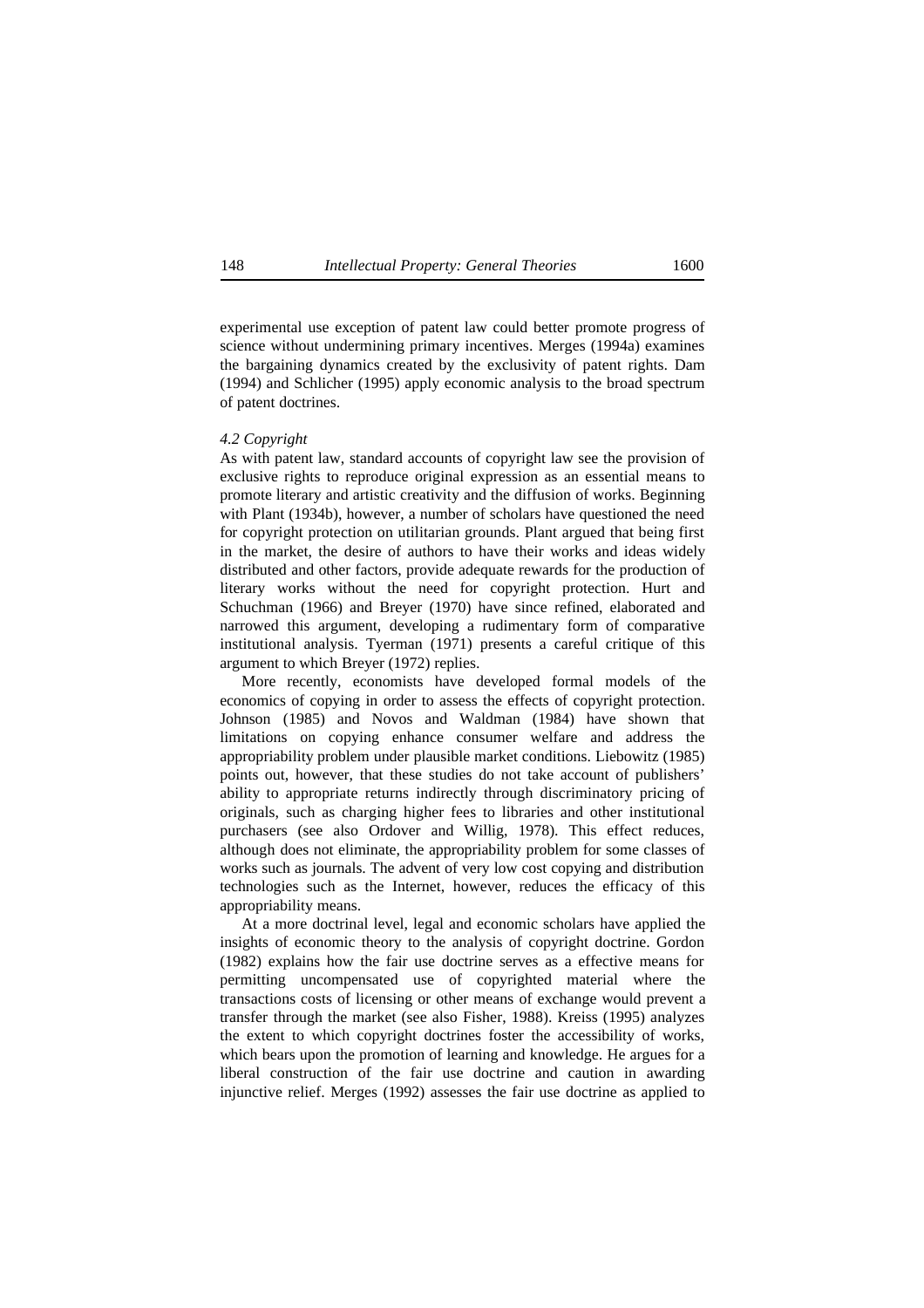experimental use exception of patent law could better promote progress of science without undermining primary incentives. Merges (1994a) examines the bargaining dynamics created by the exclusivity of patent rights. Dam (1994) and Schlicher (1995) apply economic analysis to the broad spectrum of patent doctrines.

### *4.2 Copyright*

As with patent law, standard accounts of copyright law see the provision of exclusive rights to reproduce original expression as an essential means to promote literary and artistic creativity and the diffusion of works. Beginning with Plant (1934b), however, a number of scholars have questioned the need for copyright protection on utilitarian grounds. Plant argued that being first in the market, the desire of authors to have their works and ideas widely distributed and other factors, provide adequate rewards for the production of literary works without the need for copyright protection. Hurt and Schuchman (1966) and Breyer (1970) have since refined, elaborated and narrowed this argument, developing a rudimentary form of comparative institutional analysis. Tyerman (1971) presents a careful critique of this argument to which Breyer (1972) replies.

More recently, economists have developed formal models of the economics of copying in order to assess the effects of copyright protection. Johnson (1985) and Novos and Waldman (1984) have shown that limitations on copying enhance consumer welfare and address the appropriability problem under plausible market conditions. Liebowitz (1985) points out, however, that these studies do not take account of publishers' ability to appropriate returns indirectly through discriminatory pricing of originals, such as charging higher fees to libraries and other institutional purchasers (see also Ordover and Willig, 1978). This effect reduces, although does not eliminate, the appropriability problem for some classes of works such as journals. The advent of very low cost copying and distribution technologies such as the Internet, however, reduces the efficacy of this appropriability means.

At a more doctrinal level, legal and economic scholars have applied the insights of economic theory to the analysis of copyright doctrine. Gordon (1982) explains how the fair use doctrine serves as a effective means for permitting uncompensated use of copyrighted material where the transactions costs of licensing or other means of exchange would prevent a transfer through the market (see also Fisher, 1988). Kreiss (1995) analyzes the extent to which copyright doctrines foster the accessibility of works, which bears upon the promotion of learning and knowledge. He argues for a liberal construction of the fair use doctrine and caution in awarding injunctive relief. Merges (1992) assesses the fair use doctrine as applied to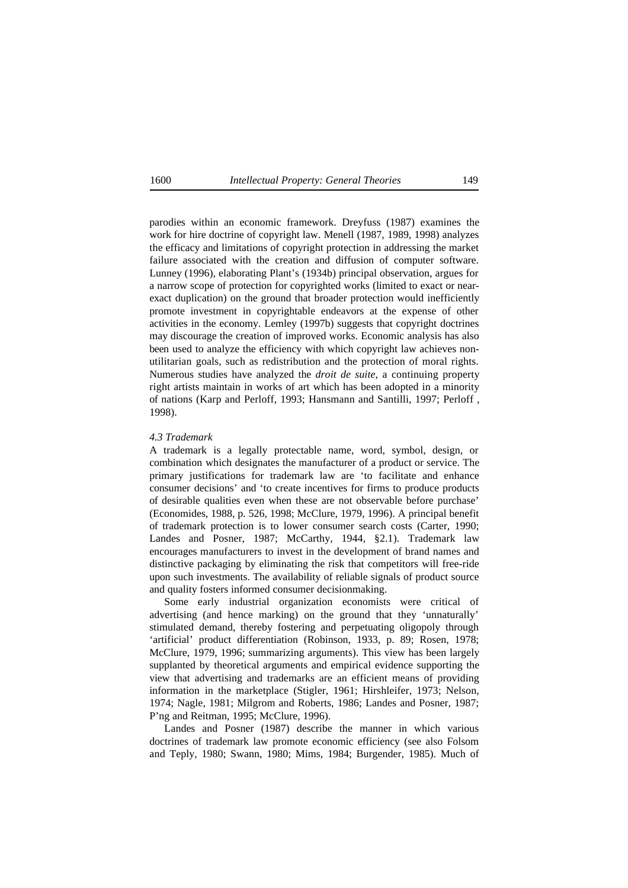parodies within an economic framework. Dreyfuss (1987) examines the work for hire doctrine of copyright law. Menell (1987, 1989, 1998) analyzes the efficacy and limitations of copyright protection in addressing the market failure associated with the creation and diffusion of computer software. Lunney (1996), elaborating Plant's (1934b) principal observation, argues for a narrow scope of protection for copyrighted works (limited to exact or near-exact duplication) on the ground that broader protection would inefficiently promote investment in copyrightable endeavors at the expense of other activities in the economy. Lemley (1997b) suggests that copyright doctrines may discourage the creation of improved works. Economic analysis has also been used to analyze the efficiency with which copyright law achieves non-utilitarian goals, such as redistribution and the protection of moral rights. Numerous studies have analyzed the *droit de suite*, a continuing property right artists maintain in works of art which has been adopted in a minority of nations (Karp and Perloff, 1993; Hansmann and Santilli, 1997; Perloff , 1998).

### *4.3 Trademark*

A trademark is a legally protectable name, word, symbol, design, or combination which designates the manufacturer of a product or service. The primary justifications for trademark law are 'to facilitate and enhance consumer decisions' and 'to create incentives for firms to produce products of desirable qualities even when these are not observable before purchase' (Economides, 1988, p. 526, 1998; McClure, 1979, 1996). A principal benefit of trademark protection is to lower consumer search costs (Carter, 1990; Landes and Posner, 1987; McCarthy, 1944, §2.1). Trademark law encourages manufacturers to invest in the development of brand names and distinctive packaging by eliminating the risk that competitors will free-ride upon such investments. The availability of reliable signals of product source and quality fosters informed consumer decisionmaking.

Some early industrial organization economists were critical of advertising (and hence marking) on the ground that they 'unnaturally' stimulated demand, thereby fostering and perpetuating oligopoly through 'artificial' product differentiation (Robinson, 1933, p. 89; Rosen, 1978; McClure, 1979, 1996; summarizing arguments). This view has been largely supplanted by theoretical arguments and empirical evidence supporting the view that advertising and trademarks are an efficient means of providing information in the marketplace (Stigler, 1961; Hirshleifer, 1973; Nelson, 1974; Nagle, 1981; Milgrom and Roberts, 1986; Landes and Posner, 1987; P'ng and Reitman, 1995; McClure, 1996).

Landes and Posner (1987) describe the manner in which various doctrines of trademark law promote economic efficiency (see also Folsom and Teply, 1980; Swann, 1980; Mims, 1984; Burgender, 1985). Much of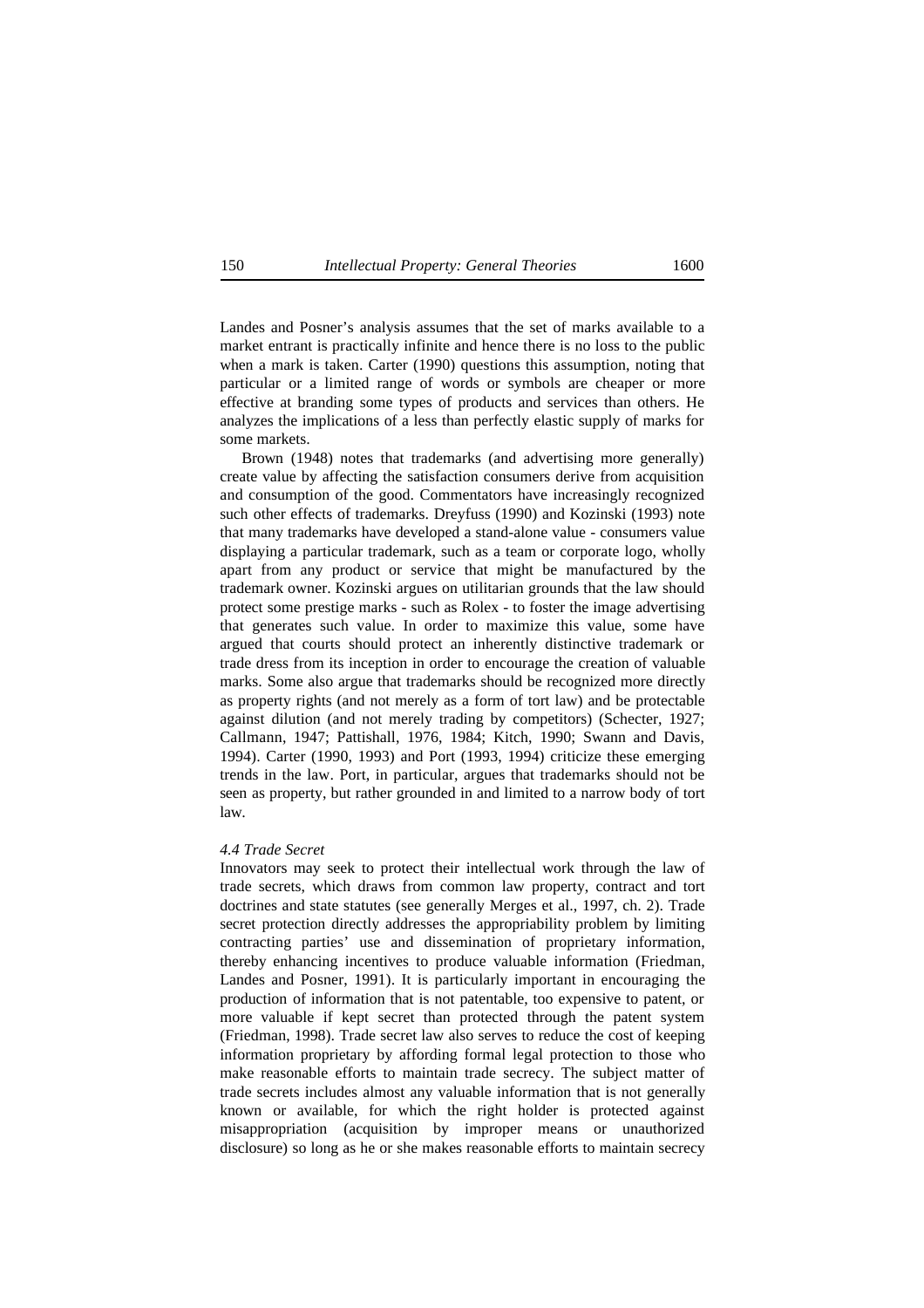Landes and Posner's analysis assumes that the set of marks available to a market entrant is practically infinite and hence there is no loss to the public when a mark is taken. Carter (1990) questions this assumption, noting that particular or a limited range of words or symbols are cheaper or more effective at branding some types of products and services than others. He analyzes the implications of a less than perfectly elastic supply of marks for some markets.

Brown (1948) notes that trademarks (and advertising more generally) create value by affecting the satisfaction consumers derive from acquisition and consumption of the good. Commentators have increasingly recognized such other effects of trademarks. Dreyfuss (1990) and Kozinski (1993) note that many trademarks have developed a stand-alone value - consumers value displaying a particular trademark, such as a team or corporate logo, wholly apart from any product or service that might be manufactured by the trademark owner. Kozinski argues on utilitarian grounds that the law should protect some prestige marks - such as Rolex - to foster the image advertising that generates such value. In order to maximize this value, some have argued that courts should protect an inherently distinctive trademark or trade dress from its inception in order to encourage the creation of valuable marks. Some also argue that trademarks should be recognized more directly as property rights (and not merely as a form of tort law) and be protectable against dilution (and not merely trading by competitors) (Schecter, 1927; Callmann, 1947; Pattishall, 1976, 1984; Kitch, 1990; Swann and Davis, 1994). Carter (1990, 1993) and Port (1993, 1994) criticize these emerging trends in the law. Port, in particular, argues that trademarks should not be seen as property, but rather grounded in and limited to a narrow body of tort law.

### *4.4 Trade Secret*

Innovators may seek to protect their intellectual work through the law of trade secrets, which draws from common law property, contract and tort doctrines and state statutes (see generally Merges et al., 1997, ch. 2). Trade secret protection directly addresses the appropriability problem by limiting contracting parties' use and dissemination of proprietary information, thereby enhancing incentives to produce valuable information (Friedman, Landes and Posner, 1991). It is particularly important in encouraging the production of information that is not patentable, too expensive to patent, or more valuable if kept secret than protected through the patent system (Friedman, 1998). Trade secret law also serves to reduce the cost of keeping information proprietary by affording formal legal protection to those who make reasonable efforts to maintain trade secrecy. The subject matter of trade secrets includes almost any valuable information that is not generally known or available, for which the right holder is protected against misappropriation (acquisition by improper means or unauthorized disclosure) so long as he or she makes reasonable efforts to maintain secrecy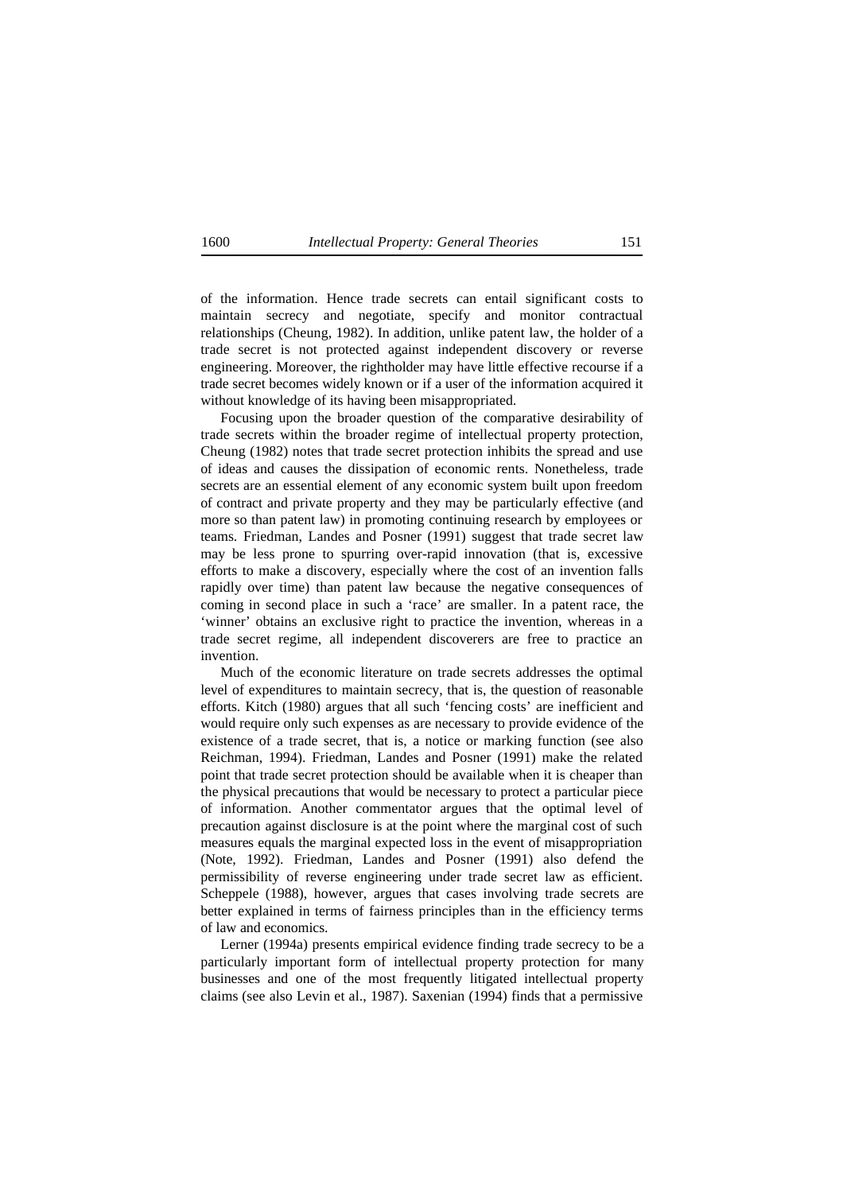of the information. Hence trade secrets can entail significant costs to maintain secrecy and negotiate, specify and monitor contractual relationships (Cheung, 1982). In addition, unlike patent law, the holder of a trade secret is not protected against independent discovery or reverse engineering. Moreover, the rightholder may have little effective recourse if a trade secret becomes widely known or if a user of the information acquired it without knowledge of its having been misappropriated.

Focusing upon the broader question of the comparative desirability of trade secrets within the broader regime of intellectual property protection, Cheung (1982) notes that trade secret protection inhibits the spread and use of ideas and causes the dissipation of economic rents. Nonetheless, trade secrets are an essential element of any economic system built upon freedom of contract and private property and they may be particularly effective (and more so than patent law) in promoting continuing research by employees or teams. Friedman, Landes and Posner (1991) suggest that trade secret law may be less prone to spurring over-rapid innovation (that is, excessive efforts to make a discovery, especially where the cost of an invention falls rapidly over time) than patent law because the negative consequences of coming in second place in such a 'race' are smaller. In a patent race, the 'winner' obtains an exclusive right to practice the invention, whereas in a trade secret regime, all independent discoverers are free to practice an invention.

Much of the economic literature on trade secrets addresses the optimal level of expenditures to maintain secrecy, that is, the question of reasonable efforts. Kitch (1980) argues that all such 'fencing costs' are inefficient and would require only such expenses as are necessary to provide evidence of the existence of a trade secret, that is, a notice or marking function (see also Reichman, 1994). Friedman, Landes and Posner (1991) make the related point that trade secret protection should be available when it is cheaper than the physical precautions that would be necessary to protect a particular piece of information. Another commentator argues that the optimal level of precaution against disclosure is at the point where the marginal cost of such measures equals the marginal expected loss in the event of misappropriation (Note, 1992). Friedman, Landes and Posner (1991) also defend the permissibility of reverse engineering under trade secret law as efficient. Scheppele (1988), however, argues that cases involving trade secrets are better explained in terms of fairness principles than in the efficiency terms of law and economics.

Lerner (1994a) presents empirical evidence finding trade secrecy to be a particularly important form of intellectual property protection for many businesses and one of the most frequently litigated intellectual property claims (see also Levin et al., 1987). Saxenian (1994) finds that a permissive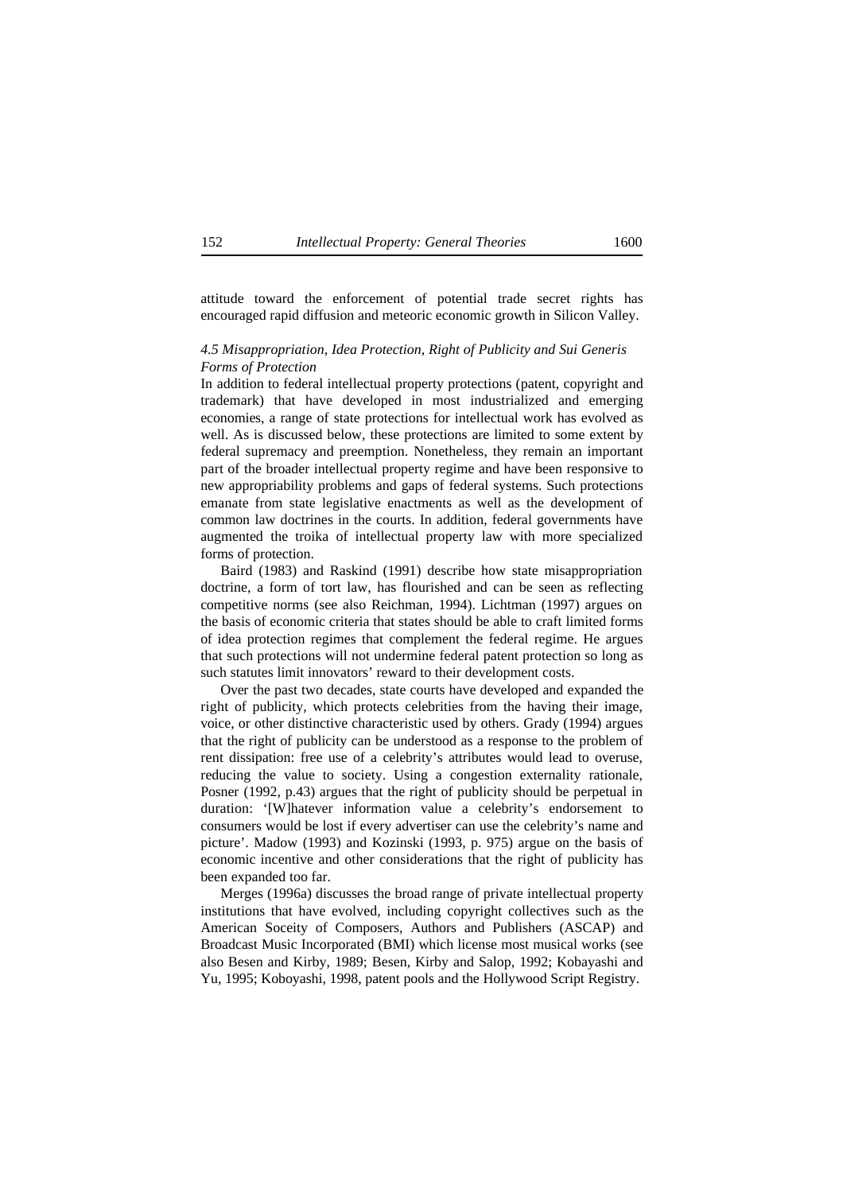attitude toward the enforcement of potential trade secret rights has encouraged rapid diffusion and meteoric economic growth in Silicon Valley.

### *4.5 Misappropriation, Idea Protection, Right of Publicity and Sui Generis Forms of Protection*

In addition to federal intellectual property protections (patent, copyright and trademark) that have developed in most industrialized and emerging economies, a range of state protections for intellectual work has evolved as well. As is discussed below, these protections are limited to some extent by federal supremacy and preemption. Nonetheless, they remain an important part of the broader intellectual property regime and have been responsive to new appropriability problems and gaps of federal systems. Such protections emanate from state legislative enactments as well as the development of common law doctrines in the courts. In addition, federal governments have augmented the troika of intellectual property law with more specialized forms of protection.

Baird (1983) and Raskind (1991) describe how state misappropriation doctrine, a form of tort law, has flourished and can be seen as reflecting competitive norms (see also Reichman, 1994). Lichtman (1997) argues on the basis of economic criteria that states should be able to craft limited forms of idea protection regimes that complement the federal regime. He argues that such protections will not undermine federal patent protection so long as such statutes limit innovators' reward to their development costs.

Over the past two decades, state courts have developed and expanded the right of publicity, which protects celebrities from the having their image, voice, or other distinctive characteristic used by others. Grady (1994) argues that the right of publicity can be understood as a response to the problem of rent dissipation: free use of a celebrity's attributes would lead to overuse, reducing the value to society. Using a congestion externality rationale, Posner (1992, p.43) argues that the right of publicity should be perpetual in duration: '[W]hatever information value a celebrity's endorsement to consumers would be lost if every advertiser can use the celebrity's name and picture'. Madow (1993) and Kozinski (1993, p. 975) argue on the basis of economic incentive and other considerations that the right of publicity has been expanded too far.

Merges (1996a) discusses the broad range of private intellectual property institutions that have evolved, including copyright collectives such as the American Soceity of Composers, Authors and Publishers (ASCAP) and Broadcast Music Incorporated (BMI) which license most musical works (see also Besen and Kirby, 1989; Besen, Kirby and Salop, 1992; Kobayashi and Yu, 1995; Koboyashi, 1998, patent pools and the Hollywood Script Registry.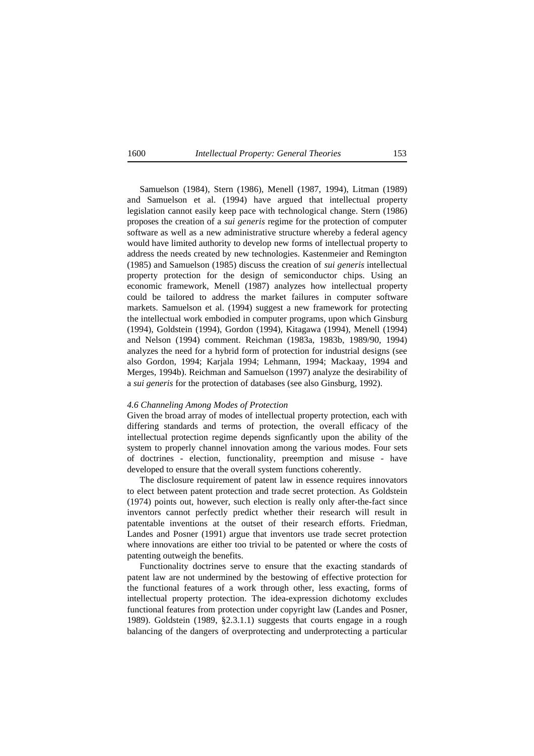Samuelson (1984), Stern (1986), Menell (1987, 1994), Litman (1989) and Samuelson et al. (1994) have argued that intellectual property legislation cannot easily keep pace with technological change. Stern (1986) proposes the creation of a *sui generis* regime for the protection of computer software as well as a new administrative structure whereby a federal agency would have limited authority to develop new forms of intellectual property to address the needs created by new technologies. Kastenmeier and Remington (1985) and Samuelson (1985) discuss the creation of *sui generis* intellectual property protection for the design of semiconductor chips. Using an economic framework, Menell (1987) analyzes how intellectual property could be tailored to address the market failures in computer software markets. Samuelson et al. (1994) suggest a new framework for protecting the intellectual work embodied in computer programs, upon which Ginsburg (1994), Goldstein (1994), Gordon (1994), Kitagawa (1994), Menell (1994) and Nelson (1994) comment. Reichman (1983a, 1983b, 1989/90, 1994) analyzes the need for a hybrid form of protection for industrial designs (see also Gordon, 1994; Karjala 1994; Lehmann, 1994; Mackaay, 1994 and Merges, 1994b). Reichman and Samuelson (1997) analyze the desirability of a *sui generis* for the protection of databases (see also Ginsburg, 1992).

### *4.6 Channeling Among Modes of Protection*

Given the broad array of modes of intellectual property protection, each with differing standards and terms of protection, the overall efficacy of the intellectual protection regime depends signficantly upon the ability of the system to properly channel innovation among the various modes. Four sets of doctrines - election, functionality, preemption and misuse - have developed to ensure that the overall system functions coherently.

The disclosure requirement of patent law in essence requires innovators to elect between patent protection and trade secret protection. As Goldstein (1974) points out, however, such election is really only after-the-fact since inventors cannot perfectly predict whether their research will result in patentable inventions at the outset of their research efforts. Friedman, Landes and Posner (1991) argue that inventors use trade secret protection where innovations are either too trivial to be patented or where the costs of patenting outweigh the benefits.

Functionality doctrines serve to ensure that the exacting standards of patent law are not undermined by the bestowing of effective protection for the functional features of a work through other, less exacting, forms of intellectual property protection. The idea-expression dichotomy excludes functional features from protection under copyright law (Landes and Posner, 1989). Goldstein (1989, §2.3.1.1) suggests that courts engage in a rough balancing of the dangers of overprotecting and underprotecting a particular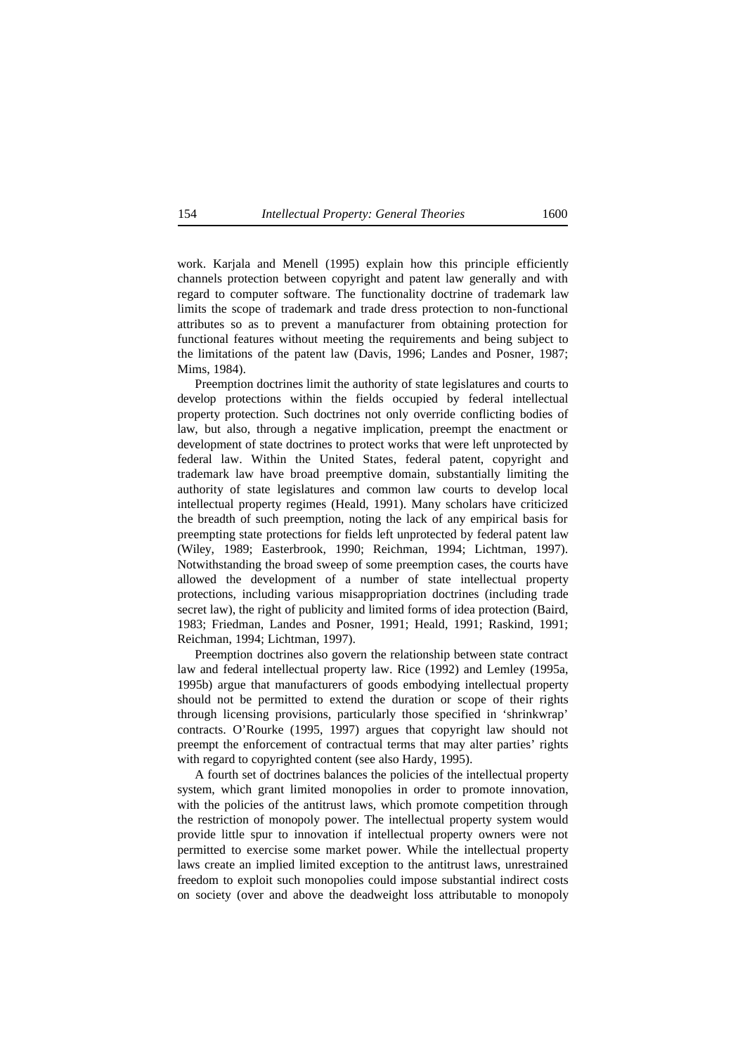work. Karjala and Menell (1995) explain how this principle efficiently channels protection between copyright and patent law generally and with regard to computer software. The functionality doctrine of trademark law limits the scope of trademark and trade dress protection to non-functional attributes so as to prevent a manufacturer from obtaining protection for functional features without meeting the requirements and being subject to the limitations of the patent law (Davis, 1996; Landes and Posner, 1987; Mims, 1984).

Preemption doctrines limit the authority of state legislatures and courts to develop protections within the fields occupied by federal intellectual property protection. Such doctrines not only override conflicting bodies of law, but also, through a negative implication, preempt the enactment or development of state doctrines to protect works that were left unprotected by federal law. Within the United States, federal patent, copyright and trademark law have broad preemptive domain, substantially limiting the authority of state legislatures and common law courts to develop local intellectual property regimes (Heald, 1991). Many scholars have criticized the breadth of such preemption, noting the lack of any empirical basis for preempting state protections for fields left unprotected by federal patent law (Wiley, 1989; Easterbrook, 1990; Reichman, 1994; Lichtman, 1997). Notwithstanding the broad sweep of some preemption cases, the courts have allowed the development of a number of state intellectual property protections, including various misappropriation doctrines (including trade secret law), the right of publicity and limited forms of idea protection (Baird, 1983; Friedman, Landes and Posner, 1991; Heald, 1991; Raskind, 1991; Reichman, 1994; Lichtman, 1997).

Preemption doctrines also govern the relationship between state contract law and federal intellectual property law. Rice (1992) and Lemley (1995a, 1995b) argue that manufacturers of goods embodying intellectual property should not be permitted to extend the duration or scope of their rights through licensing provisions, particularly those specified in 'shrinkwrap' contracts. O'Rourke (1995, 1997) argues that copyright law should not preempt the enforcement of contractual terms that may alter parties' rights with regard to copyrighted content (see also Hardy, 1995).

A fourth set of doctrines balances the policies of the intellectual property system, which grant limited monopolies in order to promote innovation, with the policies of the antitrust laws, which promote competition through the restriction of monopoly power. The intellectual property system would provide little spur to innovation if intellectual property owners were not permitted to exercise some market power. While the intellectual property laws create an implied limited exception to the antitrust laws, unrestrained freedom to exploit such monopolies could impose substantial indirect costs on society (over and above the deadweight loss attributable to monopoly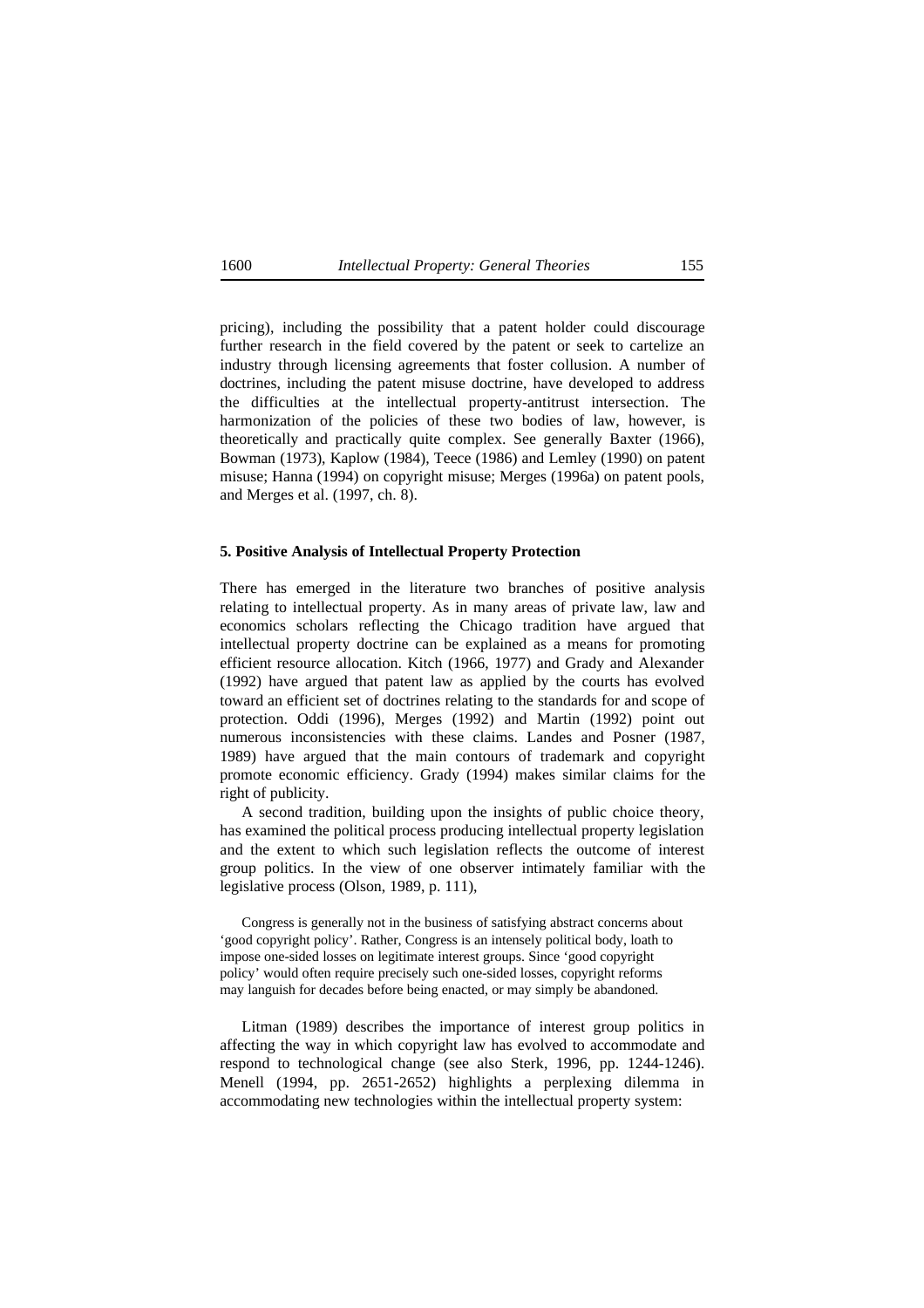pricing), including the possibility that a patent holder could discourage further research in the field covered by the patent or seek to cartelize an industry through licensing agreements that foster collusion. A number of doctrines, including the patent misuse doctrine, have developed to address the difficulties at the intellectual property-antitrust intersection. The harmonization of the policies of these two bodies of law, however, is theoretically and practically quite complex. See generally Baxter (1966), Bowman (1973), Kaplow (1984), Teece (1986) and Lemley (1990) on patent misuse; Hanna (1994) on copyright misuse; Merges (1996a) on patent pools, and Merges et al. (1997, ch. 8).

## 5. Positive Analysis of Intellectual Property Protection

There has emerged in the literature two branches of positive analysis relating to intellectual property. As in many areas of private law, law and economics scholars reflecting the Chicago tradition have argued that intellectual property doctrine can be explained as a means for promoting efficient resource allocation. Kitch (1966, 1977) and Grady and Alexander (1992) have argued that patent law as applied by the courts has evolved toward an efficient set of doctrines relating to the standards for and scope of protection. Oddi (1996), Merges (1992) and Martin (1992) point out numerous inconsistencies with these claims. Landes and Posner (1987, 1989) have argued that the main contours of trademark and copyright promote economic efficiency. Grady (1994) makes similar claims for the right of publicity.

A second tradition, building upon the insights of public choice theory, has examined the political process producing intellectual property legislation and the extent to which such legislation reflects the outcome of interest group politics. In the view of one observer intimately familiar with the legislative process (Olson, 1989, p. 111),

> Congress is generally not in the business of satisfying abstract concerns about 'good copyright policy'. Rather, Congress is an intensely political body, loath to impose one-sided losses on legitimate interest groups. Since 'good copyright policy' would often require precisely such one-sided losses, copyright reforms may languish for decades before being enacted, or may simply be abandoned.

Litman (1989) describes the importance of interest group politics in affecting the way in which copyright law has evolved to accommodate and respond to technological change (see also Sterk, 1996, pp. 1244-1246). Menell (1994, pp. 2651-2652) highlights a perplexing dilemma in accommodating new technologies within the intellectual property system: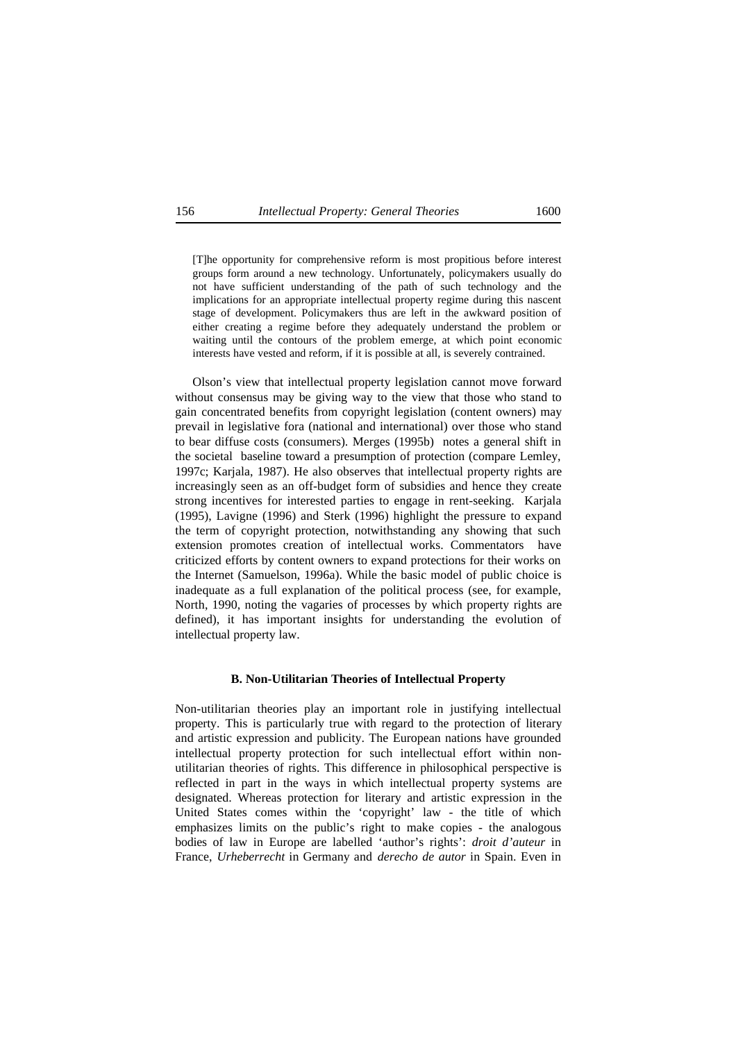> [T]he opportunity for comprehensive reform is most propitious before interest groups form around a new technology. Unfortunately, policymakers usually do not have sufficient understanding of the path of such technology and the implications for an appropriate intellectual property regime during this nascent stage of development. Policymakers thus are left in the awkward position of either creating a regime before they adequately understand the problem or waiting until the contours of the problem emerge, at which point economic interests have vested and reform, if it is possible at all, is severely contrained.

Olson's view that intellectual property legislation cannot move forward without consensus may be giving way to the view that those who stand to gain concentrated benefits from copyright legislation (content owners) may prevail in legislative fora (national and international) over those who stand to bear diffuse costs (consumers). Merges (1995b) notes a general shift in the societal baseline toward a presumption of protection (compare Lemley, 1997c; Karjala, 1987). He also observes that intellectual property rights are increasingly seen as an off-budget form of subsidies and hence they create strong incentives for interested parties to engage in rent-seeking. Karjala (1995), Lavigne (1996) and Sterk (1996) highlight the pressure to expand the term of copyright protection, notwithstanding any showing that such extension promotes creation of intellectual works. Commentators have criticized efforts by content owners to expand protections for their works on the Internet (Samuelson, 1996a). While the basic model of public choice is inadequate as a full explanation of the political process (see, for example, North, 1990, noting the vagaries of processes by which property rights are defined), it has important insights for understanding the evolution of intellectual property law.

### B. Non-Utilitarian Theories of Intellectual Property

Non-utilitarian theories play an important role in justifying intellectual property. This is particularly true with regard to the protection of literary and artistic expression and publicity. The European nations have grounded intellectual property protection for such intellectual effort within non-utilitarian theories of rights. This difference in philosophical perspective is reflected in part in the ways in which intellectual property systems are designated. Whereas protection for literary and artistic expression in the United States comes within the 'copyright' law - the title of which emphasizes limits on the public's right to make copies - the analogous bodies of law in Europe are labelled 'author's rights': *droit d'auteur* in France, *Urheberrecht* in Germany and *derecho de autor* in Spain. Even in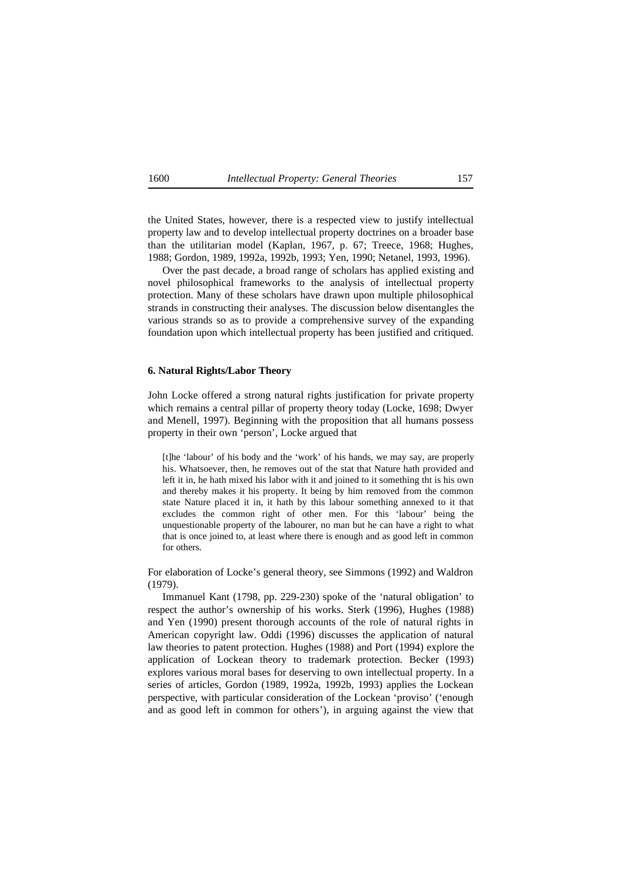the United States, however, there is a respected view to justify intellectual property law and to develop intellectual property doctrines on a broader base than the utilitarian model (Kaplan, 1967, p. 67; Treece, 1968; Hughes, 1988; Gordon, 1989, 1992a, 1992b, 1993; Yen, 1990; Netanel, 1993, 1996).

Over the past decade, a broad range of scholars has applied existing and novel philosophical frameworks to the analysis of intellectual property protection. Many of these scholars have drawn upon multiple philosophical strands in constructing their analyses. The discussion below disentangles the various strands so as to provide a comprehensive survey of the expanding foundation upon which intellectual property has been justified and critiqued.

### 6. Natural Rights/Labor Theory

John Locke offered a strong natural rights justification for private property which remains a central pillar of property theory today (Locke, 1698; Dwyer and Menell, 1997). Beginning with the proposition that all humans possess property in their own 'person', Locke argued that

> [t]he 'labour' of his body and the 'work' of his hands, we may say, are properly his. Whatsoever, then, he removes out of the stat that Nature hath provided and left it in, he hath mixed his labor with it and joined to it something tht is his own and thereby makes it his property. It being by him removed from the common state Nature placed it in, it hath by this labour something annexed to it that excludes the common right of other men. For this 'labour' being the unquestionable property of the labourer, no man but he can have a right to what that is once joined to, at least where there is enough and as good left in common for others.

For elaboration of Locke's general theory, see Simmons (1992) and Waldron (1979).

Immanuel Kant (1798, pp. 229-230) spoke of the 'natural obligation' to respect the author's ownership of his works. Sterk (1996), Hughes (1988) and Yen (1990) present thorough accounts of the role of natural rights in American copyright law. Oddi (1996) discusses the application of natural law theories to patent protection. Hughes (1988) and Port (1994) explore the application of Lockean theory to trademark protection. Becker (1993) explores various moral bases for deserving to own intellectual property. In a series of articles, Gordon (1989, 1992a, 1992b, 1993) applies the Lockean perspective, with particular consideration of the Lockean 'proviso' ('enough and as good left in common for others'), in arguing against the view that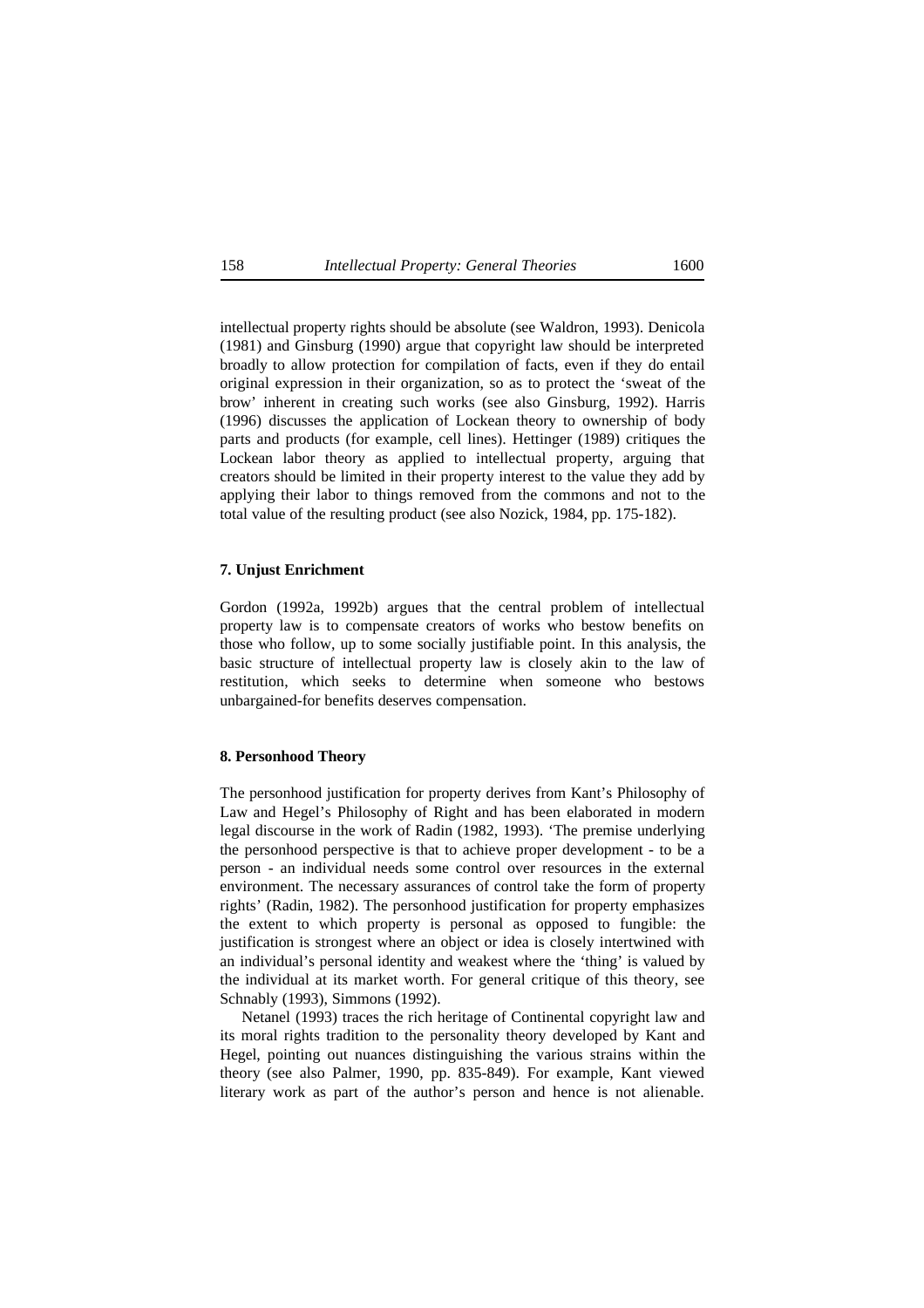intellectual property rights should be absolute (see Waldron, 1993). Denicola (1981) and Ginsburg (1990) argue that copyright law should be interpreted broadly to allow protection for compilation of facts, even if they do entail original expression in their organization, so as to protect the 'sweat of the brow' inherent in creating such works (see also Ginsburg, 1992). Harris (1996) discusses the application of Lockean theory to ownership of body parts and products (for example, cell lines). Hettinger (1989) critiques the Lockean labor theory as applied to intellectual property, arguing that creators should be limited in their property interest to the value they add by applying their labor to things removed from the commons and not to the total value of the resulting product (see also Nozick, 1984, pp. 175-182).

#### 7. Unjust Enrichment

Gordon (1992a, 1992b) argues that the central problem of intellectual property law is to compensate creators of works who bestow benefits on those who follow, up to some socially justifiable point. In this analysis, the basic structure of intellectual property law is closely akin to the law of restitution, which seeks to determine when someone who bestows unbargained-for benefits deserves compensation.

#### 8. Personhood Theory

The personhood justification for property derives from Kant's Philosophy of Law and Hegel's Philosophy of Right and has been elaborated in modern legal discourse in the work of Radin (1982, 1993). 'The premise underlying the personhood perspective is that to achieve proper development - to be a person - an individual needs some control over resources in the external environment. The necessary assurances of control take the form of property rights' (Radin, 1982). The personhood justification for property emphasizes the extent to which property is personal as opposed to fungible: the justification is strongest where an object or idea is closely intertwined with an individual's personal identity and weakest where the 'thing' is valued by the individual at its market worth. For general critique of this theory, see Schnably (1993), Simmons (1992).

Netanel (1993) traces the rich heritage of Continental copyright law and its moral rights tradition to the personality theory developed by Kant and Hegel, pointing out nuances distinguishing the various strains within the theory (see also Palmer, 1990, pp. 835-849). For example, Kant viewed literary work as part of the author's person and hence is not alienable.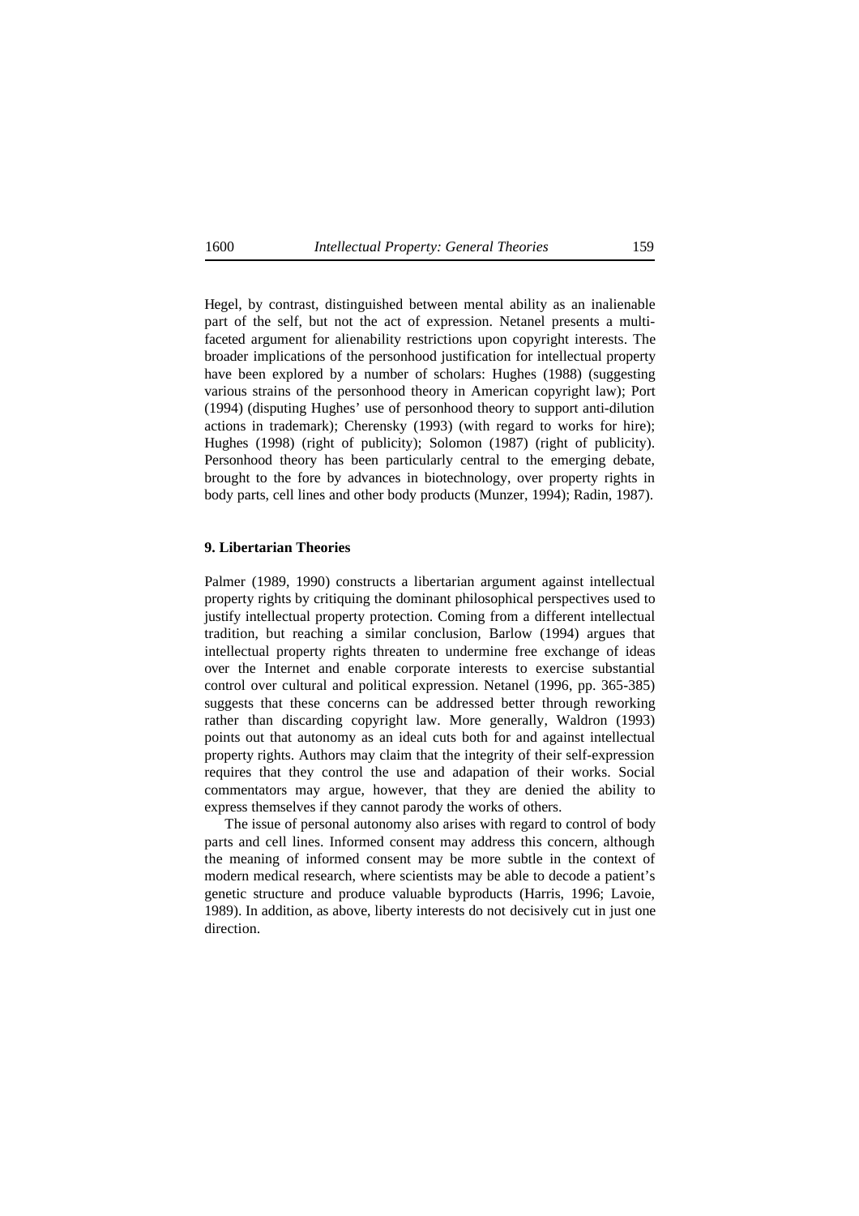Hegel, by contrast, distinguished between mental ability as an inalienable part of the self, but not the act of expression. Netanel presents a multi-faceted argument for alienability restrictions upon copyright interests. The broader implications of the personhood justification for intellectual property have been explored by a number of scholars: Hughes (1988) (suggesting various strains of the personhood theory in American copyright law); Port (1994) (disputing Hughes' use of personhood theory to support anti-dilution actions in trademark); Cherensky (1993) (with regard to works for hire); Hughes (1998) (right of publicity); Solomon (1987) (right of publicity). Personhood theory has been particularly central to the emerging debate, brought to the fore by advances in biotechnology, over property rights in body parts, cell lines and other body products (Munzer, 1994); Radin, 1987).

## 9. Libertarian Theories

Palmer (1989, 1990) constructs a libertarian argument against intellectual property rights by critiquing the dominant philosophical perspectives used to justify intellectual property protection. Coming from a different intellectual tradition, but reaching a similar conclusion, Barlow (1994) argues that intellectual property rights threaten to undermine free exchange of ideas over the Internet and enable corporate interests to exercise substantial control over cultural and political expression. Netanel (1996, pp. 365-385) suggests that these concerns can be addressed better through reworking rather than discarding copyright law. More generally, Waldron (1993) points out that autonomy as an ideal cuts both for and against intellectual property rights. Authors may claim that the integrity of their self-expression requires that they control the use and adapation of their works. Social commentators may argue, however, that they are denied the ability to express themselves if they cannot parody the works of others.

The issue of personal autonomy also arises with regard to control of body parts and cell lines. Informed consent may address this concern, although the meaning of informed consent may be more subtle in the context of modern medical research, where scientists may be able to decode a patient's genetic structure and produce valuable byproducts (Harris, 1996; Lavoie, 1989). In addition, as above, liberty interests do not decisively cut in just one direction.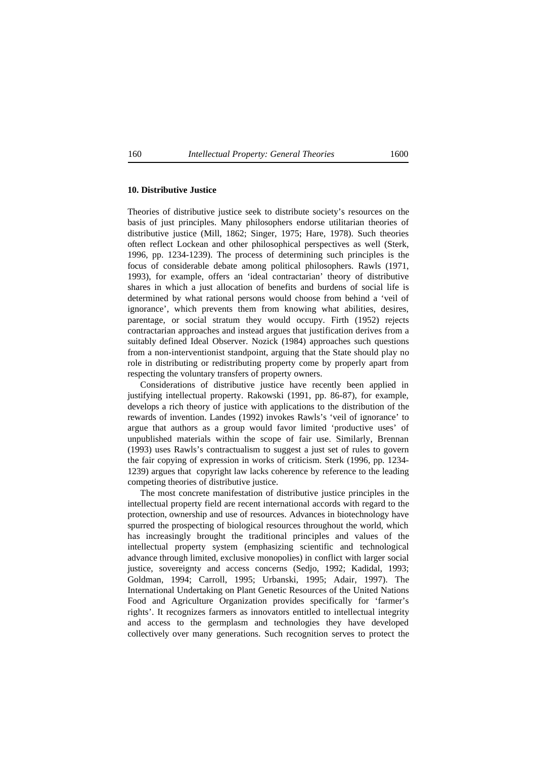## 10. Distributive Justice

Theories of distributive justice seek to distribute society's resources on the basis of just principles. Many philosophers endorse utilitarian theories of distributive justice (Mill, 1862; Singer, 1975; Hare, 1978). Such theories often reflect Lockean and other philosophical perspectives as well (Sterk, 1996, pp. 1234-1239). The process of determining such principles is the focus of considerable debate among political philosophers. Rawls (1971, 1993), for example, offers an 'ideal contractarian' theory of distributive shares in which a just allocation of benefits and burdens of social life is determined by what rational persons would choose from behind a 'veil of ignorance', which prevents them from knowing what abilities, desires, parentage, or social stratum they would occupy. Firth (1952) rejects contractarian approaches and instead argues that justification derives from a suitably defined Ideal Observer. Nozick (1984) approaches such questions from a non-interventionist standpoint, arguing that the State should play no role in distributing or redistributing property come by properly apart from respecting the voluntary transfers of property owners.

Considerations of distributive justice have recently been applied in justifying intellectual property. Rakowski (1991, pp. 86-87), for example, develops a rich theory of justice with applications to the distribution of the rewards of invention. Landes (1992) invokes Rawls's 'veil of ignorance' to argue that authors as a group would favor limited 'productive uses' of unpublished materials within the scope of fair use. Similarly, Brennan (1993) uses Rawls's contractualism to suggest a just set of rules to govern the fair copying of expression in works of criticism. Sterk (1996, pp. 1234-1239) argues that copyright law lacks coherence by reference to the leading competing theories of distributive justice.

The most concrete manifestation of distributive justice principles in the intellectual property field are recent international accords with regard to the protection, ownership and use of resources. Advances in biotechnology have spurred the prospecting of biological resources throughout the world, which has increasingly brought the traditional principles and values of the intellectual property system (emphasizing scientific and technological advance through limited, exclusive monopolies) in conflict with larger social justice, sovereignty and access concerns (Sedjo, 1992; Kadidal, 1993; Goldman, 1994; Carroll, 1995; Urbanski, 1995; Adair, 1997). The International Undertaking on Plant Genetic Resources of the United Nations Food and Agriculture Organization provides specifically for 'farmer's rights'. It recognizes farmers as innovators entitled to intellectual integrity and access to the germplasm and technologies they have developed collectively over many generations. Such recognition serves to protect the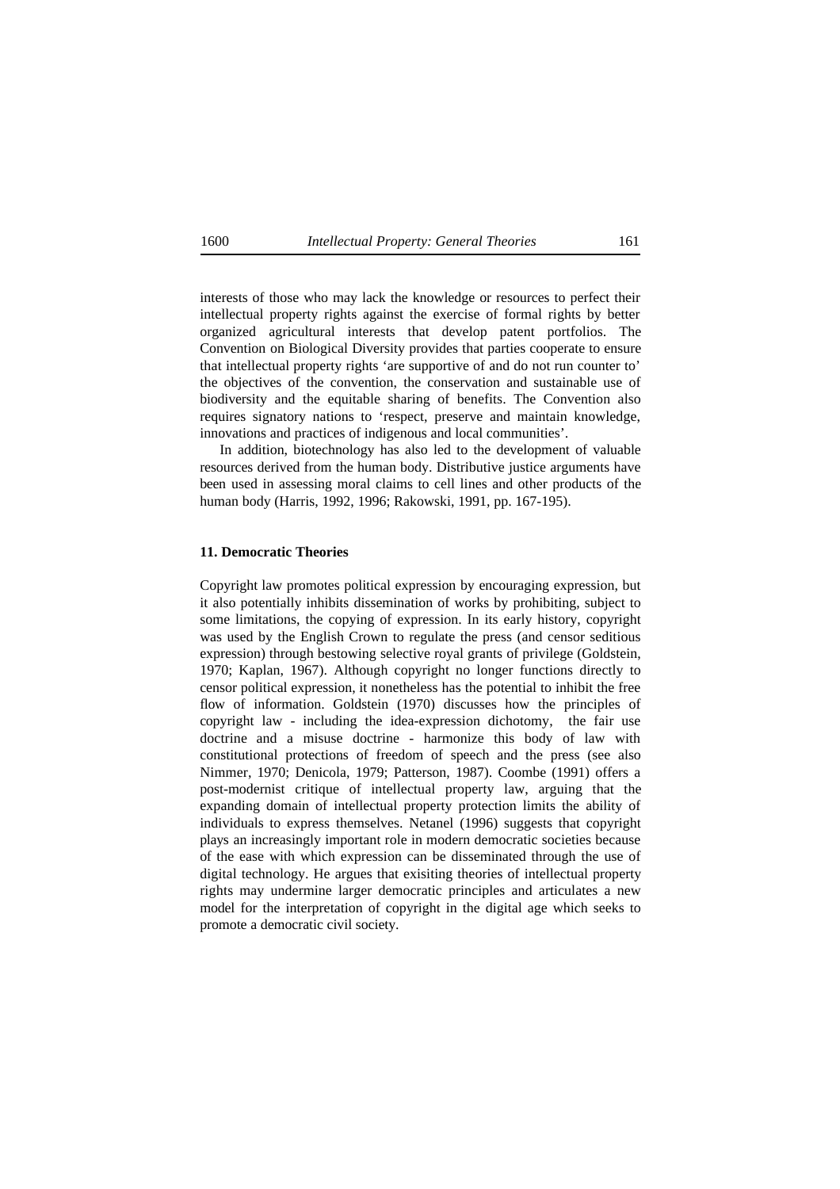interests of those who may lack the knowledge or resources to perfect their intellectual property rights against the exercise of formal rights by better organized agricultural interests that develop patent portfolios. The Convention on Biological Diversity provides that parties cooperate to ensure that intellectual property rights 'are supportive of and do not run counter to' the objectives of the convention, the conservation and sustainable use of biodiversity and the equitable sharing of benefits. The Convention also requires signatory nations to 'respect, preserve and maintain knowledge, innovations and practices of indigenous and local communities'.

In addition, biotechnology has also led to the development of valuable resources derived from the human body. Distributive justice arguments have been used in assessing moral claims to cell lines and other products of the human body (Harris, 1992, 1996; Rakowski, 1991, pp. 167-195).

**11. Democratic Theories**

Copyright law promotes political expression by encouraging expression, but it also potentially inhibits dissemination of works by prohibiting, subject to some limitations, the copying of expression. In its early history, copyright was used by the English Crown to regulate the press (and censor seditious expression) through bestowing selective royal grants of privilege (Goldstein, 1970; Kaplan, 1967). Although copyright no longer functions directly to censor political expression, it nonetheless has the potential to inhibit the free flow of information. Goldstein (1970) discusses how the principles of copyright law - including the idea-expression dichotomy, the fair use doctrine and a misuse doctrine - harmonize this body of law with constitutional protections of freedom of speech and the press (see also Nimmer, 1970; Denicola, 1979; Patterson, 1987). Coombe (1991) offers a post-modernist critique of intellectual property law, arguing that the expanding domain of intellectual property protection limits the ability of individuals to express themselves. Netanel (1996) suggests that copyright plays an increasingly important role in modern democratic societies because of the ease with which expression can be disseminated through the use of digital technology. He argues that exisiting theories of intellectual property rights may undermine larger democratic principles and articulates a new model for the interpretation of copyright in the digital age which seeks to promote a democratic civil society.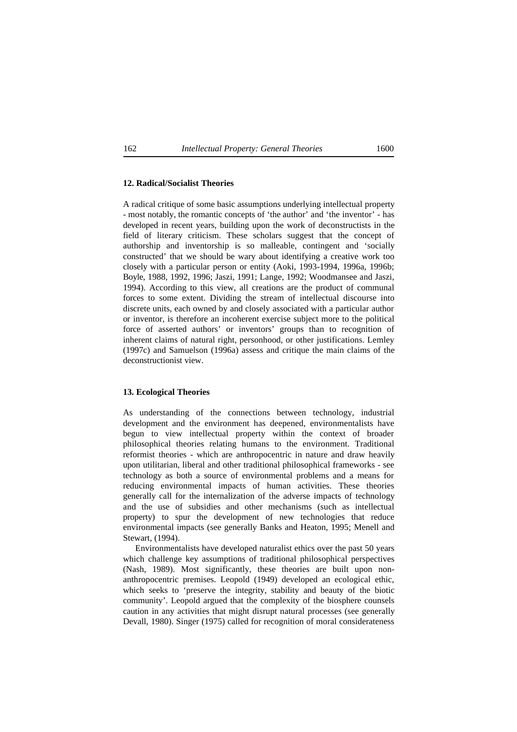### 12. Radical/Socialist Theories

A radical critique of some basic assumptions underlying intellectual property - most notably, the romantic concepts of 'the author' and 'the inventor' - has developed in recent years, building upon the work of deconstructists in the field of literary criticism. These scholars suggest that the concept of authorship and inventorship is so malleable, contingent and 'socially constructed' that we should be wary about identifying a creative work too closely with a particular person or entity (Aoki, 1993-1994, 1996a, 1996b; Boyle, 1988, 1992, 1996; Jaszi, 1991; Lange, 1992; Woodmansee and Jaszi, 1994). According to this view, all creations are the product of communal forces to some extent. Dividing the stream of intellectual discourse into discrete units, each owned by and closely associated with a particular author or inventor, is therefore an incoherent exercise subject more to the political force of asserted authors' or inventors' groups than to recognition of inherent claims of natural right, personhood, or other justifications. Lemley (1997c) and Samuelson (1996a) assess and critique the main claims of the deconstructionist view.

### 13. Ecological Theories

As understanding of the connections between technology, industrial development and the environment has deepened, environmentalists have begun to view intellectual property within the context of broader philosophical theories relating humans to the environment. Traditional reformist theories - which are anthropocentric in nature and draw heavily upon utilitarian, liberal and other traditional philosophical frameworks - see technology as both a source of environmental problems and a means for reducing environmental impacts of human activities. These theories generally call for the internalization of the adverse impacts of technology and the use of subsidies and other mechanisms (such as intellectual property) to spur the development of new technologies that reduce environmental impacts (see generally Banks and Heaton, 1995; Menell and Stewart, (1994).

Environmentalists have developed naturalist ethics over the past 50 years which challenge key assumptions of traditional philosophical perspectives (Nash, 1989). Most significantly, these theories are built upon non-anthropocentric premises. Leopold (1949) developed an ecological ethic, which seeks to 'preserve the integrity, stability and beauty of the biotic community'. Leopold argued that the complexity of the biosphere counsels caution in any activities that might disrupt natural processes (see generally Devall, 1980). Singer (1975) called for recognition of moral considerateness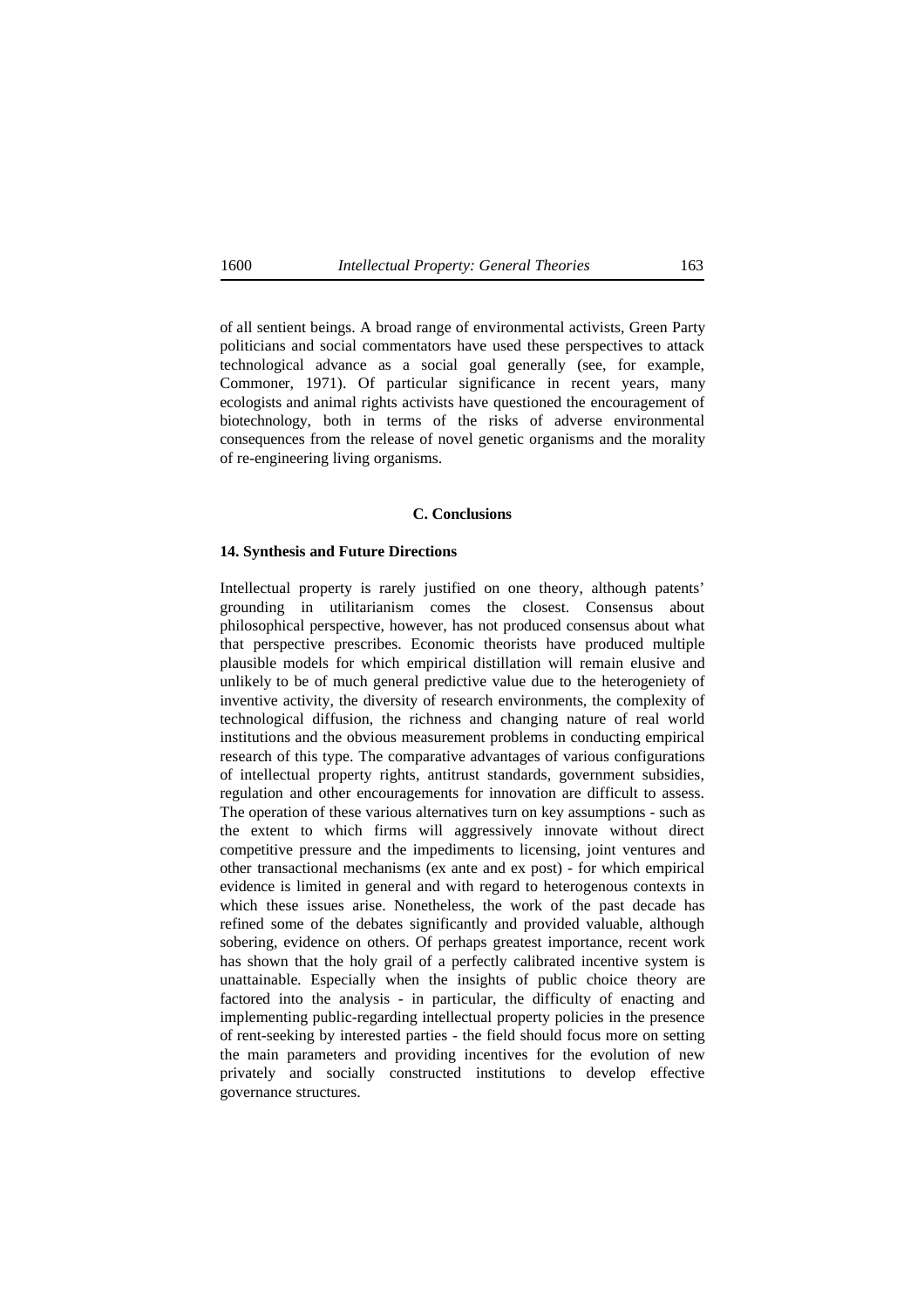of all sentient beings. A broad range of environmental activists, Green Party politicians and social commentators have used these perspectives to attack technological advance as a social goal generally (see, for example, Commoner, 1971). Of particular significance in recent years, many ecologists and animal rights activists have questioned the encouragement of biotechnology, both in terms of the risks of adverse environmental consequences from the release of novel genetic organisms and the morality of re-engineering living organisms.

## C. Conclusions

### 14. Synthesis and Future Directions

Intellectual property is rarely justified on one theory, although patents' grounding in utilitarianism comes the closest. Consensus about philosophical perspective, however, has not produced consensus about what that perspective prescribes. Economic theorists have produced multiple plausible models for which empirical distillation will remain elusive and unlikely to be of much general predictive value due to the heterogeniety of inventive activity, the diversity of research environments, the complexity of technological diffusion, the richness and changing nature of real world institutions and the obvious measurement problems in conducting empirical research of this type. The comparative advantages of various configurations of intellectual property rights, antitrust standards, government subsidies, regulation and other encouragements for innovation are difficult to assess. The operation of these various alternatives turn on key assumptions - such as the extent to which firms will aggressively innovate without direct competitive pressure and the impediments to licensing, joint ventures and other transactional mechanisms (ex ante and ex post) - for which empirical evidence is limited in general and with regard to heterogenous contexts in which these issues arise. Nonetheless, the work of the past decade has refined some of the debates significantly and provided valuable, although sobering, evidence on others. Of perhaps greatest importance, recent work has shown that the holy grail of a perfectly calibrated incentive system is unattainable. Especially when the insights of public choice theory are factored into the analysis - in particular, the difficulty of enacting and implementing public-regarding intellectual property policies in the presence of rent-seeking by interested parties - the field should focus more on setting the main parameters and providing incentives for the evolution of new privately and socially constructed institutions to develop effective governance structures.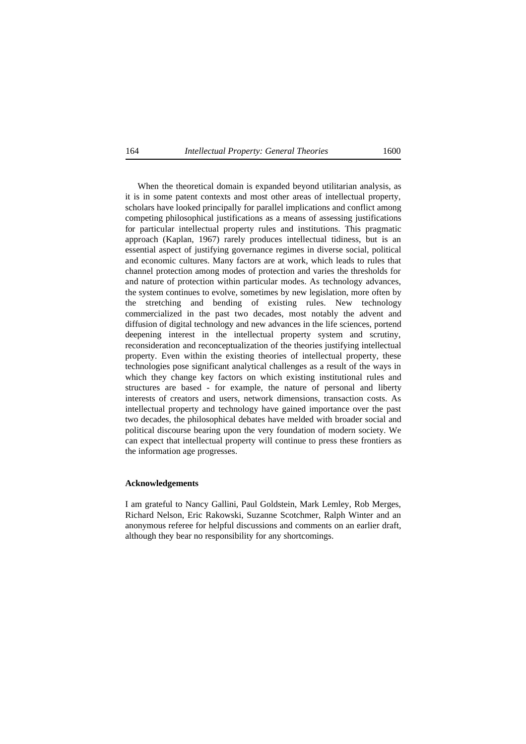When the theoretical domain is expanded beyond utilitarian analysis, as it is in some patent contexts and most other areas of intellectual property, scholars have looked principally for parallel implications and conflict among competing philosophical justifications as a means of assessing justifications for particular intellectual property rules and institutions. This pragmatic approach (Kaplan, 1967) rarely produces intellectual tidiness, but is an essential aspect of justifying governance regimes in diverse social, political and economic cultures. Many factors are at work, which leads to rules that channel protection among modes of protection and varies the thresholds for and nature of protection within particular modes. As technology advances, the system continues to evolve, sometimes by new legislation, more often by the stretching and bending of existing rules. New technology commercialized in the past two decades, most notably the advent and diffusion of digital technology and new advances in the life sciences, portend deepening interest in the intellectual property system and scrutiny, reconsideration and reconceptualization of the theories justifying intellectual property. Even within the existing theories of intellectual property, these technologies pose significant analytical challenges as a result of the ways in which they change key factors on which existing institutional rules and structures are based - for example, the nature of personal and liberty interests of creators and users, network dimensions, transaction costs. As intellectual property and technology have gained importance over the past two decades, the philosophical debates have melded with broader social and political discourse bearing upon the very foundation of modern society. We can expect that intellectual property will continue to press these frontiers as the information age progresses.

**Acknowledgements**

I am grateful to Nancy Gallini, Paul Goldstein, Mark Lemley, Rob Merges, Richard Nelson, Eric Rakowski, Suzanne Scotchmer, Ralph Winter and an anonymous referee for helpful discussions and comments on an earlier draft, although they bear no responsibility for any shortcomings.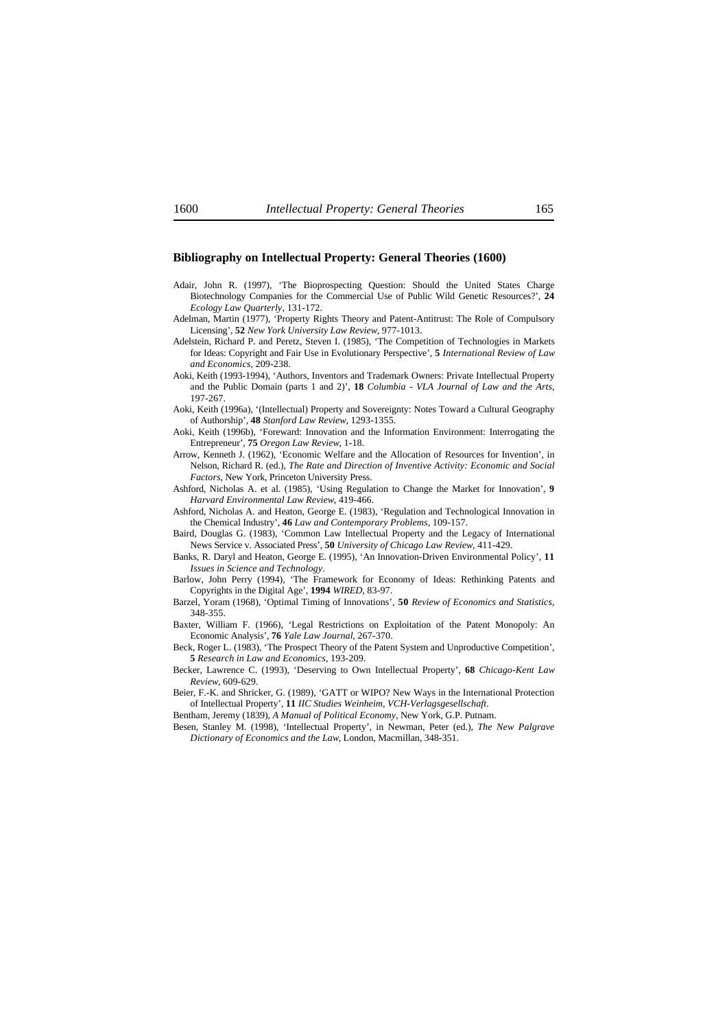## Bibliography on Intellectual Property: General Theories (1600)

Adair, John R. (1997), 'The Bioprospecting Question: Should the United States Charge Biotechnology Companies for the Commercial Use of Public Wild Genetic Resources?', **24** *Ecology Law Quarterly*, 131-172.

Adelman, Martin (1977), 'Property Rights Theory and Patent-Antitrust: The Role of Compulsory Licensing', **52** *New York University Law Review*, 977-1013.

Adelstein, Richard P. and Peretz, Steven I. (1985), 'The Competition of Technologies in Markets for Ideas: Copyright and Fair Use in Evolutionary Perspective', **5** *International Review of Law and Economics*, 209-238.

Aoki, Keith (1993-1994), 'Authors, Inventors and Trademark Owners: Private Intellectual Property and the Public Domain (parts 1 and 2)', **18** *Columbia - VLA Journal of Law and the Arts*, 197-267.

Aoki, Keith (1996a), '(Intellectual) Property and Sovereignty: Notes Toward a Cultural Geography of Authorship', **48** *Stanford Law Review*, 1293-1355.

Aoki, Keith (1996b), 'Foreward: Innovation and the Information Environment: Interrogating the Entrepreneur', **75** *Oregon Law Review*, 1-18.

Arrow, Kenneth J. (1962), 'Economic Welfare and the Allocation of Resources for Invention', in Nelson, Richard R. (ed.), *The Rate and Direction of Inventive Activity: Economic and Social Factors*, New York, Princeton University Press.

Ashford, Nicholas A. et al. (1985), 'Using Regulation to Change the Market for Innovation', **9** *Harvard Environmental Law Review*, 419-466.

Ashford, Nicholas A. and Heaton, George E. (1983), 'Regulation and Technological Innovation in the Chemical Industry', **46** *Law and Contemporary Problems*, 109-157.

Baird, Douglas G. (1983), 'Common Law Intellectual Property and the Legacy of International News Service v. Associated Press', **50** *University of Chicago Law Review*, 411-429.

Banks, R. Daryl and Heaton, George E. (1995), 'An Innovation-Driven Environmental Policy', **11** *Issues in Science and Technology*.

Barlow, John Perry (1994), 'The Framework for Economy of Ideas: Rethinking Patents and Copyrights in the Digital Age', **1994** *WIRED*, 83-97.

Barzel, Yoram (1968), 'Optimal Timing of Innovations', **50** *Review of Economics and Statistics*, 348-355.

Baxter, William F. (1966), 'Legal Restrictions on Exploitation of the Patent Monopoly: An Economic Analysis', **76** *Yale Law Journal*, 267-370.

Beck, Roger L. (1983), 'The Prospect Theory of the Patent System and Unproductive Competition', **5** *Research in Law and Economics*, 193-209.

Becker, Lawrence C. (1993), 'Deserving to Own Intellectual Property', **68** *Chicago-Kent Law Review*, 609-629.

Beier, F.-K. and Shricker, G. (1989), 'GATT or WIPO? New Ways in the International Protection of Intellectual Property', **11** *IIC Studies Weinheim, VCH-Verlagsgesellschaft*.

Bentham, Jeremy (1839), *A Manual of Political Economy*, New York, G.P. Putnam.

Besen, Stanley M. (1998), 'Intellectual Property', in Newman, Peter (ed.), *The New Palgrave Dictionary of Economics and the Law*, London, Macmillan, 348-351.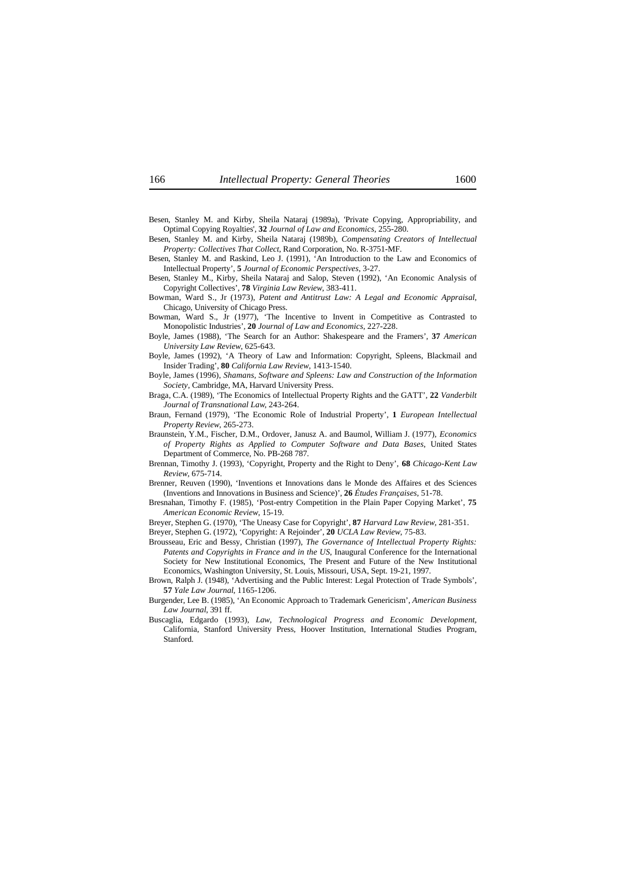Besen, Stanley M. and Kirby, Sheila Nataraj (1989a), 'Private Copying, Appropriability, and Optimal Copying Royalties', **32** *Journal of Law and Economics*, 255-280.

Besen, Stanley M. and Kirby, Sheila Nataraj (1989b), *Compensating Creators of Intellectual Property: Collectives That Collect*, Rand Corporation, No. R-3751-MF.

Besen, Stanley M. and Raskind, Leo J. (1991), 'An Introduction to the Law and Economics of Intellectual Property', **5** *Journal of Economic Perspectives*, 3-27.

Besen, Stanley M., Kirby, Sheila Nataraj and Salop, Steven (1992), 'An Economic Analysis of Copyright Collectives', **78** *Virginia Law Review*, 383-411.

Bowman, Ward S., Jr (1973), *Patent and Antitrust Law: A Legal and Economic Appraisal*, Chicago, University of Chicago Press.

Bowman, Ward S., Jr (1977), 'The Incentive to Invent in Competitive as Contrasted to Monopolistic Industries', **20** *Journal of Law and Economics*, 227-228.

Boyle, James (1988), 'The Search for an Author: Shakespeare and the Framers', **37** *American University Law Review*, 625-643.

Boyle, James (1992), 'A Theory of Law and Information: Copyright, Spleens, Blackmail and Insider Trading', **80** *California Law Review*, 1413-1540.

Boyle, James (1996), *Shamans, Software and Spleens: Law and Construction of the Information Society*, Cambridge, MA, Harvard University Press.

Braga, C.A. (1989), 'The Economics of Intellectual Property Rights and the GATT', **22** *Vanderbilt Journal of Transnational Law*, 243-264.

Braun, Fernand (1979), 'The Economic Role of Industrial Property', **1** *European Intellectual Property Review*, 265-273.

Braunstein, Y.M., Fischer, D.M., Ordover, Janusz A. and Baumol, William J. (1977), *Economics of Property Rights as Applied to Computer Software and Data Bases*, United States Department of Commerce, No. PB-268 787.

Brennan, Timothy J. (1993), 'Copyright, Property and the Right to Deny', **68** *Chicago-Kent Law Review*, 675-714.

Brenner, Reuven (1990), 'Inventions et Innovations dans le Monde des Affaires et des Sciences (Inventions and Innovations in Business and Science)', **26** *Études Françaises*, 51-78.

Bresnahan, Timothy F. (1985), 'Post-entry Competition in the Plain Paper Copying Market', **75** *American Economic Review*, 15-19.

Breyer, Stephen G. (1970), 'The Uneasy Case for Copyright', **87** *Harvard Law Review*, 281-351.

Breyer, Stephen G. (1972), 'Copyright: A Rejoinder', **20** *UCLA Law Review*, 75-83.

Brousseau, Eric and Bessy, Christian (1997), *The Governance of Intellectual Property Rights: Patents and Copyrights in France and in the US*, Inaugural Conference for the International Society for New Institutional Economics, The Present and Future of the New Institutional Economics, Washington University, St. Louis, Missouri, USA, Sept. 19-21, 1997.

Brown, Ralph J. (1948), 'Advertising and the Public Interest: Legal Protection of Trade Symbols', **57** *Yale Law Journal*, 1165-1206.

Burgender, Lee B. (1985), 'An Economic Approach to Trademark Genericism', *American Business Law Journal*, 391 ff.

Buscaglia, Edgardo (1993), *Law, Technological Progress and Economic Development*, California, Stanford University Press, Hoover Institution, International Studies Program, Stanford.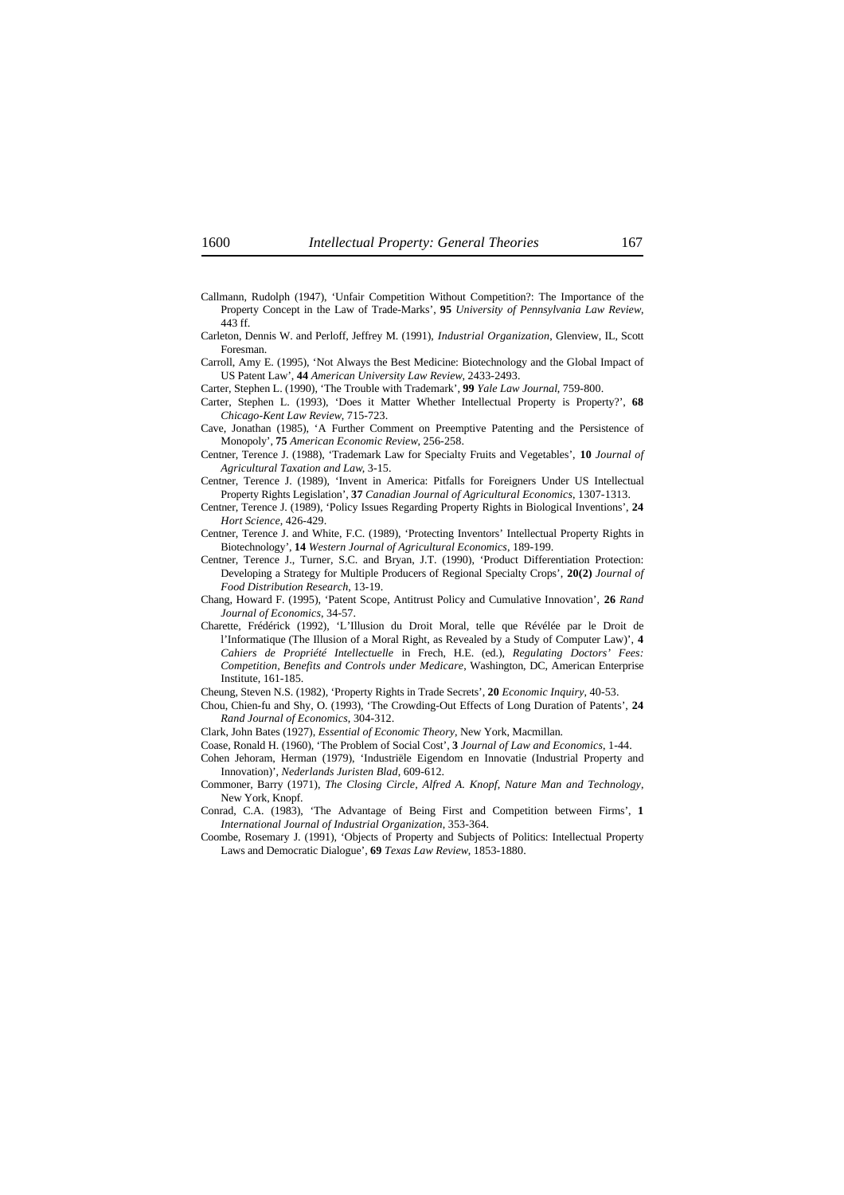Callmann, Rudolph (1947), 'Unfair Competition Without Competition?: The Importance of the Property Concept in the Law of Trade-Marks', **95** *University of Pennsylvania Law Review*, 443 ff.

Carleton, Dennis W. and Perloff, Jeffrey M. (1991), *Industrial Organization*, Glenview, IL, Scott Foresman.

Carroll, Amy E. (1995), 'Not Always the Best Medicine: Biotechnology and the Global Impact of US Patent Law', **44** *American University Law Review*, 2433-2493.

Carter, Stephen L. (1990), 'The Trouble with Trademark', **99** *Yale Law Journal*, 759-800.

Carter, Stephen L. (1993), 'Does it Matter Whether Intellectual Property is Property?', **68** *Chicago-Kent Law Review*, 715-723.

Cave, Jonathan (1985), 'A Further Comment on Preemptive Patenting and the Persistence of Monopoly', **75** *American Economic Review*, 256-258.

Centner, Terence J. (1988), 'Trademark Law for Specialty Fruits and Vegetables', **10** *Journal of Agricultural Taxation and Law*, 3-15.

Centner, Terence J. (1989), 'Invent in America: Pitfalls for Foreigners Under US Intellectual Property Rights Legislation', **37** *Canadian Journal of Agricultural Economics*, 1307-1313.

Centner, Terence J. (1989), 'Policy Issues Regarding Property Rights in Biological Inventions', **24** *Hort Science*, 426-429.

Centner, Terence J. and White, F.C. (1989), 'Protecting Inventors' Intellectual Property Rights in Biotechnology', **14** *Western Journal of Agricultural Economics*, 189-199.

Centner, Terence J., Turner, S.C. and Bryan, J.T. (1990), 'Product Differentiation Protection: Developing a Strategy for Multiple Producers of Regional Specialty Crops', **20(2)** *Journal of Food Distribution Research*, 13-19.

Chang, Howard F. (1995), 'Patent Scope, Antitrust Policy and Cumulative Innovation', **26** *Rand Journal of Economics*, 34-57.

Charette, Frédérick (1992), 'L'Illusion du Droit Moral, telle que Révélée par le Droit de l'Informatique (The Illusion of a Moral Right, as Revealed by a Study of Computer Law)', **4** *Cahiers de Propriété Intellectuelle* in Frech, H.E. (ed.), *Regulating Doctors' Fees: Competition, Benefits and Controls under Medicare*, Washington, DC, American Enterprise Institute, 161-185.

Cheung, Steven N.S. (1982), 'Property Rights in Trade Secrets', **20** *Economic Inquiry*, 40-53.

Chou, Chien-fu and Shy, O. (1993), 'The Crowding-Out Effects of Long Duration of Patents', **24** *Rand Journal of Economics*, 304-312.

Clark, John Bates (1927), *Essential of Economic Theory*, New York, Macmillan.

Coase, Ronald H. (1960), 'The Problem of Social Cost', **3** *Journal of Law and Economics*, 1-44.

Cohen Jehoram, Herman (1979), 'Industriële Eigendom en Innovatie (Industrial Property and Innovation)', *Nederlands Juristen Blad*, 609-612.

Commoner, Barry (1971), *The Closing Circle, Alfred A. Knopf, Nature Man and Technology*, New York, Knopf.

Conrad, C.A. (1983), 'The Advantage of Being First and Competition between Firms', **1** *International Journal of Industrial Organization*, 353-364.

Coombe, Rosemary J. (1991), 'Objects of Property and Subjects of Politics: Intellectual Property Laws and Democratic Dialogue', **69** *Texas Law Review*, 1853-1880.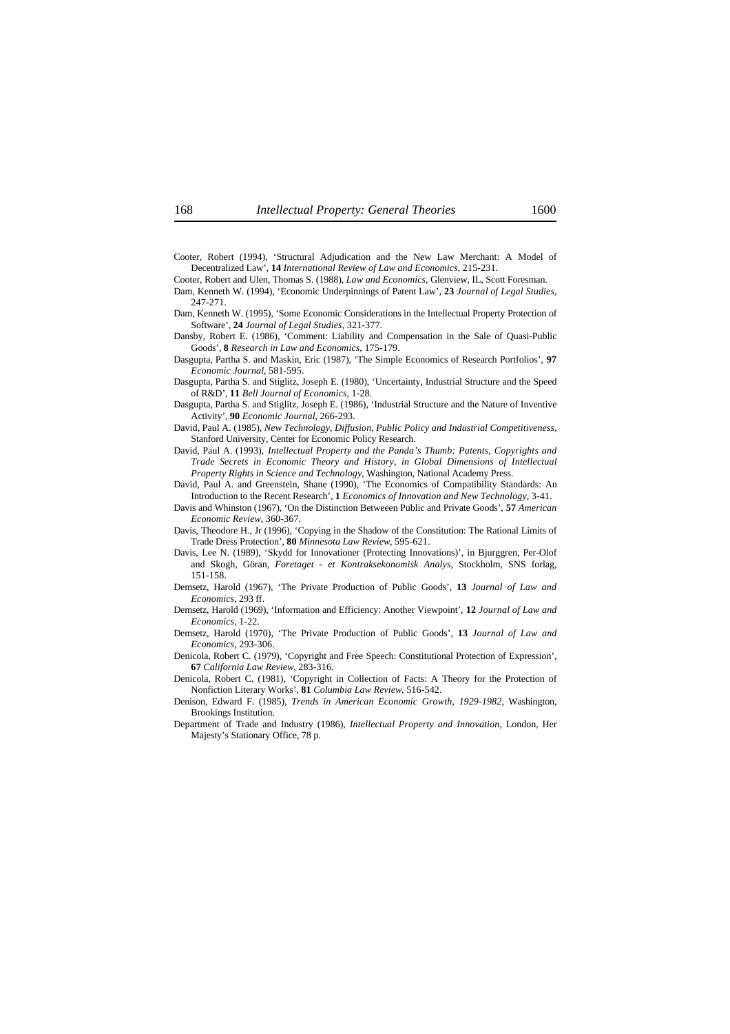Cooter, Robert (1994), 'Structural Adjudication and the New Law Merchant: A Model of Decentralized Law', **14** *International Review of Law and Economics*, 215-231.

Cooter, Robert and Ulen, Thomas S. (1988), *Law and Economics*, Glenview, IL, Scott Foresman.

Dam, Kenneth W. (1994), 'Economic Underpinnings of Patent Law', **23** *Journal of Legal Studies*, 247-271.

Dam, Kenneth W. (1995), 'Some Economic Considerations in the Intellectual Property Protection of Software', **24** *Journal of Legal Studies*, 321-377.

Dansby, Robert E. (1986), 'Comment: Liability and Compensation in the Sale of Quasi-Public Goods', **8** *Research in Law and Economics*, 175-179.

Dasgupta, Partha S. and Maskin, Eric (1987), 'The Simple Economics of Research Portfolios', **97** *Economic Journal*, 581-595.

Dasgupta, Partha S. and Stiglitz, Joseph E. (1980), 'Uncertainty, Industrial Structure and the Speed of R&D', **11** *Bell Journal of Economics*, 1-28.

Dasgupta, Partha S. and Stiglitz, Joseph E. (1986), 'Industrial Structure and the Nature of Inventive Activity', **90** *Economic Journal*, 266-293.

David, Paul A. (1985), *New Technology, Diffusion, Public Policy and Industrial Competitiveness*, Stanford University, Center for Economic Policy Research.

David, Paul A. (1993), *Intellectual Property and the Panda's Thumb: Patents, Copyrights and Trade Secrets in Economic Theory and History, in Global Dimensions of Intellectual Property Rights in Science and Technology*, Washington, National Academy Press.

David, Paul A. and Greenstein, Shane (1990), 'The Economics of Compatibility Standards: An Introduction to the Recent Research', **1** *Economics of Innovation and New Technology*, 3-41.

Davis and Whinston (1967), 'On the Distinction Betweeen Public and Private Goods', **57** *American Economic Review*, 360-367.

Davis, Theodore H., Jr (1996), 'Copying in the Shadow of the Constitution: The Rational Limits of Trade Dress Protection', **80** *Minnesota Law Review*, 595-621.

Davis, Lee N. (1989), 'Skydd for Innovationer (Protecting Innovations)', in Bjurggren, Per-Olof and Skogh, Göran, *Foretaget - et Kontraksekonomisk Analys*, Stockholm, SNS forlag, 151-158.

Demsetz, Harold (1967), 'The Private Production of Public Goods', **13** *Journal of Law and Economics*, 293 ff.

Demsetz, Harold (1969), 'Information and Efficiency: Another Viewpoint', **12** *Journal of Law and Economics*, 1-22.

Demsetz, Harold (1970), 'The Private Production of Public Goods', **13** *Journal of Law and Economics*, 293-306.

Denicola, Robert C. (1979), 'Copyright and Free Speech: Constitutional Protection of Expression', **67** *California Law Review*, 283-316.

Denicola, Robert C. (1981), 'Copyright in Collection of Facts: A Theory for the Protection of Nonfiction Literary Works', **81** *Columbia Law Review*, 516-542.

Denison, Edward F. (1985), *Trends in American Economic Growth, 1929-1982*, Washington, Brookings Institution.

Department of Trade and Industry (1986), *Intellectual Property and Innovation*, London, Her Majesty's Stationary Office, 78 p.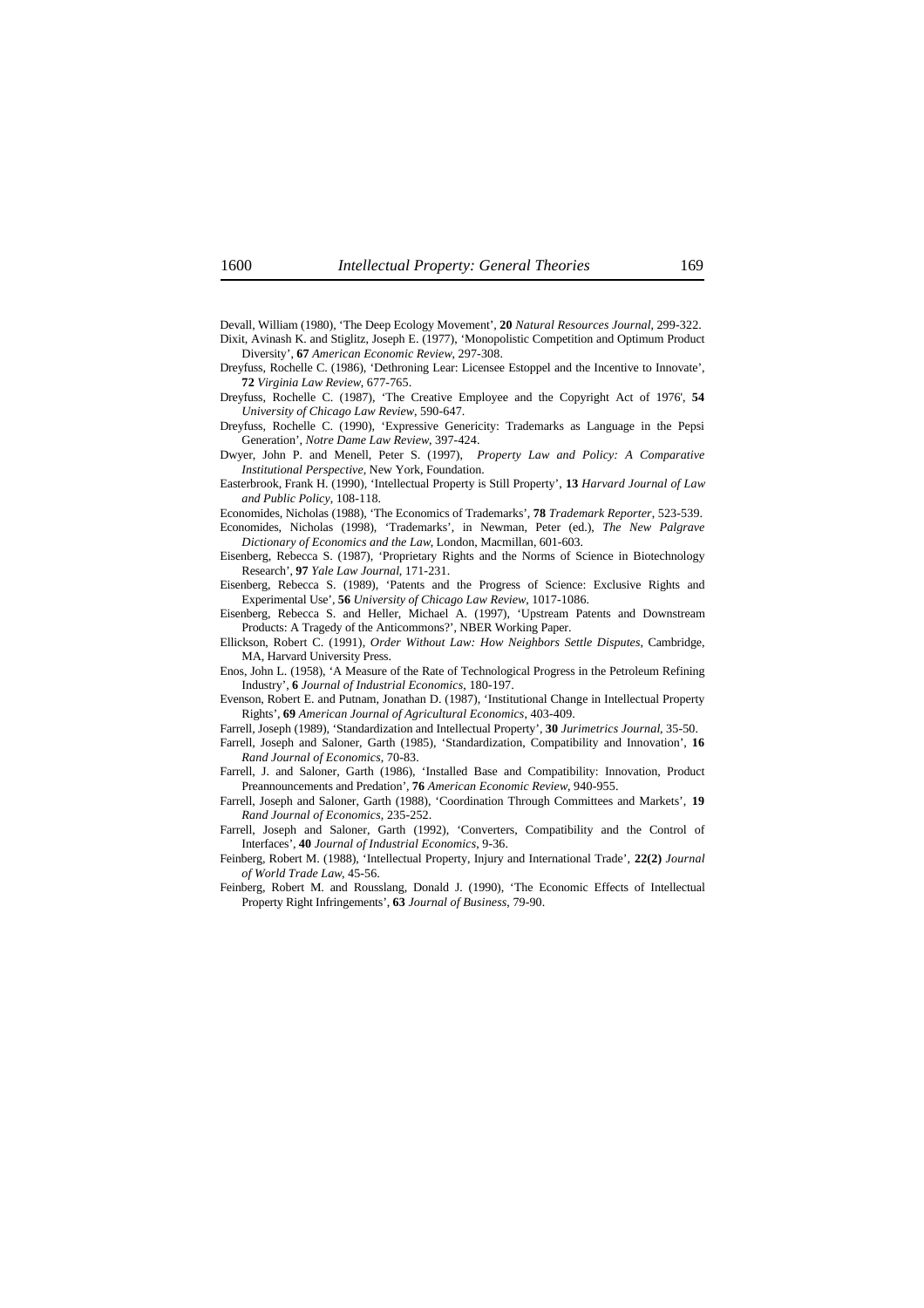Devall, William (1980), 'The Deep Ecology Movement', **20** *Natural Resources Journal*, 299-322.

Dixit, Avinash K. and Stiglitz, Joseph E. (1977), 'Monopolistic Competition and Optimum Product Diversity', **67** *American Economic Review*, 297-308.

Dreyfuss, Rochelle C. (1986), 'Dethroning Lear: Licensee Estoppel and the Incentive to Innovate', **72** *Virginia Law Review*, 677-765.

Dreyfuss, Rochelle C. (1987), 'The Creative Employee and the Copyright Act of 1976', **54** *University of Chicago Law Review*, 590-647.

Dreyfuss, Rochelle C. (1990), 'Expressive Genericity: Trademarks as Language in the Pepsi Generation', *Notre Dame Law Review*, 397-424.

Dwyer, John P. and Menell, Peter S. (1997), *Property Law and Policy: A Comparative Institutional Perspective*, New York, Foundation.

Easterbrook, Frank H. (1990), 'Intellectual Property is Still Property', **13** *Harvard Journal of Law and Public Policy*, 108-118.

Economides, Nicholas (1988), 'The Economics of Trademarks', **78** *Trademark Reporter*, 523-539.

Economides, Nicholas (1998), 'Trademarks', in Newman, Peter (ed.), *The New Palgrave Dictionary of Economics and the Law*, London, Macmillan, 601-603.

Eisenberg, Rebecca S. (1987), 'Proprietary Rights and the Norms of Science in Biotechnology Research', **97** *Yale Law Journal*, 171-231.

Eisenberg, Rebecca S. (1989), 'Patents and the Progress of Science: Exclusive Rights and Experimental Use', **56** *University of Chicago Law Review*, 1017-1086.

Eisenberg, Rebecca S. and Heller, Michael A. (1997), 'Upstream Patents and Downstream Products: A Tragedy of the Anticommons?', NBER Working Paper.

Ellickson, Robert C. (1991), *Order Without Law: How Neighbors Settle Disputes*, Cambridge, MA, Harvard University Press.

Enos, John L. (1958), 'A Measure of the Rate of Technological Progress in the Petroleum Refining Industry', **6** *Journal of Industrial Economics*, 180-197.

Evenson, Robert E. and Putnam, Jonathan D. (1987), 'Institutional Change in Intellectual Property Rights', **69** *American Journal of Agricultural Economics*, 403-409.

Farrell, Joseph (1989), 'Standardization and Intellectual Property', **30** *Jurimetrics Journal*, 35-50.

Farrell, Joseph and Saloner, Garth (1985), 'Standardization, Compatibility and Innovation', **16** *Rand Journal of Economics*, 70-83.

Farrell, J. and Saloner, Garth (1986), 'Installed Base and Compatibility: Innovation, Product Preannouncements and Predation', **76** *American Economic Review*, 940-955.

Farrell, Joseph and Saloner, Garth (1988), 'Coordination Through Committees and Markets', **19** *Rand Journal of Economics*, 235-252.

Farrell, Joseph and Saloner, Garth (1992), 'Converters, Compatibility and the Control of Interfaces', **40** *Journal of Industrial Economics*, 9-36.

Feinberg, Robert M. (1988), 'Intellectual Property, Injury and International Trade', **22(2)** *Journal of World Trade Law*, 45-56.

Feinberg, Robert M. and Rousslang, Donald J. (1990), 'The Economic Effects of Intellectual Property Right Infringements', **63** *Journal of Business*, 79-90.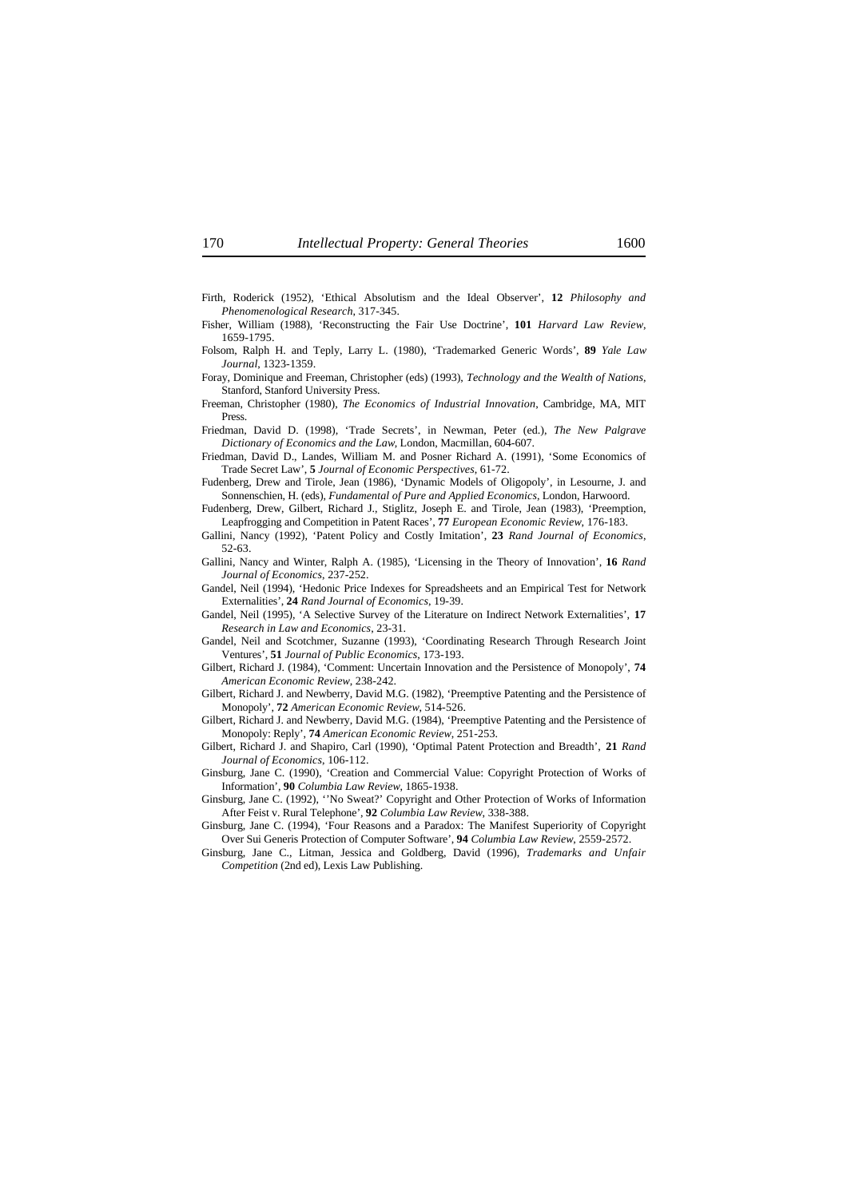Firth, Roderick (1952), 'Ethical Absolutism and the Ideal Observer', **12** *Philosophy and Phenomenological Research*, 317-345.

Fisher, William (1988), 'Reconstructing the Fair Use Doctrine', **101** *Harvard Law Review*, 1659-1795.

Folsom, Ralph H. and Teply, Larry L. (1980), 'Trademarked Generic Words', **89** *Yale Law Journal*, 1323-1359.

Foray, Dominique and Freeman, Christopher (eds) (1993), *Technology and the Wealth of Nations*, Stanford, Stanford University Press.

Freeman, Christopher (1980), *The Economics of Industrial Innovation*, Cambridge, MA, MIT Press.

Friedman, David D. (1998), 'Trade Secrets', in Newman, Peter (ed.), *The New Palgrave Dictionary of Economics and the Law*, London, Macmillan, 604-607.

Friedman, David D., Landes, William M. and Posner Richard A. (1991), 'Some Economics of Trade Secret Law', **5** *Journal of Economic Perspectives*, 61-72.

Fudenberg, Drew and Tirole, Jean (1986), 'Dynamic Models of Oligopoly', in Lesourne, J. and Sonnenschien, H. (eds), *Fundamental of Pure and Applied Economics*, London, Harwoord.

Fudenberg, Drew, Gilbert, Richard J., Stiglitz, Joseph E. and Tirole, Jean (1983), 'Preemption, Leapfrogging and Competition in Patent Races', **77** *European Economic Review*, 176-183.

Gallini, Nancy (1992), 'Patent Policy and Costly Imitation', **23** *Rand Journal of Economics*, 52-63.

Gallini, Nancy and Winter, Ralph A. (1985), 'Licensing in the Theory of Innovation', **16** *Rand Journal of Economics*, 237-252.

Gandel, Neil (1994), 'Hedonic Price Indexes for Spreadsheets and an Empirical Test for Network Externalities', **24** *Rand Journal of Economics*, 19-39.

Gandel, Neil (1995), 'A Selective Survey of the Literature on Indirect Network Externalities', **17** *Research in Law and Economics*, 23-31.

Gandel, Neil and Scotchmer, Suzanne (1993), 'Coordinating Research Through Research Joint Ventures', **51** *Journal of Public Economics*, 173-193.

Gilbert, Richard J. (1984), 'Comment: Uncertain Innovation and the Persistence of Monopoly', **74** *American Economic Review*, 238-242.

Gilbert, Richard J. and Newberry, David M.G. (1982), 'Preemptive Patenting and the Persistence of Monopoly', **72** *American Economic Review*, 514-526.

Gilbert, Richard J. and Newberry, David M.G. (1984), 'Preemptive Patenting and the Persistence of Monopoly: Reply', **74** *American Economic Review*, 251-253.

Gilbert, Richard J. and Shapiro, Carl (1990), 'Optimal Patent Protection and Breadth', **21** *Rand Journal of Economics*, 106-112.

Ginsburg, Jane C. (1990), 'Creation and Commercial Value: Copyright Protection of Works of Information', **90** *Columbia Law Review*, 1865-1938.

Ginsburg, Jane C. (1992), ''No Sweat?' Copyright and Other Protection of Works of Information After Feist v. Rural Telephone', **92** *Columbia Law Review*, 338-388.

Ginsburg, Jane C. (1994), 'Four Reasons and a Paradox: The Manifest Superiority of Copyright Over Sui Generis Protection of Computer Software', **94** *Columbia Law Review*, 2559-2572.

Ginsburg, Jane C., Litman, Jessica and Goldberg, David (1996), *Trademarks and Unfair Competition* (2nd ed), Lexis Law Publishing.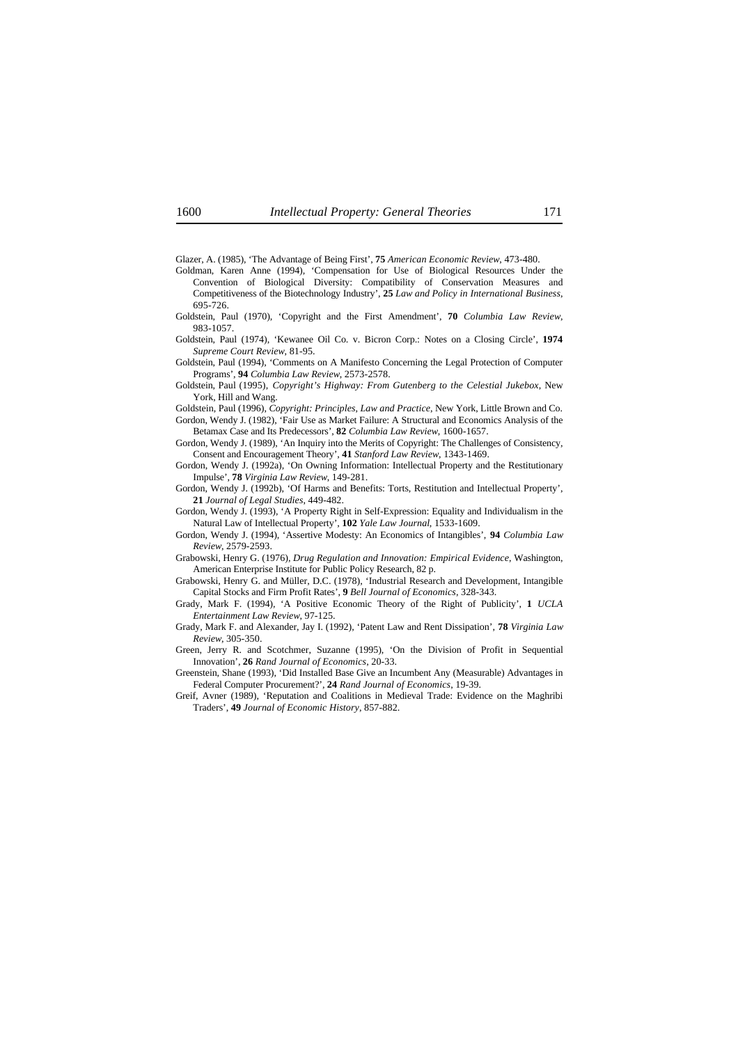Glazer, A. (1985), 'The Advantage of Being First', **75** *American Economic Review*, 473-480.

Goldman, Karen Anne (1994), 'Compensation for Use of Biological Resources Under the Convention of Biological Diversity: Compatibility of Conservation Measures and Competitiveness of the Biotechnology Industry', **25** *Law and Policy in International Business*, 695-726.

Goldstein, Paul (1970), 'Copyright and the First Amendment', **70** *Columbia Law Review*, 983-1057.

Goldstein, Paul (1974), 'Kewanee Oil Co. v. Bicron Corp.: Notes on a Closing Circle', **1974** *Supreme Court Review*, 81-95.

Goldstein, Paul (1994), 'Comments on A Manifesto Concerning the Legal Protection of Computer Programs', **94** *Columbia Law Review*, 2573-2578.

Goldstein, Paul (1995), *Copyright's Highway: From Gutenberg to the Celestial Jukebox*, New York, Hill and Wang.

Goldstein, Paul (1996), *Copyright: Principles, Law and Practice*, New York, Little Brown and Co.

Gordon, Wendy J. (1982), 'Fair Use as Market Failure: A Structural and Economics Analysis of the Betamax Case and Its Predecessors', **82** *Columbia Law Review*, 1600-1657.

Gordon, Wendy J. (1989), 'An Inquiry into the Merits of Copyright: The Challenges of Consistency, Consent and Encouragement Theory', **41** *Stanford Law Review*, 1343-1469.

Gordon, Wendy J. (1992a), 'On Owning Information: Intellectual Property and the Restitutionary Impulse', **78** *Virginia Law Review*, 149-281.

Gordon, Wendy J. (1992b), 'Of Harms and Benefits: Torts, Restitution and Intellectual Property', **21** *Journal of Legal Studies*, 449-482.

Gordon, Wendy J. (1993), 'A Property Right in Self-Expression: Equality and Individualism in the Natural Law of Intellectual Property', **102** *Yale Law Journal*, 1533-1609.

Gordon, Wendy J. (1994), 'Assertive Modesty: An Economics of Intangibles', **94** *Columbia Law Review*, 2579-2593.

Grabowski, Henry G. (1976), *Drug Regulation and Innovation: Empirical Evidence*, Washington, American Enterprise Institute for Public Policy Research, 82 p.

Grabowski, Henry G. and Müller, D.C. (1978), 'Industrial Research and Development, Intangible Capital Stocks and Firm Profit Rates', **9** *Bell Journal of Economics*, 328-343.

Grady, Mark F. (1994), 'A Positive Economic Theory of the Right of Publicity', **1** *UCLA Entertainment Law Review*, 97-125.

Grady, Mark F. and Alexander, Jay I. (1992), 'Patent Law and Rent Dissipation', **78** *Virginia Law Review*, 305-350.

Green, Jerry R. and Scotchmer, Suzanne (1995), 'On the Division of Profit in Sequential Innovation', **26** *Rand Journal of Economics*, 20-33.

Greenstein, Shane (1993), 'Did Installed Base Give an Incumbent Any (Measurable) Advantages in Federal Computer Procurement?', **24** *Rand Journal of Economics*, 19-39.

Greif, Avner (1989), 'Reputation and Coalitions in Medieval Trade: Evidence on the Maghribi Traders', **49** *Journal of Economic History*, 857-882.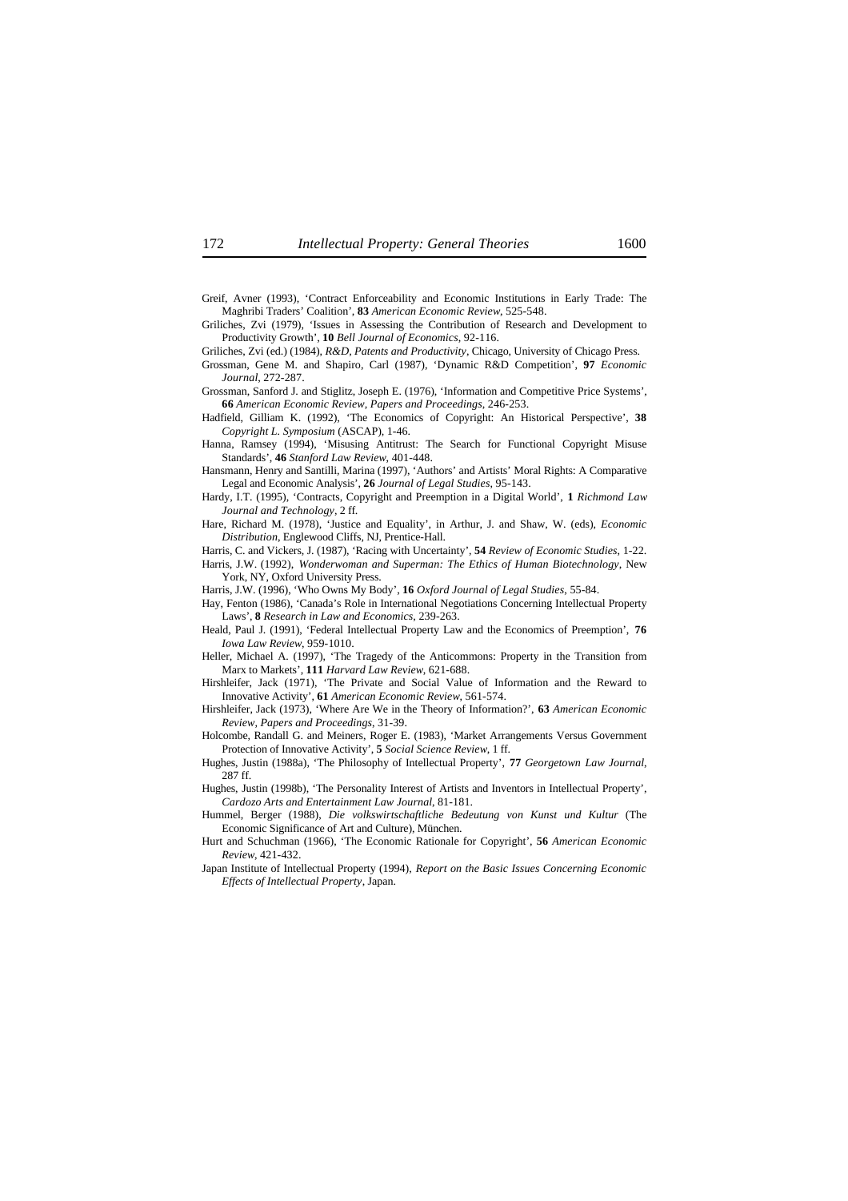Greif, Avner (1993), 'Contract Enforceability and Economic Institutions in Early Trade: The Maghribi Traders' Coalition', **83** *American Economic Review*, 525-548.

Griliches, Zvi (1979), 'Issues in Assessing the Contribution of Research and Development to Productivity Growth', **10** *Bell Journal of Economics*, 92-116.

Griliches, Zvi (ed.) (1984), *R&D, Patents and Productivity*, Chicago, University of Chicago Press.

Grossman, Gene M. and Shapiro, Carl (1987), 'Dynamic R&D Competition', **97** *Economic Journal*, 272-287.

Grossman, Sanford J. and Stiglitz, Joseph E. (1976), 'Information and Competitive Price Systems', **66** *American Economic Review, Papers and Proceedings*, 246-253.

Hadfield, Gilliam K. (1992), 'The Economics of Copyright: An Historical Perspective', **38** *Copyright L. Symposium* (ASCAP), 1-46.

Hanna, Ramsey (1994), 'Misusing Antitrust: The Search for Functional Copyright Misuse Standards', **46** *Stanford Law Review*, 401-448.

Hansmann, Henry and Santilli, Marina (1997), 'Authors' and Artists' Moral Rights: A Comparative Legal and Economic Analysis', **26** *Journal of Legal Studies*, 95-143.

Hardy, I.T. (1995), 'Contracts, Copyright and Preemption in a Digital World', **1** *Richmond Law Journal and Technology*, 2 ff.

Hare, Richard M. (1978), 'Justice and Equality', in Arthur, J. and Shaw, W. (eds), *Economic Distribution*, Englewood Cliffs, NJ, Prentice-Hall.

Harris, C. and Vickers, J. (1987), 'Racing with Uncertainty', **54** *Review of Economic Studies*, 1-22.

Harris, J.W. (1992), *Wonderwoman and Superman: The Ethics of Human Biotechnology*, New York, NY, Oxford University Press.

Harris, J.W. (1996), 'Who Owns My Body', **16** *Oxford Journal of Legal Studies*, 55-84.

Hay, Fenton (1986), 'Canada's Role in International Negotiations Concerning Intellectual Property Laws', **8** *Research in Law and Economics*, 239-263.

Heald, Paul J. (1991), 'Federal Intellectual Property Law and the Economics of Preemption', **76** *Iowa Law Review*, 959-1010.

Heller, Michael A. (1997), 'The Tragedy of the Anticommons: Property in the Transition from Marx to Markets', **111** *Harvard Law Review*, 621-688.

Hirshleifer, Jack (1971), 'The Private and Social Value of Information and the Reward to Innovative Activity', **61** *American Economic Review*, 561-574.

Hirshleifer, Jack (1973), 'Where Are We in the Theory of Information?', **63** *American Economic Review, Papers and Proceedings*, 31-39.

Holcombe, Randall G. and Meiners, Roger E. (1983), 'Market Arrangements Versus Government Protection of Innovative Activity', **5** *Social Science Review*, 1 ff.

Hughes, Justin (1988a), 'The Philosophy of Intellectual Property', **77** *Georgetown Law Journal*, 287 ff.

Hughes, Justin (1998b), 'The Personality Interest of Artists and Inventors in Intellectual Property', *Cardozo Arts and Entertainment Law Journal*, 81-181.

Hummel, Berger (1988), *Die volkswirtschaftliche Bedeutung von Kunst und Kultur* (The Economic Significance of Art and Culture), München.

Hurt and Schuchman (1966), 'The Economic Rationale for Copyright', **56** *American Economic Review*, 421-432.

Japan Institute of Intellectual Property (1994), *Report on the Basic Issues Concerning Economic Effects of Intellectual Property*, Japan.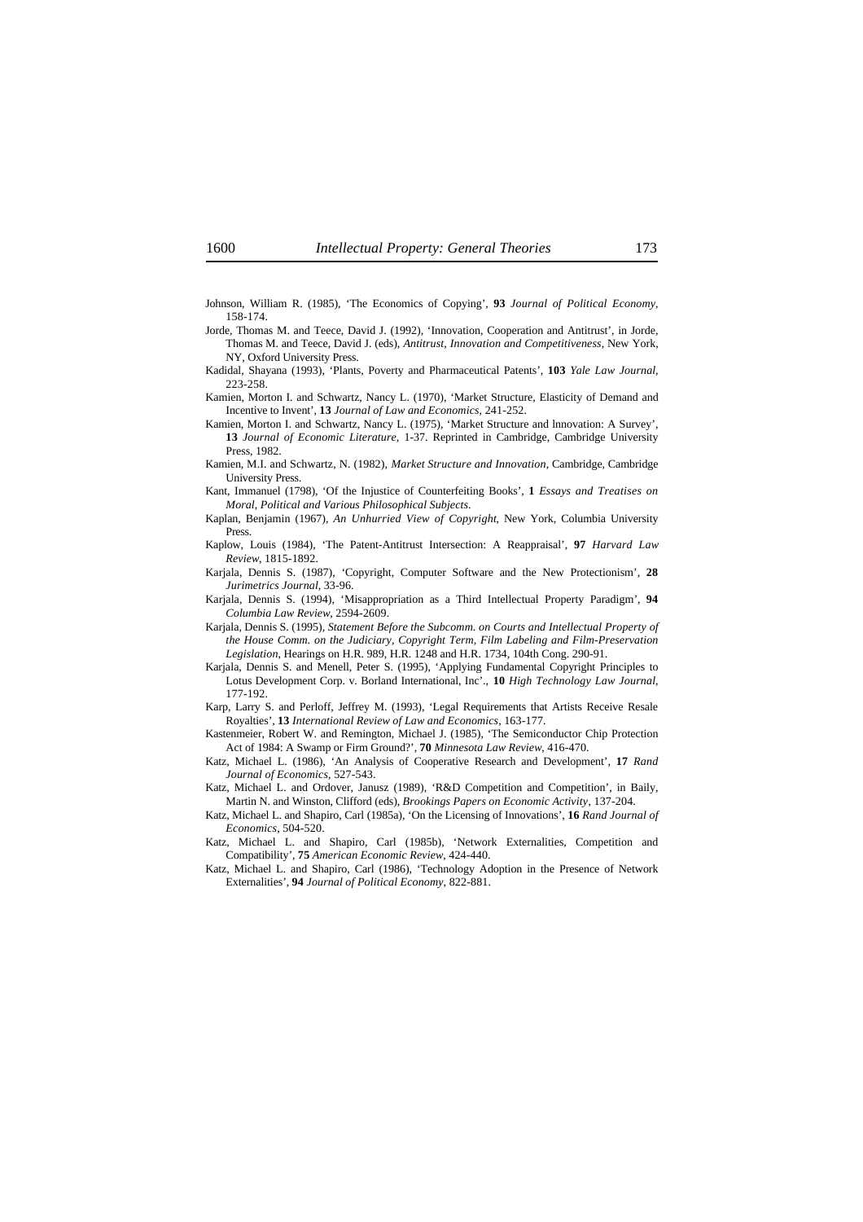Johnson, William R. (1985), 'The Economics of Copying', **93** *Journal of Political Economy*, 158-174.

Jorde, Thomas M. and Teece, David J. (1992), 'Innovation, Cooperation and Antitrust', in Jorde, Thomas M. and Teece, David J. (eds), *Antitrust, Innovation and Competitiveness*, New York, NY, Oxford University Press.

Kadidal, Shayana (1993), 'Plants, Poverty and Pharmaceutical Patents', **103** *Yale Law Journal*, 223-258.

Kamien, Morton I. and Schwartz, Nancy L. (1970), 'Market Structure, Elasticity of Demand and Incentive to Invent', **13** *Journal of Law and Economics*, 241-252.

Kamien, Morton I. and Schwartz, Nancy L. (1975), 'Market Structure and lnnovation: A Survey', **13** *Journal of Economic Literature*, 1-37. Reprinted in Cambridge, Cambridge University Press, 1982.

Kamien, M.I. and Schwartz, N. (1982), *Market Structure and Innovation*, Cambridge, Cambridge University Press.

Kant, Immanuel (1798), 'Of the Injustice of Counterfeiting Books', **1** *Essays and Treatises on Moral, Political and Various Philosophical Subjects*.

Kaplan, Benjamin (1967), *An Unhurried View of Copyright*, New York, Columbia University Press.

Kaplow, Louis (1984), 'The Patent-Antitrust Intersection: A Reappraisal', **97** *Harvard Law Review*, 1815-1892.

Karjala, Dennis S. (1987), 'Copyright, Computer Software and the New Protectionism', **28** *Jurimetrics Journal*, 33-96.

Karjala, Dennis S. (1994), 'Misappropriation as a Third Intellectual Property Paradigm', **94** *Columbia Law Review*, 2594-2609.

Karjala, Dennis S. (1995), *Statement Before the Subcomm. on Courts and Intellectual Property of the House Comm. on the Judiciary, Copyright Term, Film Labeling and Film-Preservation Legislation*, Hearings on H.R. 989, H.R. 1248 and H.R. 1734, 104th Cong. 290-91.

Karjala, Dennis S. and Menell, Peter S. (1995), 'Applying Fundamental Copyright Principles to Lotus Development Corp. v. Borland International, Inc'., **10** *High Technology Law Journal*, 177-192.

Karp, Larry S. and Perloff, Jeffrey M. (1993), 'Legal Requirements that Artists Receive Resale Royalties', **13** *International Review of Law and Economics*, 163-177.

Kastenmeier, Robert W. and Remington, Michael J. (1985), 'The Semiconductor Chip Protection Act of 1984: A Swamp or Firm Ground?', **70** *Minnesota Law Review*, 416-470.

Katz, Michael L. (1986), 'An Analysis of Cooperative Research and Development', **17** *Rand Journal of Economics*, 527-543.

Katz, Michael L. and Ordover, Janusz (1989), 'R&D Competition and Competition', in Baily, Martin N. and Winston, Clifford (eds), *Brookings Papers on Economic Activity*, 137-204.

Katz, Michael L. and Shapiro, Carl (1985a), 'On the Licensing of Innovations', **16** *Rand Journal of Economics*, 504-520.

Katz, Michael L. and Shapiro, Carl (1985b), 'Network Externalities, Competition and Compatibility', **75** *American Economic Review*, 424-440.

Katz, Michael L. and Shapiro, Carl (1986), 'Technology Adoption in the Presence of Network Externalities', **94** *Journal of Political Economy*, 822-881.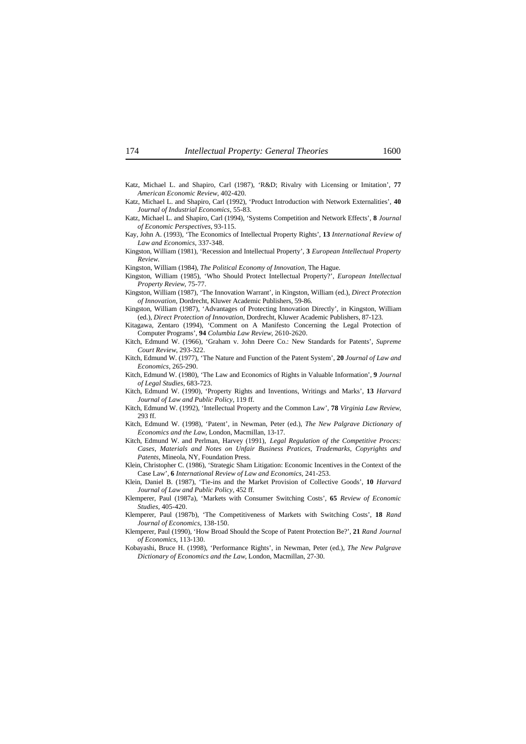Katz, Michael L. and Shapiro, Carl (1987), 'R&D; Rivalry with Licensing or Imitation', **77** *American Economic Review*, 402-420.

Katz, Michael L. and Shapiro, Carl (1992), 'Product Introduction with Network Externalities', **40** *Journal of Industrial Economics*, 55-83.

Katz, Michael L. and Shapiro, Carl (1994), 'Systems Competition and Network Effects', **8** *Journal of Economic Perspectives*, 93-115.

Kay, John A. (1993), 'The Economics of Intellectual Property Rights', **13** *International Review of Law and Economics*, 337-348.

Kingston, William (1981), 'Recession and Intellectual Property', **3** *European Intellectual Property Review*.

Kingston, William (1984), *The Political Economy of Innovation*, The Hague.

Kingston, William (1985), 'Who Should Protect Intellectual Property?', *European Intellectual Property Review*, 75-77.

Kingston, William (1987), 'The Innovation Warrant', in Kingston, William (ed.), *Direct Protection of Innovation*, Dordrecht, Kluwer Academic Publishers, 59-86.

Kingston, William (1987), 'Advantages of Protecting Innovation Directly', in Kingston, William (ed.), *Direct Protection of Innovation*, Dordrecht, Kluwer Academic Publishers, 87-123.

Kitagawa, Zentaro (1994), 'Comment on A Manifesto Concerning the Legal Protection of Computer Programs', **94** *Columbia Law Review*, 2610-2620.

Kitch, Edmund W. (1966), 'Graham v. John Deere Co.: New Standards for Patents', *Supreme Court Review*, 293-322.

Kitch, Edmund W. (1977), 'The Nature and Function of the Patent System', **20** *Journal of Law and Economics*, 265-290.

Kitch, Edmund W. (1980), 'The Law and Economics of Rights in Valuable Information', **9** *Journal of Legal Studies*, 683-723.

Kitch, Edmund W. (1990), 'Property Rights and Inventions, Writings and Marks', **13** *Harvard Journal of Law and Public Policy*, 119 ff.

Kitch, Edmund W. (1992), 'Intellectual Property and the Common Law', **78** *Virginia Law Review*, 293 ff.

Kitch, Edmund W. (1998), 'Patent', in Newman, Peter (ed.), *The New Palgrave Dictionary of Economics and the Law*, London, Macmillan, 13-17.

Kitch, Edmund W. and Perlman, Harvey (1991), *Legal Regulation of the Competitive Proces: Cases, Materials and Notes on Unfair Business Pratices, Trademarks, Copyrights and Patents*, Mineola, NY, Foundation Press.

Klein, Christopher C. (1986), 'Strategic Sham Litigation: Economic Incentives in the Context of the Case Law', **6** *International Review of Law and Economics*, 241-253.

Klein, Daniel B. (1987), 'Tie-ins and the Market Provision of Collective Goods', **10** *Harvard Journal of Law and Public Policy*, 452 ff.

Klemperer, Paul (1987a), 'Markets with Consumer Switching Costs', **65** *Review of Economic Studies*, 405-420.

Klemperer, Paul (1987b), 'The Competitiveness of Markets with Switching Costs', **18** *Rand Journal of Economics*, 138-150.

Klemperer, Paul (1990), 'How Broad Should the Scope of Patent Protection Be?', **21** *Rand Journal of Economics*, 113-130.

Kobayashi, Bruce H. (1998), 'Performance Rights', in Newman, Peter (ed.), *The New Palgrave Dictionary of Economics and the Law*, London, Macmillan, 27-30.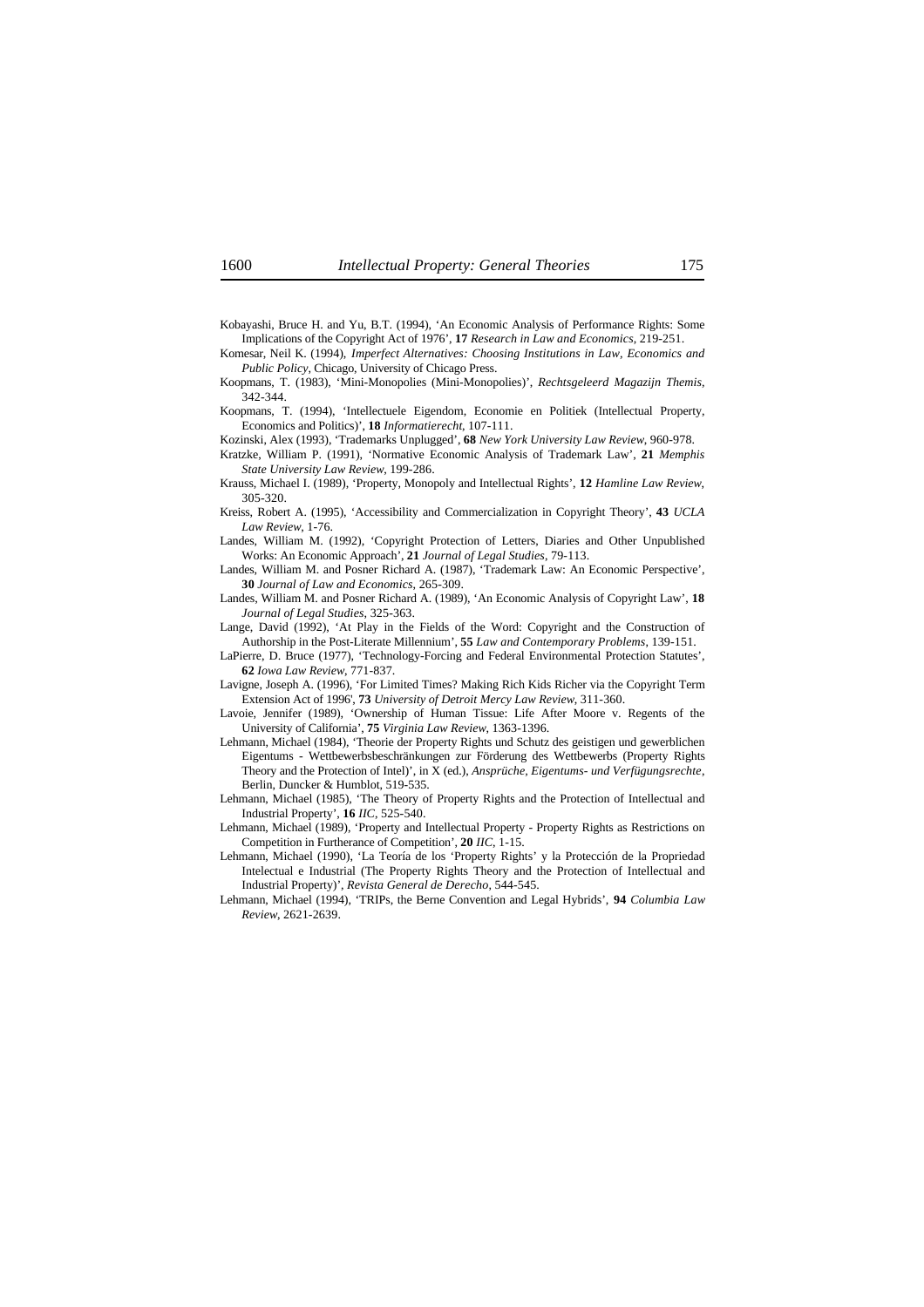Kobayashi, Bruce H. and Yu, B.T. (1994), 'An Economic Analysis of Performance Rights: Some Implications of the Copyright Act of 1976', **17** *Research in Law and Economics*, 219-251.

Komesar, Neil K. (1994), *Imperfect Alternatives: Choosing Institutions in Law, Economics and Public Policy*, Chicago, University of Chicago Press.

Koopmans, T. (1983), 'Mini-Monopolies (Mini-Monopolies)', *Rechtsgeleerd Magazijn Themis*, 342-344.

Koopmans, T. (1994), 'Intellectuele Eigendom, Economie en Politiek (Intellectual Property, Economics and Politics)', **18** *Informatierecht*, 107-111.

Kozinski, Alex (1993), 'Trademarks Unplugged', **68** *New York University Law Review*, 960-978.

Kratzke, William P. (1991), 'Normative Economic Analysis of Trademark Law', **21** *Memphis State University Law Review*, 199-286.

Krauss, Michael I. (1989), 'Property, Monopoly and Intellectual Rights', **12** *Hamline Law Review*, 305-320.

Kreiss, Robert A. (1995), 'Accessibility and Commercialization in Copyright Theory', **43** *UCLA Law Review*, 1-76.

Landes, William M. (1992), 'Copyright Protection of Letters, Diaries and Other Unpublished Works: An Economic Approach', **21** *Journal of Legal Studies*, 79-113.

Landes, William M. and Posner Richard A. (1987), 'Trademark Law: An Economic Perspective', **30** *Journal of Law and Economics*, 265-309.

Landes, William M. and Posner Richard A. (1989), 'An Economic Analysis of Copyright Law', **18** *Journal of Legal Studies*, 325-363.

Lange, David (1992), 'At Play in the Fields of the Word: Copyright and the Construction of Authorship in the Post-Literate Millennium', **55** *Law and Contemporary Problems*, 139-151.

LaPierre, D. Bruce (1977), 'Technology-Forcing and Federal Environmental Protection Statutes', **62** *Iowa Law Review*, 771-837.

Lavigne, Joseph A. (1996), 'For Limited Times? Making Rich Kids Richer via the Copyright Term Extension Act of 1996', **73** *University of Detroit Mercy Law Review*, 311-360.

Lavoie, Jennifer (1989), 'Ownership of Human Tissue: Life After Moore v. Regents of the University of California', **75** *Virginia Law Review*, 1363-1396.

Lehmann, Michael (1984), 'Theorie der Property Rights und Schutz des geistigen und gewerblichen Eigentums - Wettbewerbsbeschränkungen zur Förderung des Wettbewerbs (Property Rights Theory and the Protection of Intel)', in X (ed.), *Ansprüche, Eigentums- und Verfügungsrechte*, Berlin, Duncker & Humblot, 519-535.

Lehmann, Michael (1985), 'The Theory of Property Rights and the Protection of Intellectual and Industrial Property', **16** *IIC*, 525-540.

Lehmann, Michael (1989), 'Property and Intellectual Property - Property Rights as Restrictions on Competition in Furtherance of Competition', **20** *IIC*, 1-15.

Lehmann, Michael (1990), 'La Teoría de los 'Property Rights' y la Protección de la Propriedad Intelectual e Industrial (The Property Rights Theory and the Protection of Intellectual and Industrial Property)', *Revista General de Derecho*, 544-545.

Lehmann, Michael (1994), 'TRIPs, the Berne Convention and Legal Hybrids', **94** *Columbia Law Review*, 2621-2639.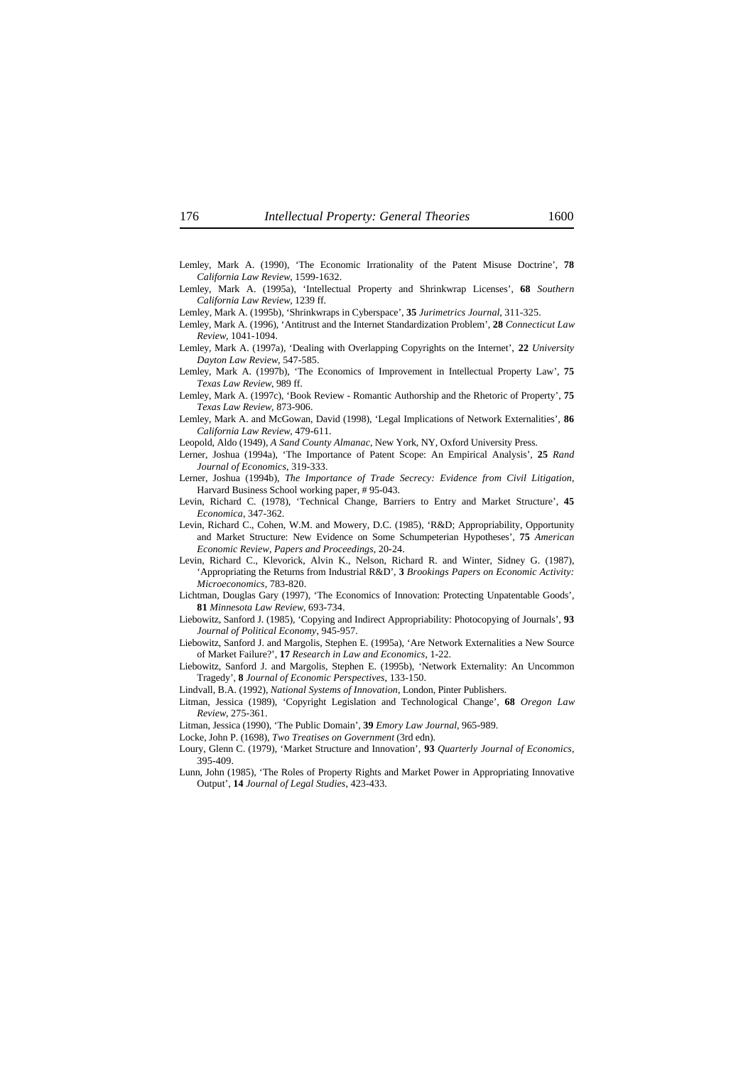Lemley, Mark A. (1990), 'The Economic Irrationality of the Patent Misuse Doctrine', **78** *California Law Review*, 1599-1632.

Lemley, Mark A. (1995a), 'Intellectual Property and Shrinkwrap Licenses', **68** *Southern California Law Review*, 1239 ff.

Lemley, Mark A. (1995b), 'Shrinkwraps in Cyberspace', **35** *Jurimetrics Journal*, 311-325.

Lemley, Mark A. (1996), 'Antitrust and the Internet Standardization Problem', **28** *Connecticut Law Review*, 1041-1094.

Lemley, Mark A. (1997a), 'Dealing with Overlapping Copyrights on the Internet', **22** *University Dayton Law Review*, 547-585.

Lemley, Mark A. (1997b), 'The Economics of Improvement in Intellectual Property Law', **75** *Texas Law Review*, 989 ff.

Lemley, Mark A. (1997c), 'Book Review - Romantic Authorship and the Rhetoric of Property', **75** *Texas Law Review*, 873-906.

Lemley, Mark A. and McGowan, David (1998), 'Legal Implications of Network Externalities', **86** *California Law Review*, 479-611.

Leopold, Aldo (1949), *A Sand County Almanac*, New York, NY, Oxford University Press.

Lerner, Joshua (1994a), 'The Importance of Patent Scope: An Empirical Analysis', **25** *Rand Journal of Economics*, 319-333.

Lerner, Joshua (1994b), *The Importance of Trade Secrecy: Evidence from Civil Litigation*, Harvard Business School working paper, # 95-043.

Levin, Richard C. (1978), 'Technical Change, Barriers to Entry and Market Structure', **45** *Economica*, 347-362.

Levin, Richard C., Cohen, W.M. and Mowery, D.C. (1985), 'R&D; Appropriability, Opportunity and Market Structure: New Evidence on Some Schumpeterian Hypotheses', **75** *American Economic Review, Papers and Proceedings*, 20-24.

Levin, Richard C., Klevorick, Alvin K., Nelson, Richard R. and Winter, Sidney G. (1987), 'Appropriating the Returns from Industrial R&D', **3** *Brookings Papers on Economic Activity: Microeconomics*, 783-820.

Lichtman, Douglas Gary (1997), 'The Economics of Innovation: Protecting Unpatentable Goods', **81** *Minnesota Law Review*, 693-734.

Liebowitz, Sanford J. (1985), 'Copying and Indirect Appropriability: Photocopying of Journals', **93** *Journal of Political Economy*, 945-957.

Liebowitz, Sanford J. and Margolis, Stephen E. (1995a), 'Are Network Externalities a New Source of Market Failure?', **17** *Research in Law and Economics*, 1-22.

Liebowitz, Sanford J. and Margolis, Stephen E. (1995b), 'Network Externality: An Uncommon Tragedy', **8** *Journal of Economic Perspectives*, 133-150.

Lindvall, B.A. (1992), *National Systems of Innovation*, London, Pinter Publishers.

Litman, Jessica (1989), 'Copyright Legislation and Technological Change', **68** *Oregon Law Review*, 275-361.

Litman, Jessica (1990), 'The Public Domain', **39** *Emory Law Journal*, 965-989.

Locke, John P. (1698), *Two Treatises on Government* (3rd edn).

Loury, Glenn C. (1979), 'Market Structure and Innovation', **93** *Quarterly Journal of Economics*, 395-409.

Lunn, John (1985), 'The Roles of Property Rights and Market Power in Appropriating Innovative Output', **14** *Journal of Legal Studies*, 423-433.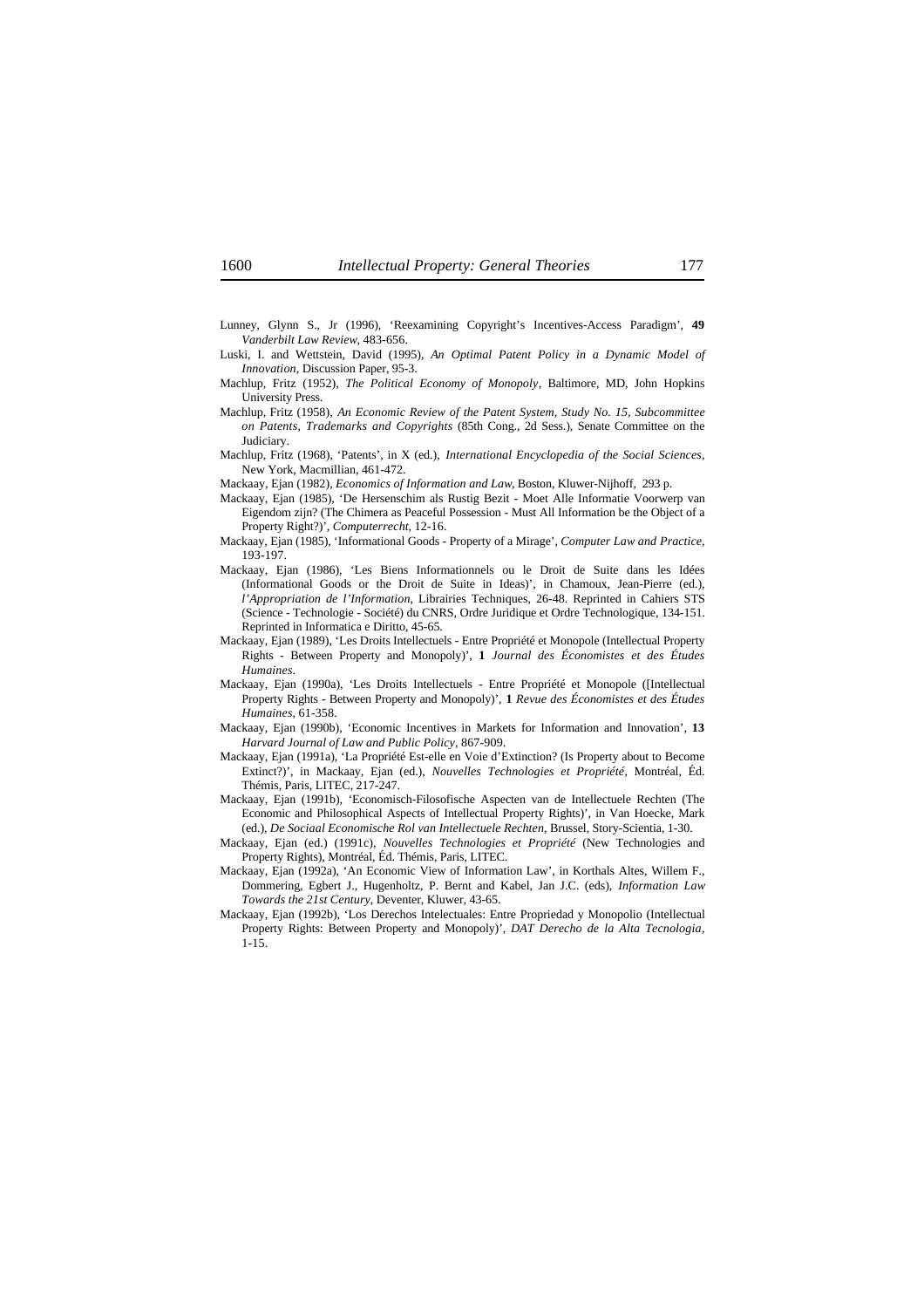Lunney, Glynn S., Jr (1996), 'Reexamining Copyright's Incentives-Access Paradigm', **49** *Vanderbilt Law Review*, 483-656.

Luski, I. and Wettstein, David (1995), *An Optimal Patent Policy in a Dynamic Model of Innovation*, Discussion Paper, 95-3.

Machlup, Fritz (1952), *The Political Economy of Monopoly*, Baltimore, MD, John Hopkins University Press.

Machlup, Fritz (1958), *An Economic Review of the Patent System, Study No. 15, Subcommittee on Patents, Trademarks and Copyrights* (85th Cong., 2d Sess.), Senate Committee on the Judiciary.

Machlup, Fritz (1968), 'Patents', in X (ed.), *International Encyclopedia of the Social Sciences*, New York, Macmillian, 461-472.

Mackaay, Ejan (1982), *Economics of Information and Law*, Boston, Kluwer-Nijhoff, 293 p.

Mackaay, Ejan (1985), 'De Hersenschim als Rustig Bezit - Moet Alle Informatie Voorwerp van Eigendom zijn? (The Chimera as Peaceful Possession - Must All Information be the Object of a Property Right?)', *Computerrecht*, 12-16.

Mackaay, Ejan (1985), 'Informational Goods - Property of a Mirage', *Computer Law and Practice*, 193-197.

Mackaay, Ejan (1986), 'Les Biens Informationnels ou le Droit de Suite dans les Idées (Informational Goods or the Droit de Suite in Ideas)', in Chamoux, Jean-Pierre (ed.), *l'Appropriation de l'Information*, Librairies Techniques, 26-48. Reprinted in Cahiers STS (Science - Technologie - Société) du CNRS, Ordre Juridique et Ordre Technologique, 134-151. Reprinted in Informatica e Diritto, 45-65.

Mackaay, Ejan (1989), 'Les Droits Intellectuels - Entre Propriété et Monopole (Intellectual Property Rights - Between Property and Monopoly)', **1** *Journal des Économistes et des Études Humaines*.

Mackaay, Ejan (1990a), 'Les Droits Intellectuels - Entre Propriété et Monopole ([Intellectual Property Rights - Between Property and Monopoly)', **1** *Revue des Économistes et des Études Humaines*, 61-358.

Mackaay, Ejan (1990b), 'Economic Incentives in Markets for Information and Innovation', **13** *Harvard Journal of Law and Public Policy*, 867-909.

Mackaay, Ejan (1991a), 'La Propriété Est-elle en Voie d'Extinction? (Is Property about to Become Extinct?)', in Mackaay, Ejan (ed.), *Nouvelles Technologies et Propriété*, Montréal, Éd. Thémis, Paris, LITEC, 217-247.

Mackaay, Ejan (1991b), 'Economisch-Filosofische Aspecten van de Intellectuele Rechten (The Economic and Philosophical Aspects of Intellectual Property Rights)', in Van Hoecke, Mark (ed.), *De Sociaal Economische Rol van Intellectuele Rechten*, Brussel, Story-Scientia, 1-30.

Mackaay, Ejan (ed.) (1991c), *Nouvelles Technologies et Propriété* (New Technologies and Property Rights), Montréal, Éd. Thémis, Paris, LITEC.

Mackaay, Ejan (1992a), 'An Economic View of Information Law', in Korthals Altes, Willem F., Dommering, Egbert J., Hugenholtz, P. Bernt and Kabel, Jan J.C. (eds), *Information Law Towards the 21st Century*, Deventer, Kluwer, 43-65.

Mackaay, Ejan (1992b), 'Los Derechos Intelectuales: Entre Propriedad y Monopolio (Intellectual Property Rights: Between Property and Monopoly)', *DAT Derecho de la Alta Tecnologia*, 1-15.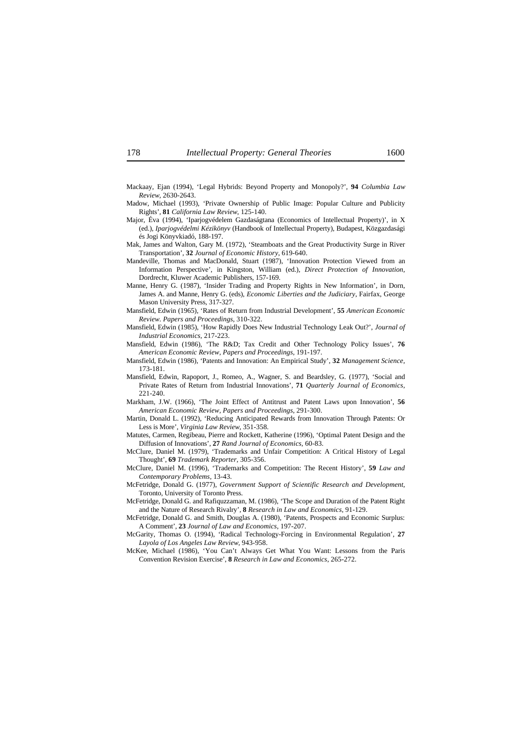Mackaay, Ejan (1994), 'Legal Hybrids: Beyond Property and Monopoly?', **94** *Columbia Law Review*, 2630-2643.

Madow, Michael (1993), 'Private Ownership of Public Image: Popular Culture and Publicity Rights', **81** *California Law Review*, 125-140.

Major, Éva (1994), 'Iparjogvédelem Gazdaságtana (Economics of Intellectual Property)', in X (ed.), *Iparjogvédelmi Kézikönyv* (Handbook of Intellectual Property), Budapest, Közgazdasági és Jogi Kőnyvkiadó, 188-197.

Mak, James and Walton, Gary M. (1972), 'Steamboats and the Great Productivity Surge in River Transportation', **32** *Journal of Economic History*, 619-640.

Mandeville, Thomas and MacDonald, Stuart (1987), 'Innovation Protection Viewed from an Information Perspective', in Kingston, William (ed.), *Direct Protection of Innovation*, Dordrecht, Kluwer Academic Publishers, 157-169.

Manne, Henry G. (1987), 'Insider Trading and Property Rights in New Information', in Dorn, James A. and Manne, Henry G. (eds), *Economic Liberties and the Judiciary*, Fairfax, George Mason University Press, 317-327.

Mansfield, Edwin (1965), 'Rates of Return from Industrial Development', **55** *American Economic Review. Papers and Proceedings*, 310-322.

Mansfield, Edwin (1985), 'How Rapidly Does New Industrial Technology Leak Out?', *Journal of Industrial Economics*, 217-223.

Mansfield, Edwin (1986), 'The R&D; Tax Credit and Other Technology Policy Issues', **76** *American Economic Review, Papers and Proceedings*, 191-197.

Mansfield, Edwin (1986), 'Patents and Innovation: An Empirical Study', **32** *Management Science*, 173-181.

Mansfield, Edwin, Rapoport, J., Romeo, A., Wagner, S. and Beardsley, G. (1977), 'Social and Private Rates of Return from Industrial Innovations', **71** *Quarterly Journal of Economics*, 221-240.

Markham, J.W. (1966), 'The Joint Effect of Antitrust and Patent Laws upon Innovation', **56** *American Economic Review, Papers and Proceedings*, 291-300.

Martin, Donald L. (1992), 'Reducing Anticipated Rewards from Innovation Through Patents: Or Less is More', *Virginia Law Review*, 351-358.

Matutes, Carmen, Regibeau, Pierre and Rockett, Katherine (1996), 'Optimal Patent Design and the Diffusion of Innovations', **27** *Rand Journal of Economics*, 60-83.

McClure, Daniel M. (1979), 'Trademarks and Unfair Competition: A Critical History of Legal Thought', **69** *Trademark Reporter*, 305-356.

McClure, Daniel M. (1996), 'Trademarks and Competition: The Recent History', **59** *Law and Contemporary Problems*, 13-43.

McFetridge, Donald G. (1977), *Government Support of Scientific Research and Development*, Toronto, University of Toronto Press.

McFetridge, Donald G. and Rafiquzzaman, M. (1986), 'The Scope and Duration of the Patent Right and the Nature of Research Rivalry', **8** *Research in Law and Economics*, 91-129.

McFetridge, Donald G. and Smith, Douglas A. (1980), 'Patents, Prospects and Economic Surplus: A Comment', **23** *Journal of Law and Economics*, 197-207.

McGarity, Thomas O. (1994), 'Radical Technology-Forcing in Environmental Regulation', **27** *Layola of Los Angeles Law Review*, 943-958.

McKee, Michael (1986), 'You Can't Always Get What You Want: Lessons from the Paris Convention Revision Exercise', **8** *Research in Law and Economics*, 265-272.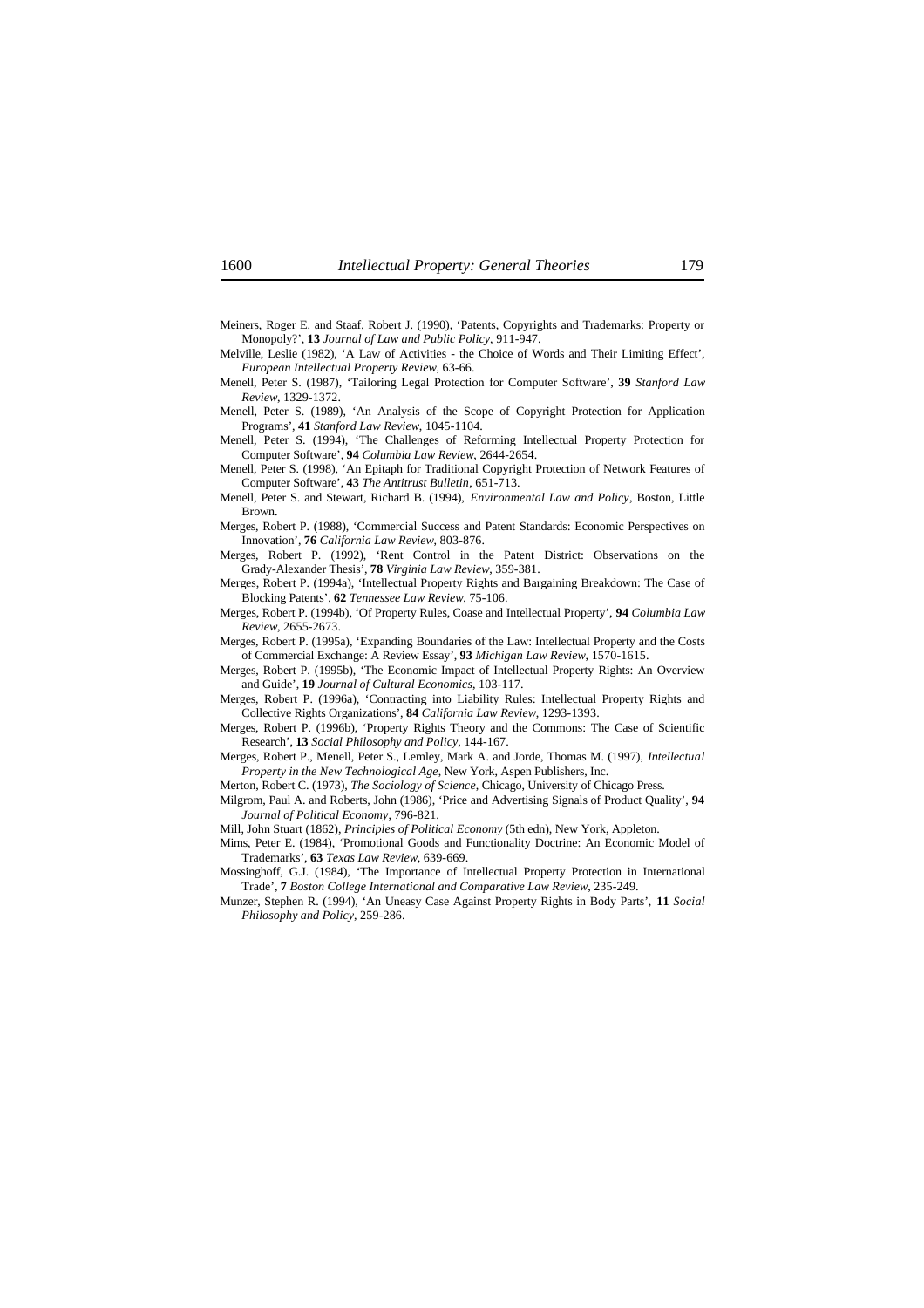Meiners, Roger E. and Staaf, Robert J. (1990), 'Patents, Copyrights and Trademarks: Property or Monopoly?', **13** *Journal of Law and Public Policy*, 911-947.

Melville, Leslie (1982), 'A Law of Activities - the Choice of Words and Their Limiting Effect', *European Intellectual Property Review*, 63-66.

Menell, Peter S. (1987), 'Tailoring Legal Protection for Computer Software', **39** *Stanford Law Review*, 1329-1372.

Menell, Peter S. (1989), 'An Analysis of the Scope of Copyright Protection for Application Programs', **41** *Stanford Law Review*, 1045-1104.

Menell, Peter S. (1994), 'The Challenges of Reforming Intellectual Property Protection for Computer Software', **94** *Columbia Law Review*, 2644-2654.

Menell, Peter S. (1998), 'An Epitaph for Traditional Copyright Protection of Network Features of Computer Software', **43** *The Antitrust Bulletin*, 651-713.

Menell, Peter S. and Stewart, Richard B. (1994), *Environmental Law and Policy*, Boston, Little Brown.

Merges, Robert P. (1988), 'Commercial Success and Patent Standards: Economic Perspectives on Innovation', **76** *California Law Review*, 803-876.

Merges, Robert P. (1992), 'Rent Control in the Patent District: Observations on the Grady-Alexander Thesis', **78** *Virginia Law Review*, 359-381.

Merges, Robert P. (1994a), 'Intellectual Property Rights and Bargaining Breakdown: The Case of Blocking Patents', **62** *Tennessee Law Review*, 75-106.

Merges, Robert P. (1994b), 'Of Property Rules, Coase and Intellectual Property', **94** *Columbia Law Review*, 2655-2673.

Merges, Robert P. (1995a), 'Expanding Boundaries of the Law: Intellectual Property and the Costs of Commercial Exchange: A Review Essay', **93** *Michigan Law Review*, 1570-1615.

Merges, Robert P. (1995b), 'The Economic Impact of Intellectual Property Rights: An Overview and Guide', **19** *Journal of Cultural Economics*, 103-117.

Merges, Robert P. (1996a), 'Contracting into Liability Rules: Intellectual Property Rights and Collective Rights Organizations', **84** *California Law Review*, 1293-1393.

Merges, Robert P. (1996b), 'Property Rights Theory and the Commons: The Case of Scientific Research', **13** *Social Philosophy and Policy*, 144-167.

Merges, Robert P., Menell, Peter S., Lemley, Mark A. and Jorde, Thomas M. (1997), *Intellectual Property in the New Technological Age*, New York, Aspen Publishers, Inc.

Merton, Robert C. (1973), *The Sociology of Science*, Chicago, University of Chicago Press.

Milgrom, Paul A. and Roberts, John (1986), 'Price and Advertising Signals of Product Quality', **94** *Journal of Political Economy*, 796-821.

Mill, John Stuart (1862), *Principles of Political Economy* (5th edn), New York, Appleton.

Mims, Peter E. (1984), 'Promotional Goods and Functionality Doctrine: An Economic Model of Trademarks', **63** *Texas Law Review*, 639-669.

Mossinghoff, G.J. (1984), 'The Importance of Intellectual Property Protection in International Trade', **7** *Boston College International and Comparative Law Review*, 235-249.

Munzer, Stephen R. (1994), 'An Uneasy Case Against Property Rights in Body Parts', **11** *Social Philosophy and Policy*, 259-286.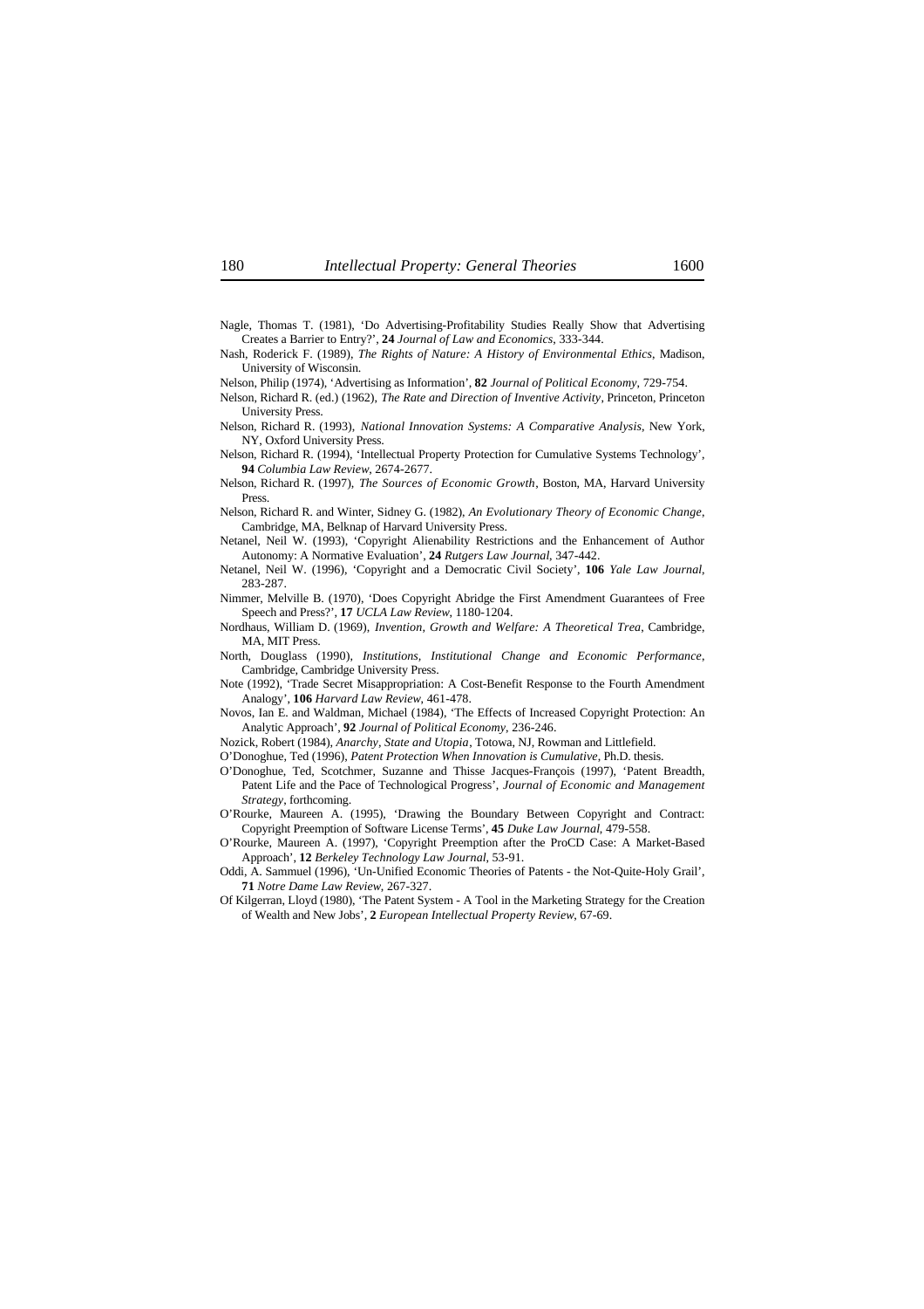Nagle, Thomas T. (1981), 'Do Advertising-Profitability Studies Really Show that Advertising Creates a Barrier to Entry?', **24** *Journal of Law and Economics*, 333-344.

Nash, Roderick F. (1989), *The Rights of Nature: A History of Environmental Ethics*, Madison, University of Wisconsin.

Nelson, Philip (1974), 'Advertising as Information', **82** *Journal of Political Economy*, 729-754.

Nelson, Richard R. (ed.) (1962), *The Rate and Direction of Inventive Activity*, Princeton, Princeton University Press.

Nelson, Richard R. (1993), *National Innovation Systems: A Comparative Analysis*, New York, NY, Oxford University Press.

Nelson, Richard R. (1994), 'Intellectual Property Protection for Cumulative Systems Technology', **94** *Columbia Law Review*, 2674-2677.

Nelson, Richard R. (1997), *The Sources of Economic Growth*, Boston, MA, Harvard University Press.

Nelson, Richard R. and Winter, Sidney G. (1982), *An Evolutionary Theory of Economic Change*, Cambridge, MA, Belknap of Harvard University Press.

Netanel, Neil W. (1993), 'Copyright Alienability Restrictions and the Enhancement of Author Autonomy: A Normative Evaluation', **24** *Rutgers Law Journal*, 347-442.

Netanel, Neil W. (1996), 'Copyright and a Democratic Civil Society', **106** *Yale Law Journal*, 283-287.

Nimmer, Melville B. (1970), 'Does Copyright Abridge the First Amendment Guarantees of Free Speech and Press?', **17** *UCLA Law Review*, 1180-1204.

Nordhaus, William D. (1969), *Invention, Growth and Welfare: A Theoretical Trea*, Cambridge, MA, MIT Press.

North, Douglass (1990), *Institutions, Institutional Change and Economic Performance*, Cambridge, Cambridge University Press.

Note (1992), 'Trade Secret Misappropriation: A Cost-Benefit Response to the Fourth Amendment Analogy', **106** *Harvard Law Review*, 461-478.

Novos, Ian E. and Waldman, Michael (1984), 'The Effects of Increased Copyright Protection: An Analytic Approach', **92** *Journal of Political Economy*, 236-246.

Nozick, Robert (1984), *Anarchy, State and Utopia*, Totowa, NJ, Rowman and Littlefield.

O'Donoghue, Ted (1996), *Patent Protection When Innovation is Cumulative*, Ph.D. thesis.

O'Donoghue, Ted, Scotchmer, Suzanne and Thisse Jacques-François (1997), 'Patent Breadth, Patent Life and the Pace of Technological Progress', *Journal of Economic and Management Strategy*, forthcoming.

O'Rourke, Maureen A. (1995), 'Drawing the Boundary Between Copyright and Contract: Copyright Preemption of Software License Terms', **45** *Duke Law Journal*, 479-558.

O'Rourke, Maureen A. (1997), 'Copyright Preemption after the ProCD Case: A Market-Based Approach', **12** *Berkeley Technology Law Journal*, 53-91.

Oddi, A. Sammuel (1996), 'Un-Unified Economic Theories of Patents - the Not-Quite-Holy Grail', **71** *Notre Dame Law Review*, 267-327.

Of Kilgerran, Lloyd (1980), 'The Patent System - A Tool in the Marketing Strategy for the Creation of Wealth and New Jobs', **2** *European Intellectual Property Review*, 67-69.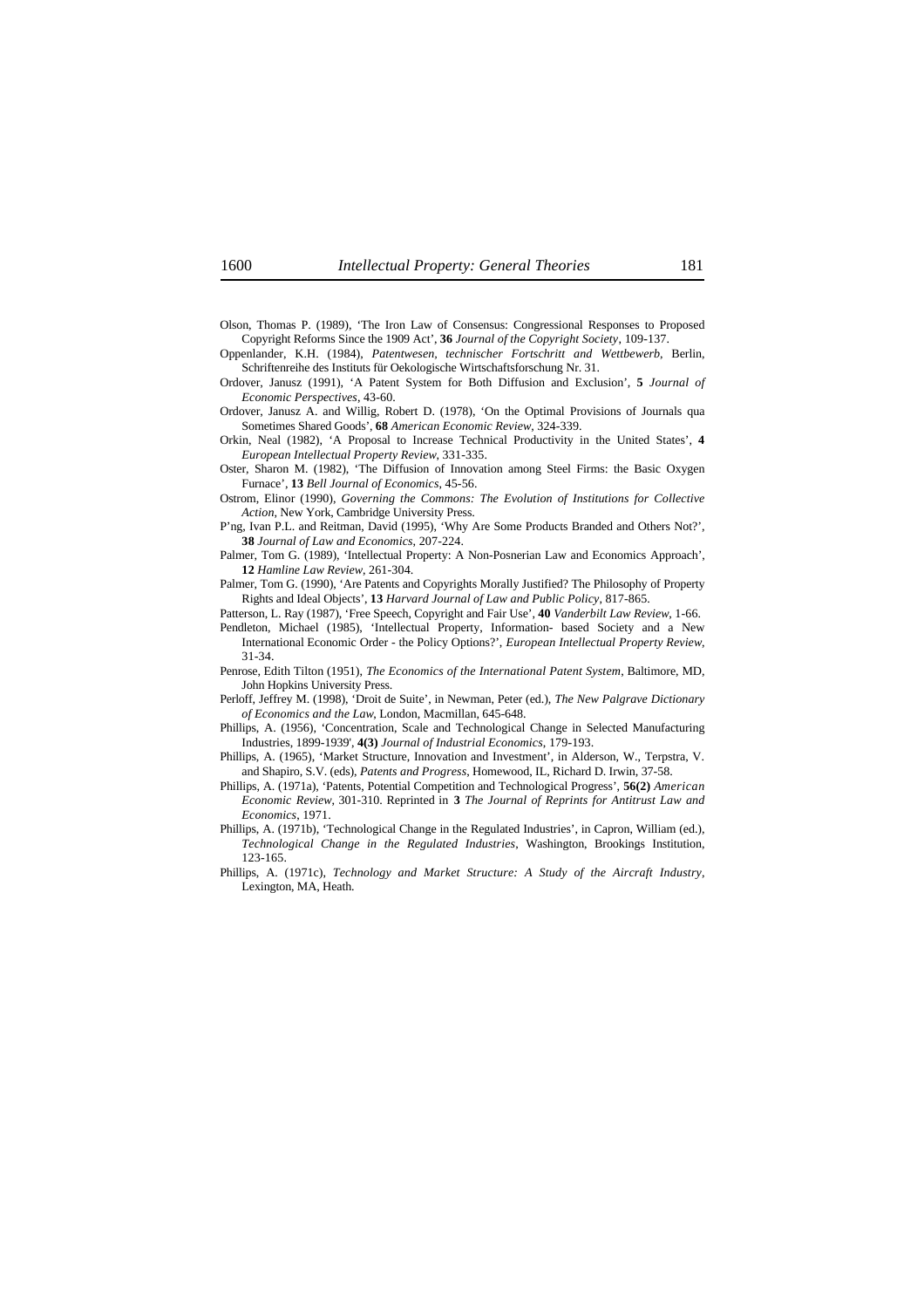Olson, Thomas P. (1989), 'The Iron Law of Consensus: Congressional Responses to Proposed Copyright Reforms Since the 1909 Act', **36** *Journal of the Copyright Society*, 109-137.

Oppenlander, K.H. (1984), *Patentwesen, technischer Fortschritt and Wettbewerb*, Berlin, Schriftenreihe des Instituts für Oekologische Wirtschaftsforschung Nr. 31.

Ordover, Janusz (1991), 'A Patent System for Both Diffusion and Exclusion', **5** *Journal of Economic Perspectives*, 43-60.

Ordover, Janusz A. and Willig, Robert D. (1978), 'On the Optimal Provisions of Journals qua Sometimes Shared Goods', **68** *American Economic Review*, 324-339.

Orkin, Neal (1982), 'A Proposal to Increase Technical Productivity in the United States', **4** *European Intellectual Property Review*, 331-335.

Oster, Sharon M. (1982), 'The Diffusion of Innovation among Steel Firms: the Basic Oxygen Furnace', **13** *Bell Journal of Economics*, 45-56.

Ostrom, Elinor (1990), *Governing the Commons: The Evolution of Institutions for Collective Action*, New York, Cambridge University Press.

P'ng, Ivan P.L. and Reitman, David (1995), 'Why Are Some Products Branded and Others Not?', **38** *Journal of Law and Economics*, 207-224.

Palmer, Tom G. (1989), 'Intellectual Property: A Non-Posnerian Law and Economics Approach', **12** *Hamline Law Review*, 261-304.

Palmer, Tom G. (1990), 'Are Patents and Copyrights Morally Justified? The Philosophy of Property Rights and Ideal Objects', **13** *Harvard Journal of Law and Public Policy*, 817-865.

Patterson, L. Ray (1987), 'Free Speech, Copyright and Fair Use', **40** *Vanderbilt Law Review*, 1-66.

Pendleton, Michael (1985), 'Intellectual Property, Information- based Society and a New International Economic Order - the Policy Options?', *European Intellectual Property Review*, 31-34.

Penrose, Edith Tilton (1951), *The Economics of the International Patent System*, Baltimore, MD, John Hopkins University Press.

Perloff, Jeffrey M. (1998), 'Droit de Suite', in Newman, Peter (ed.), *The New Palgrave Dictionary of Economics and the Law*, London, Macmillan, 645-648.

Phillips, A. (1956), 'Concentration, Scale and Technological Change in Selected Manufacturing Industries, 1899-1939', **4(3)** *Journal of Industrial Economics*, 179-193.

Phillips, A. (1965), 'Market Structure, Innovation and Investment', in Alderson, W., Terpstra, V. and Shapiro, S.V. (eds), *Patents and Progress*, Homewood, IL, Richard D. Irwin, 37-58.

Phillips, A. (1971a), 'Patents, Potential Competition and Technological Progress', **56(2)** *American Economic Review*, 301-310. Reprinted in **3** *The Journal of Reprints for Antitrust Law and Economics*, 1971.

Phillips, A. (1971b), 'Technological Change in the Regulated Industries', in Capron, William (ed.), *Technological Change in the Regulated Industries*, Washington, Brookings Institution, 123-165.

Phillips, A. (1971c), *Technology and Market Structure: A Study of the Aircraft Industry*, Lexington, MA, Heath.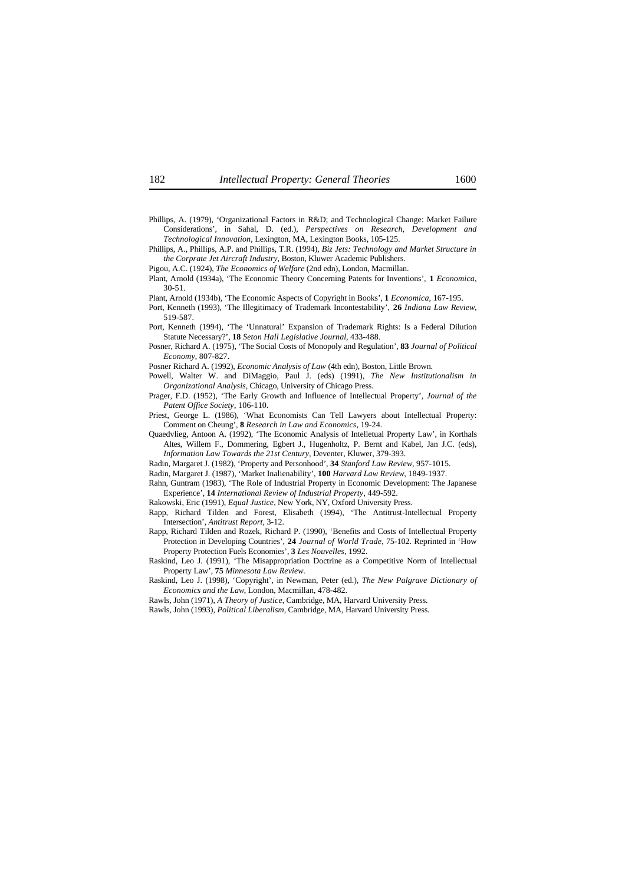Phillips, A. (1979), 'Organizational Factors in R&D; and Technological Change: Market Failure Considerations', in Sahal, D. (ed.), *Perspectives on Research, Development and Technological Innovation*, Lexington, MA, Lexington Books, 105-125.

Phillips, A., Phillips, A.P. and Phillips, T.R. (1994), *Biz Jets: Technology and Market Structure in the Corprate Jet Aircraft Industry*, Boston, Kluwer Academic Publishers.

Pigou, A.C. (1924), *The Economics of Welfare* (2nd edn), London, Macmillan.

Plant, Arnold (1934a), 'The Economic Theory Concerning Patents for Inventions', **1** *Economica*, 30-51.

Plant, Arnold (1934b), 'The Economic Aspects of Copyright in Books', **1** *Economica*, 167-195.

Port, Kenneth (1993), 'The Illegitimacy of Trademark Incontestability', **26** *Indiana Law Review*, 519-587.

Port, Kenneth (1994), 'The 'Unnatural' Expansion of Trademark Rights: Is a Federal Dilution Statute Necessary?', **18** *Seton Hall Legislative Journal*, 433-488.

Posner, Richard A. (1975), 'The Social Costs of Monopoly and Regulation', **83** *Journal of Political Economy*, 807-827.

Posner Richard A. (1992), *Economic Analysis of Law* (4th edn), Boston, Little Brown.

Powell, Walter W. and DiMaggio, Paul J. (eds) (1991), *The New Institutionalism in Organizational Analysis*, Chicago, University of Chicago Press.

Prager, F.D. (1952), 'The Early Growth and Influence of Intellectual Property', *Journal of the Patent Office Society*, 106-110.

Priest, George L. (1986), 'What Economists Can Tell Lawyers about Intellectual Property: Comment on Cheung', **8** *Research in Law and Economics*, 19-24.

Quaedvlieg, Antoon A. (1992), 'The Economic Analysis of Intelletual Property Law', in Korthals Altes, Willem F., Dommering, Egbert J., Hugenholtz, P. Bernt and Kabel, Jan J.C. (eds), *Information Law Towards the 21st Century*, Deventer, Kluwer, 379-393.

Radin, Margaret J. (1982), 'Property and Personhood', **34** *Stanford Law Review*, 957-1015.

Radin, Margaret J. (1987), 'Market Inalienability', **100** *Harvard Law Review*, 1849-1937.

Rahn, Guntram (1983), 'The Role of Industrial Property in Economic Development: The Japanese Experience', **14** *International Review of Industrial Property*, 449-592.

Rakowski, Eric (1991), *Equal Justice*, New York, NY, Oxford University Press.

Rapp, Richard Tilden and Forest, Elisabeth (1994), 'The Antitrust-Intellectual Property Intersection', *Antitrust Report*, 3-12.

Rapp, Richard Tilden and Rozek, Richard P. (1990), 'Benefits and Costs of Intellectual Property Protection in Developing Countries', **24** *Journal of World Trade*, 75-102. Reprinted in 'How Property Protection Fuels Economies', **3** *Les Nouvelles*, 1992.

Raskind, Leo J. (1991), 'The Misappropriation Doctrine as a Competitive Norm of Intellectual Property Law', **75** *Minnesota Law Review*.

Raskind, Leo J. (1998), 'Copyright', in Newman, Peter (ed.), *The New Palgrave Dictionary of Economics and the Law*, London, Macmillan, 478-482.

Rawls, John (1971), *A Theory of Justice*, Cambridge, MA, Harvard University Press.

Rawls, John (1993), *Political Liberalism*, Cambridge, MA, Harvard University Press.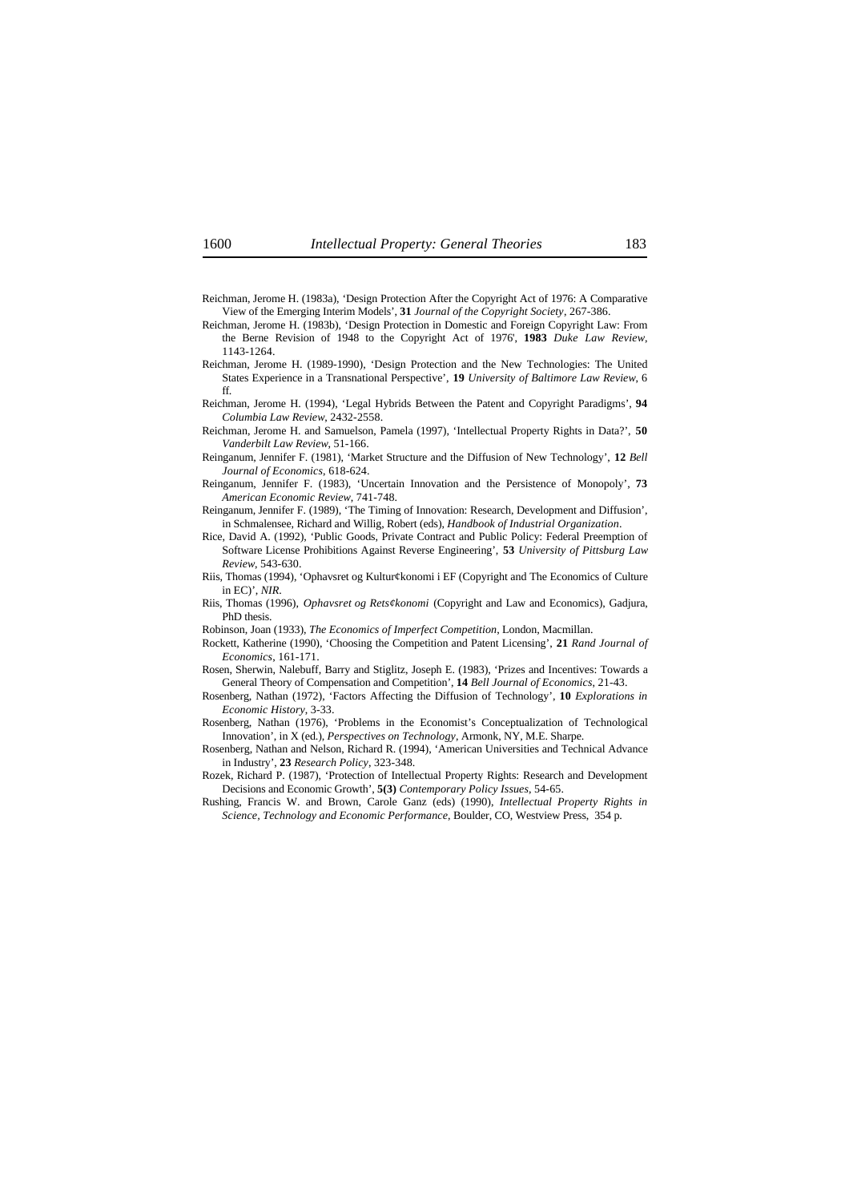Reichman, Jerome H. (1983a), 'Design Protection After the Copyright Act of 1976: A Comparative View of the Emerging Interim Models', **31** *Journal of the Copyright Society*, 267-386.

Reichman, Jerome H. (1983b), 'Design Protection in Domestic and Foreign Copyright Law: From the Berne Revision of 1948 to the Copyright Act of 1976', **1983** *Duke Law Review*, 1143-1264.

Reichman, Jerome H. (1989-1990), 'Design Protection and the New Technologies: The United States Experience in a Transnational Perspective', **19** *University of Baltimore Law Review*, 6 ff.

Reichman, Jerome H. (1994), 'Legal Hybrids Between the Patent and Copyright Paradigms', **94** *Columbia Law Review*, 2432-2558.

Reichman, Jerome H. and Samuelson, Pamela (1997), 'Intellectual Property Rights in Data?', **50** *Vanderbilt Law Review*, 51-166.

Reinganum, Jennifer F. (1981), 'Market Structure and the Diffusion of New Technology', **12** *Bell Journal of Economics*, 618-624.

Reinganum, Jennifer F. (1983), 'Uncertain Innovation and the Persistence of Monopoly', **73** *American Economic Review*, 741-748.

Reinganum, Jennifer F. (1989), 'The Timing of Innovation: Research, Development and Diffusion', in Schmalensee, Richard and Willig, Robert (eds), *Handbook of Industrial Organization*.

Rice, David A. (1992), 'Public Goods, Private Contract and Public Policy: Federal Preemption of Software License Prohibitions Against Reverse Engineering', **53** *University of Pittsburg Law Review*, 543-630.

Riis, Thomas (1994), 'Ophavsret og Kultur¢konomi i EF (Copyright and The Economics of Culture in EC)', *NIR*.

Riis, Thomas (1996), *Ophavsret og Rets¢konomi* (Copyright and Law and Economics), Gadjura, PhD thesis.

Robinson, Joan (1933), *The Economics of Imperfect Competition*, London, Macmillan.

Rockett, Katherine (1990), 'Choosing the Competition and Patent Licensing', **21** *Rand Journal of Economics*, 161-171.

Rosen, Sherwin, Nalebuff, Barry and Stiglitz, Joseph E. (1983), 'Prizes and Incentives: Towards a General Theory of Compensation and Competition', **14** *Bell Journal of Economics*, 21-43.

Rosenberg, Nathan (1972), 'Factors Affecting the Diffusion of Technology', **10** *Explorations in Economic History*, 3-33.

Rosenberg, Nathan (1976), 'Problems in the Economist's Conceptualization of Technological Innovation', in X (ed.), *Perspectives on Technology*, Armonk, NY, M.E. Sharpe.

Rosenberg, Nathan and Nelson, Richard R. (1994), 'American Universities and Technical Advance in Industry', **23** *Research Policy*, 323-348.

Rozek, Richard P. (1987), 'Protection of Intellectual Property Rights: Research and Development Decisions and Economic Growth', **5(3)** *Contemporary Policy Issues*, 54-65.

Rushing, Francis W. and Brown, Carole Ganz (eds) (1990), *Intellectual Property Rights in Science, Technology and Economic Performance*, Boulder, CO, Westview Press, 354 p.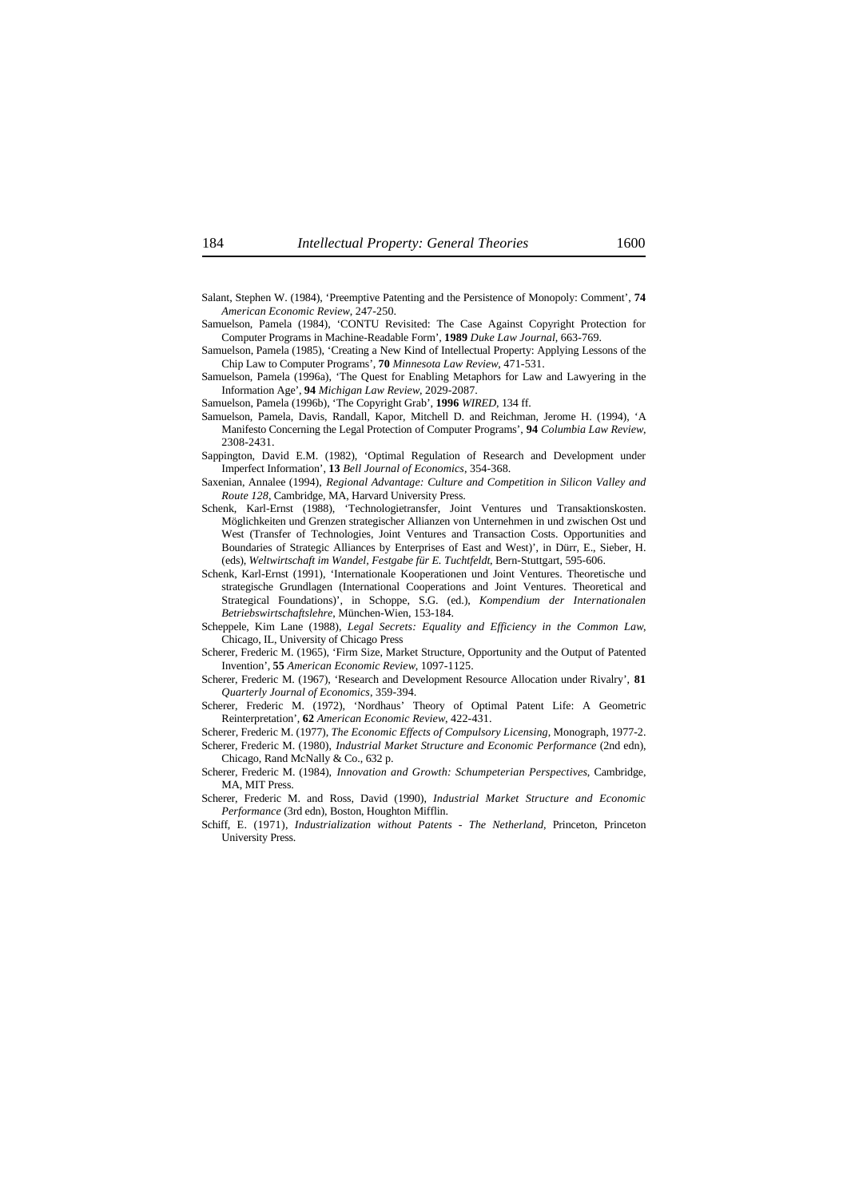Salant, Stephen W. (1984), 'Preemptive Patenting and the Persistence of Monopoly: Comment', **74** *American Economic Review*, 247-250.

Samuelson, Pamela (1984), 'CONTU Revisited: The Case Against Copyright Protection for Computer Programs in Machine-Readable Form', **1989** *Duke Law Journal*, 663-769.

Samuelson, Pamela (1985), 'Creating a New Kind of Intellectual Property: Applying Lessons of the Chip Law to Computer Programs', **70** *Minnesota Law Review*, 471-531.

Samuelson, Pamela (1996a), 'The Quest for Enabling Metaphors for Law and Lawyering in the Information Age', **94** *Michigan Law Review*, 2029-2087.

Samuelson, Pamela (1996b), 'The Copyright Grab', **1996** *WIRED*, 134 ff.

Samuelson, Pamela, Davis, Randall, Kapor, Mitchell D. and Reichman, Jerome H. (1994), 'A Manifesto Concerning the Legal Protection of Computer Programs', **94** *Columbia Law Review*, 2308-2431.

Sappington, David E.M. (1982), 'Optimal Regulation of Research and Development under Imperfect Information', **13** *Bell Journal of Economics*, 354-368.

Saxenian, Annalee (1994), *Regional Advantage: Culture and Competition in Silicon Valley and Route 128*, Cambridge, MA, Harvard University Press.

Schenk, Karl-Ernst (1988), 'Technologietransfer, Joint Ventures und Transaktionskosten. Möglichkeiten und Grenzen strategischer Allianzen von Unternehmen in und zwischen Ost und West (Transfer of Technologies, Joint Ventures and Transaction Costs. Opportunities and Boundaries of Strategic Alliances by Enterprises of East and West)', in Dürr, E., Sieber, H. (eds), *Weltwirtschaft im Wandel, Festgabe für E. Tuchtfeldt*, Bern-Stuttgart, 595-606.

Schenk, Karl-Ernst (1991), 'Internationale Kooperationen und Joint Ventures. Theoretische und strategische Grundlagen (International Cooperations and Joint Ventures. Theoretical and Strategical Foundations)', in Schoppe, S.G. (ed.), *Kompendium der Internationalen Betriebswirtschaftslehre*, München-Wien, 153-184.

Scheppele, Kim Lane (1988), *Legal Secrets: Equality and Efficiency in the Common Law*, Chicago, IL, University of Chicago Press

Scherer, Frederic M. (1965), 'Firm Size, Market Structure, Opportunity and the Output of Patented Invention', **55** *American Economic Review*, 1097-1125.

Scherer, Frederic M. (1967), 'Research and Development Resource Allocation under Rivalry', **81** *Quarterly Journal of Economics*, 359-394.

Scherer, Frederic M. (1972), 'Nordhaus' Theory of Optimal Patent Life: A Geometric Reinterpretation', **62** *American Economic Review*, 422-431.

Scherer, Frederic M. (1977), *The Economic Effects of Compulsory Licensing*, Monograph, 1977-2.

Scherer, Frederic M. (1980), *Industrial Market Structure and Economic Performance* (2nd edn), Chicago, Rand McNally & Co., 632 p.

Scherer, Frederic M. (1984), *Innovation and Growth: Schumpeterian Perspectives*, Cambridge, MA, MIT Press.

Scherer, Frederic M. and Ross, David (1990), *Industrial Market Structure and Economic Performance* (3rd edn), Boston, Houghton Mifflin.

Schiff, E. (1971), *Industrialization without Patents - The Netherland*, Princeton, Princeton University Press.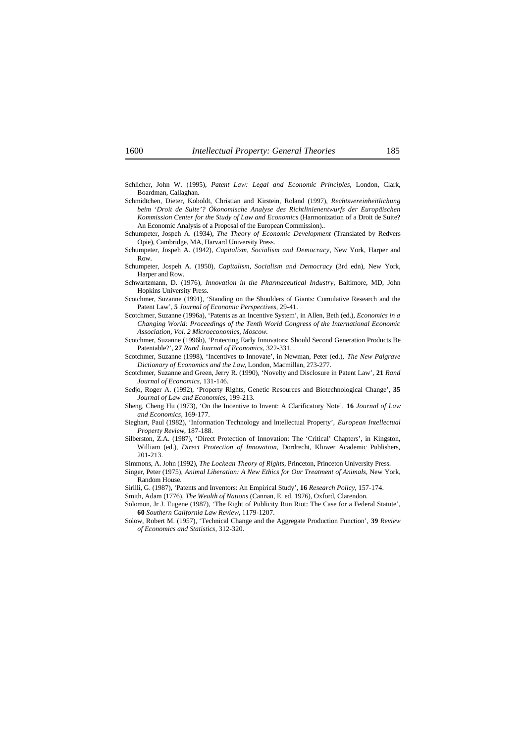Schlicher, John W. (1995), *Patent Law: Legal and Economic Principles*, London, Clark, Boardman, Callaghan.

Schmidtchen, Dieter, Koboldt, Christian and Kirstein, Roland (1997), *Rechtsvereinheitlichung beim 'Droit de Suite'? Ökonomische Analyse des Richtlinienentwurfs der Europäischen Kommission Center for the Study of Law and Economics* (Harmonization of a Droit de Suite? An Economic Analysis of a Proposal of the European Commission)..

Schumpeter, Jospeh A. (1934), *The Theory of Economic Development* (Translated by Redvers Opie), Cambridge, MA, Harvard University Press.

Schumpeter, Jospeh A. (1942), *Capitalism, Socialism and Democracy*, New York, Harper and Row.

Schumpeter, Jospeh A. (1950), *Capitalism, Socialism and Democracy* (3rd edn), New York, Harper and Row.

Schwartzmann, D. (1976), *Innovation in the Pharmaceutical Industry*, Baltimore, MD, John Hopkins University Press.

Scotchmer, Suzanne (1991), 'Standing on the Shoulders of Giants: Cumulative Research and the Patent Law', **5** *Journal of Economic Perspectives*, 29-41.

Scotchmer, Suzanne (1996a), 'Patents as an Incentive System', in Allen, Beth (ed.), *Economics in a Changing World: Proceedings of the Tenth World Congress of the International Economic Association, Vol. 2 Microeconomics, Moscow.*

Scotchmer, Suzanne (1996b), 'Protecting Early Innovators: Should Second Generation Products Be Patentable?', **27** *Rand Journal of Economics*, 322-331.

Scotchmer, Suzanne (1998), 'Incentives to Innovate', in Newman, Peter (ed.), *The New Palgrave Dictionary of Economics and the Law*, London, Macmillan, 273-277.

Scotchmer, Suzanne and Green, Jerry R. (1990), 'Novelty and Disclosure in Patent Law', **21** *Rand Journal of Economics*, 131-146.

Sedjo, Roger A. (1992), 'Property Rights, Genetic Resources and Biotechnological Change', **35** *Journal of Law and Economics*, 199-213.

Sheng, Cheng Hu (1973), 'On the Incentive to Invent: A Clarificatory Note', **16** *Journal of Law and Economics*, 169-177.

Sieghart, Paul (1982), 'Information Technology and Intellectual Property', *European Intellectual Property Review*, 187-188.

Silberston, Z.A. (1987), 'Direct Protection of Innovation: The 'Critical' Chapters', in Kingston, William (ed.), *Direct Protection of Innovation*, Dordrecht, Kluwer Academic Publishers, 201-213.

Simmons, A. John (1992), *The Lockean Theory of Rights*, Princeton, Princeton University Press.

Singer, Peter (1975), *Animal Liberation: A New Ethics for Our Treatment of Animals*, New York, Random House.

Sirilli, G. (1987), 'Patents and Inventors: An Empirical Study', **16** *Research Policy*, 157-174.

Smith, Adam (1776), *The Wealth of Nations* (Cannan, E. ed. 1976), Oxford, Clarendon.

Solomon, Jr J. Eugene (1987), 'The Right of Publicity Run Riot: The Case for a Federal Statute', **60** *Southern California Law Review*, 1179-1207.

Solow, Robert M. (1957), 'Technical Change and the Aggregate Production Function', **39** *Review of Economics and Statistics*, 312-320.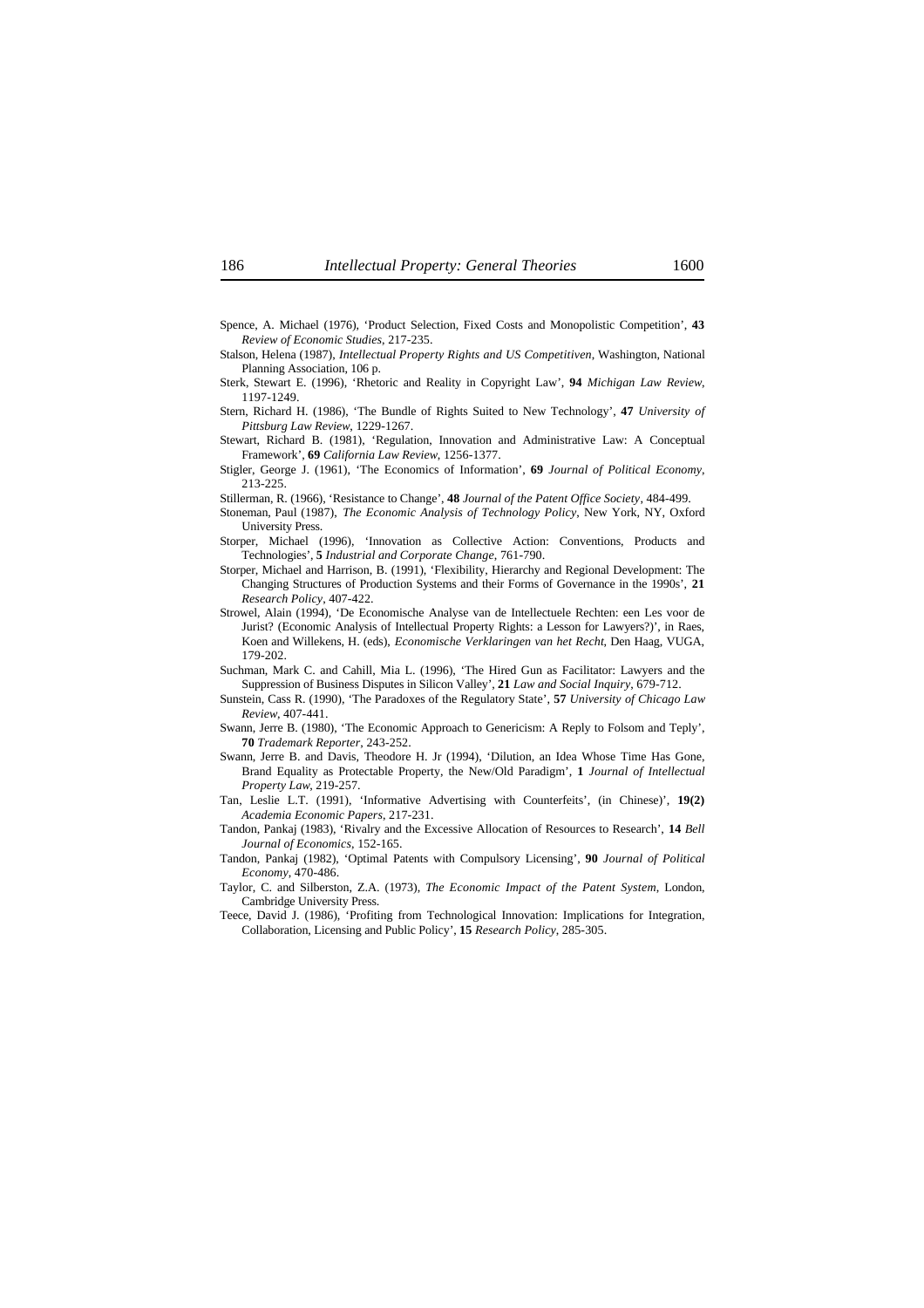Spence, A. Michael (1976), 'Product Selection, Fixed Costs and Monopolistic Competition', **43** *Review of Economic Studies*, 217-235.

Stalson, Helena (1987), *Intellectual Property Rights and US Competitiven*, Washington, National Planning Association, 106 p.

Sterk, Stewart E. (1996), 'Rhetoric and Reality in Copyright Law', **94** *Michigan Law Review*, 1197-1249.

Stern, Richard H. (1986), 'The Bundle of Rights Suited to New Technology', **47** *University of Pittsburg Law Review*, 1229-1267.

Stewart, Richard B. (1981), 'Regulation, Innovation and Administrative Law: A Conceptual Framework', **69** *California Law Review*, 1256-1377.

Stigler, George J. (1961), 'The Economics of Information', **69** *Journal of Political Economy*, 213-225.

Stillerman, R. (1966), 'Resistance to Change', **48** *Journal of the Patent Office Society*, 484-499.

Stoneman, Paul (1987), *The Economic Analysis of Technology Policy*, New York, NY, Oxford University Press.

Storper, Michael (1996), 'Innovation as Collective Action: Conventions, Products and Technologies', **5** *Industrial and Corporate Change*, 761-790.

Storper, Michael and Harrison, B. (1991), 'Flexibility, Hierarchy and Regional Development: The Changing Structures of Production Systems and their Forms of Governance in the 1990s', **21** *Research Policy*, 407-422.

Strowel, Alain (1994), 'De Economische Analyse van de Intellectuele Rechten: een Les voor de Jurist? (Economic Analysis of Intellectual Property Rights: a Lesson for Lawyers?)', in Raes, Koen and Willekens, H. (eds), *Economische Verklaringen van het Recht*, Den Haag, VUGA, 179-202.

Suchman, Mark C. and Cahill, Mia L. (1996), 'The Hired Gun as Facilitator: Lawyers and the Suppression of Business Disputes in Silicon Valley', **21** *Law and Social Inquiry*, 679-712.

Sunstein, Cass R. (1990), 'The Paradoxes of the Regulatory State', **57** *University of Chicago Law Review*, 407-441.

Swann, Jerre B. (1980), 'The Economic Approach to Genericism: A Reply to Folsom and Teply', **70** *Trademark Reporter*, 243-252.

Swann, Jerre B. and Davis, Theodore H. Jr (1994), 'Dilution, an Idea Whose Time Has Gone, Brand Equality as Protectable Property, the New/Old Paradigm', **1** *Journal of Intellectual Property Law*, 219-257.

Tan, Leslie L.T. (1991), 'Informative Advertising with Counterfeits', (in Chinese)', **19(2)** *Academia Economic Papers*, 217-231.

Tandon, Pankaj (1983), 'Rivalry and the Excessive Allocation of Resources to Research', **14** *Bell Journal of Economics*, 152-165.

Tandon, Pankaj (1982), 'Optimal Patents with Compulsory Licensing', **90** *Journal of Political Economy*, 470-486.

Taylor, C. and Silberston, Z.A. (1973), *The Economic Impact of the Patent System*, London, Cambridge University Press.

Teece, David J. (1986), 'Profiting from Technological Innovation: Implications for Integration, Collaboration, Licensing and Public Policy', **15** *Research Policy*, 285-305.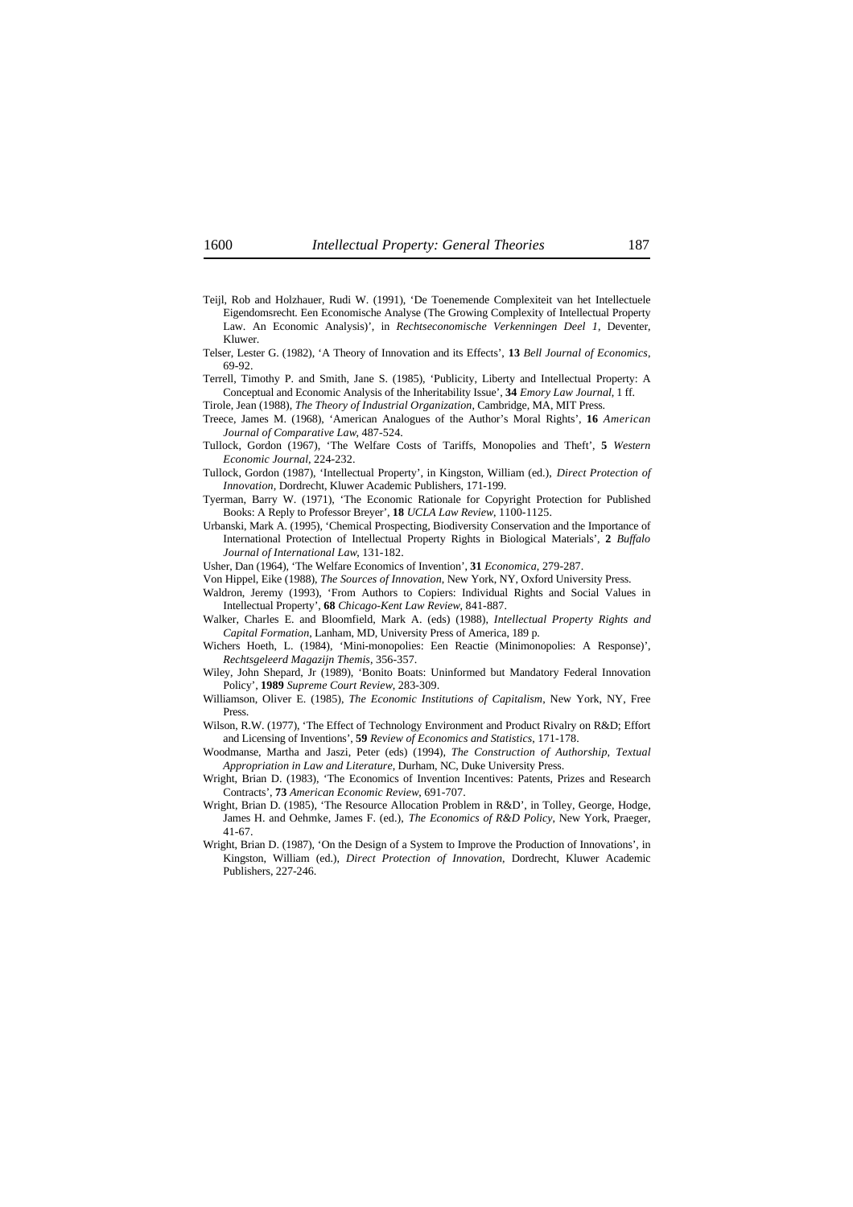Teijl, Rob and Holzhauer, Rudi W. (1991), 'De Toenemende Complexiteit van het Intellectuele Eigendomsrecht. Een Economische Analyse (The Growing Complexity of Intellectual Property Law. An Economic Analysis)', in *Rechtseconomische Verkenningen Deel 1*, Deventer, Kluwer.

Telser, Lester G. (1982), 'A Theory of Innovation and its Effects', **13** *Bell Journal of Economics*, 69-92.

Terrell, Timothy P. and Smith, Jane S. (1985), 'Publicity, Liberty and Intellectual Property: A Conceptual and Economic Analysis of the Inheritability Issue', **34** *Emory Law Journal*, 1 ff.

Tirole, Jean (1988), *The Theory of Industrial Organization*, Cambridge, MA, MIT Press.

Treece, James M. (1968), 'American Analogues of the Author's Moral Rights', **16** *American Journal of Comparative Law*, 487-524.

Tullock, Gordon (1967), 'The Welfare Costs of Tariffs, Monopolies and Theft', **5** *Western Economic Journal*, 224-232.

Tullock, Gordon (1987), 'Intellectual Property', in Kingston, William (ed.), *Direct Protection of Innovation*, Dordrecht, Kluwer Academic Publishers, 171-199.

Tyerman, Barry W. (1971), 'The Economic Rationale for Copyright Protection for Published Books: A Reply to Professor Breyer', **18** *UCLA Law Review*, 1100-1125.

Urbanski, Mark A. (1995), 'Chemical Prospecting, Biodiversity Conservation and the Importance of International Protection of Intellectual Property Rights in Biological Materials', **2** *Buffalo Journal of International Law*, 131-182.

Usher, Dan (1964), 'The Welfare Economics of Invention', **31** *Economica*, 279-287.

Von Hippel, Eike (1988), *The Sources of Innovation*, New York, NY, Oxford University Press.

Waldron, Jeremy (1993), 'From Authors to Copiers: Individual Rights and Social Values in Intellectual Property', **68** *Chicago-Kent Law Review*, 841-887.

Walker, Charles E. and Bloomfield, Mark A. (eds) (1988), *Intellectual Property Rights and Capital Formation*, Lanham, MD, University Press of America, 189 p.

Wichers Hoeth, L. (1984), 'Mini-monopolies: Een Reactie (Minimonopolies: A Response)', *Rechtsgeleerd Magazijn Themis*, 356-357.

Wiley, John Shepard, Jr (1989), 'Bonito Boats: Uninformed but Mandatory Federal Innovation Policy', **1989** *Supreme Court Review*, 283-309.

Williamson, Oliver E. (1985), *The Economic Institutions of Capitalism*, New York, NY, Free Press.

Wilson, R.W. (1977), 'The Effect of Technology Environment and Product Rivalry on R&D; Effort and Licensing of Inventions', **59** *Review of Economics and Statistics*, 171-178.

Woodmanse, Martha and Jaszi, Peter (eds) (1994), *The Construction of Authorship, Textual Appropriation in Law and Literature*, Durham, NC, Duke University Press.

Wright, Brian D. (1983), 'The Economics of Invention Incentives: Patents, Prizes and Research Contracts', **73** *American Economic Review*, 691-707.

Wright, Brian D. (1985), 'The Resource Allocation Problem in R&D', in Tolley, George, Hodge, James H. and Oehmke, James F. (ed.), *The Economics of R&D Policy*, New York, Praeger, 41-67.

Wright, Brian D. (1987), 'On the Design of a System to Improve the Production of Innovations', in Kingston, William (ed.), *Direct Protection of Innovation*, Dordrecht, Kluwer Academic Publishers, 227-246.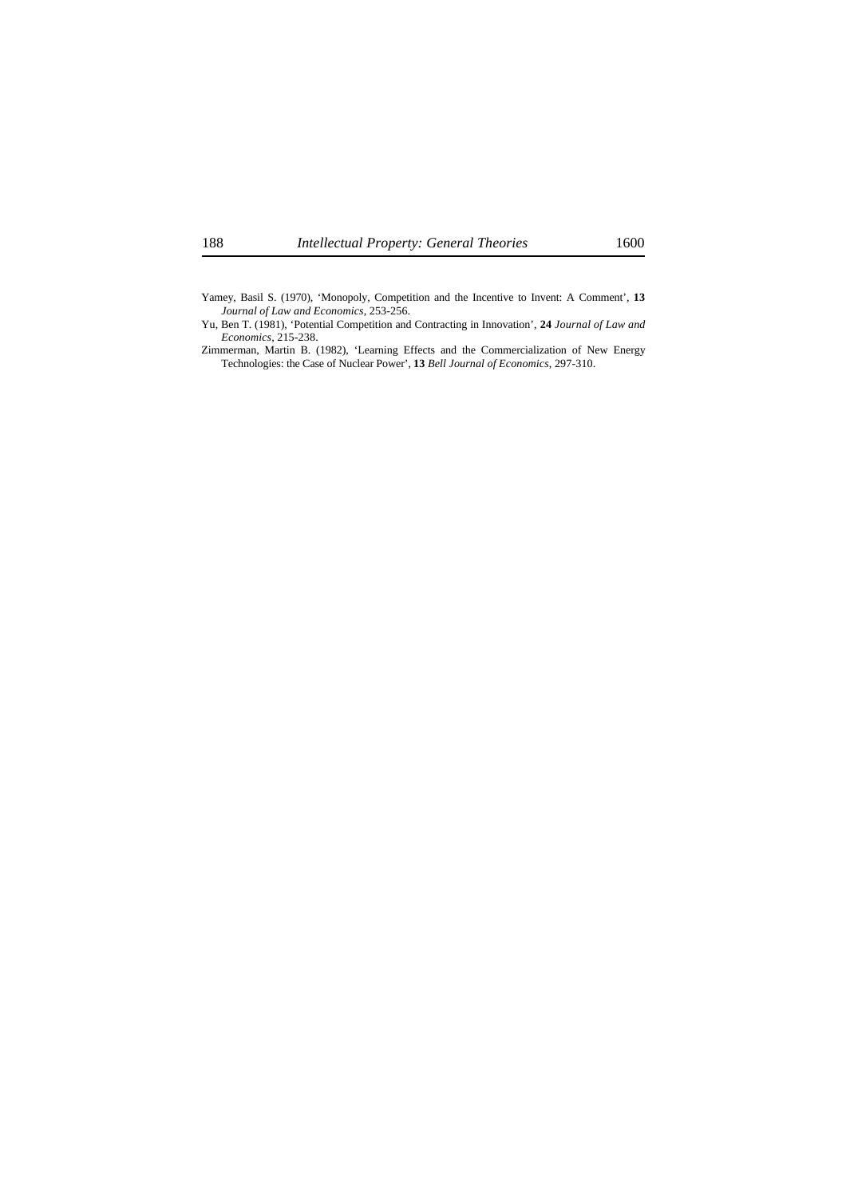Yamey, Basil S. (1970), 'Monopoly, Competition and the Incentive to Invent: A Comment', **13** *Journal of Law and Economics*, 253-256.

Yu, Ben T. (1981), 'Potential Competition and Contracting in Innovation', **24** *Journal of Law and Economics*, 215-238.

Zimmerman, Martin B. (1982), 'Learning Effects and the Commercialization of New Energy Technologies: the Case of Nuclear Power', **13** *Bell Journal of Economics*, 297-310.